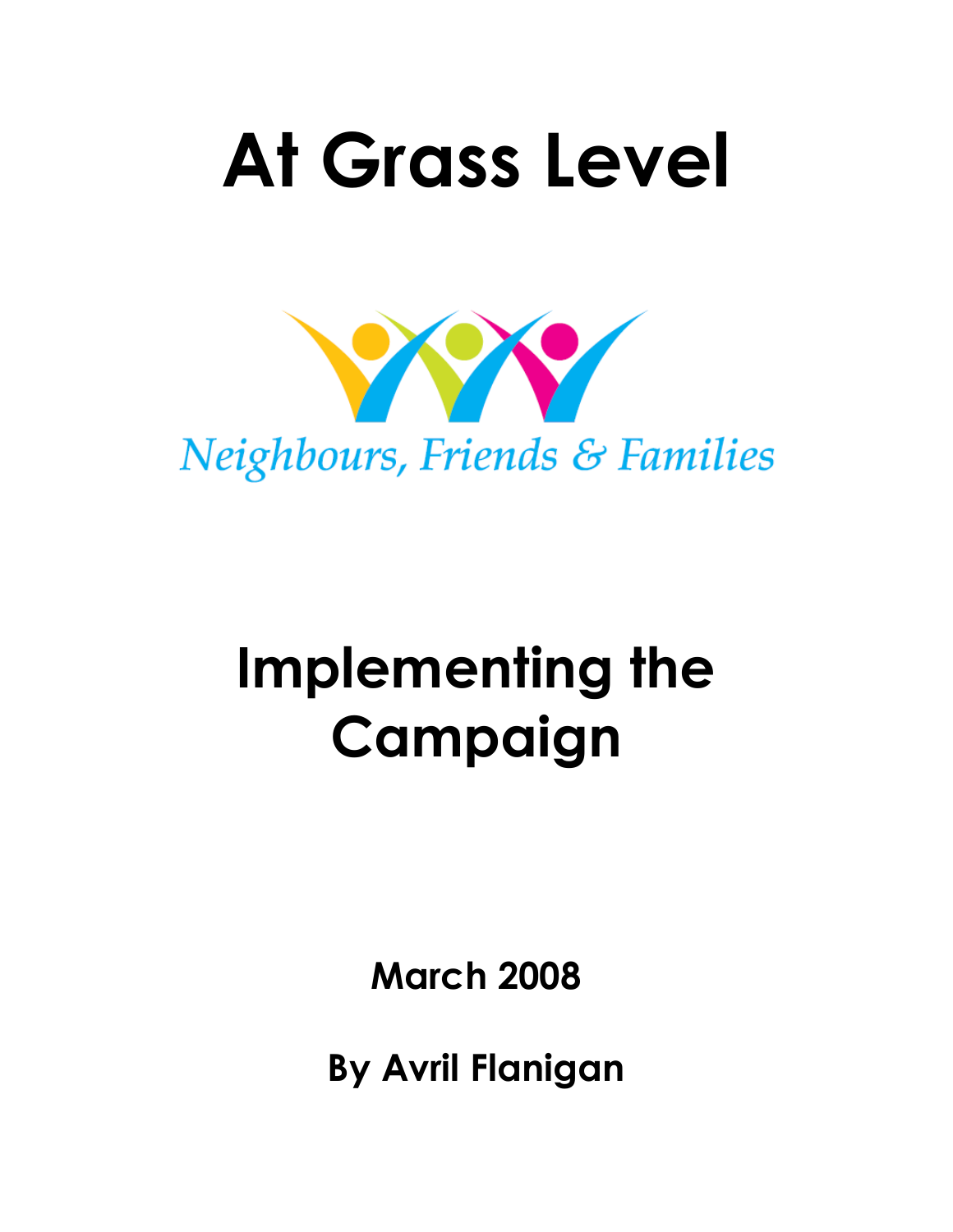# At Grass Level

*Neighbours, Friends & Families*

## Implementing the Campaign

**March 2008**

**By Avril Flanigan**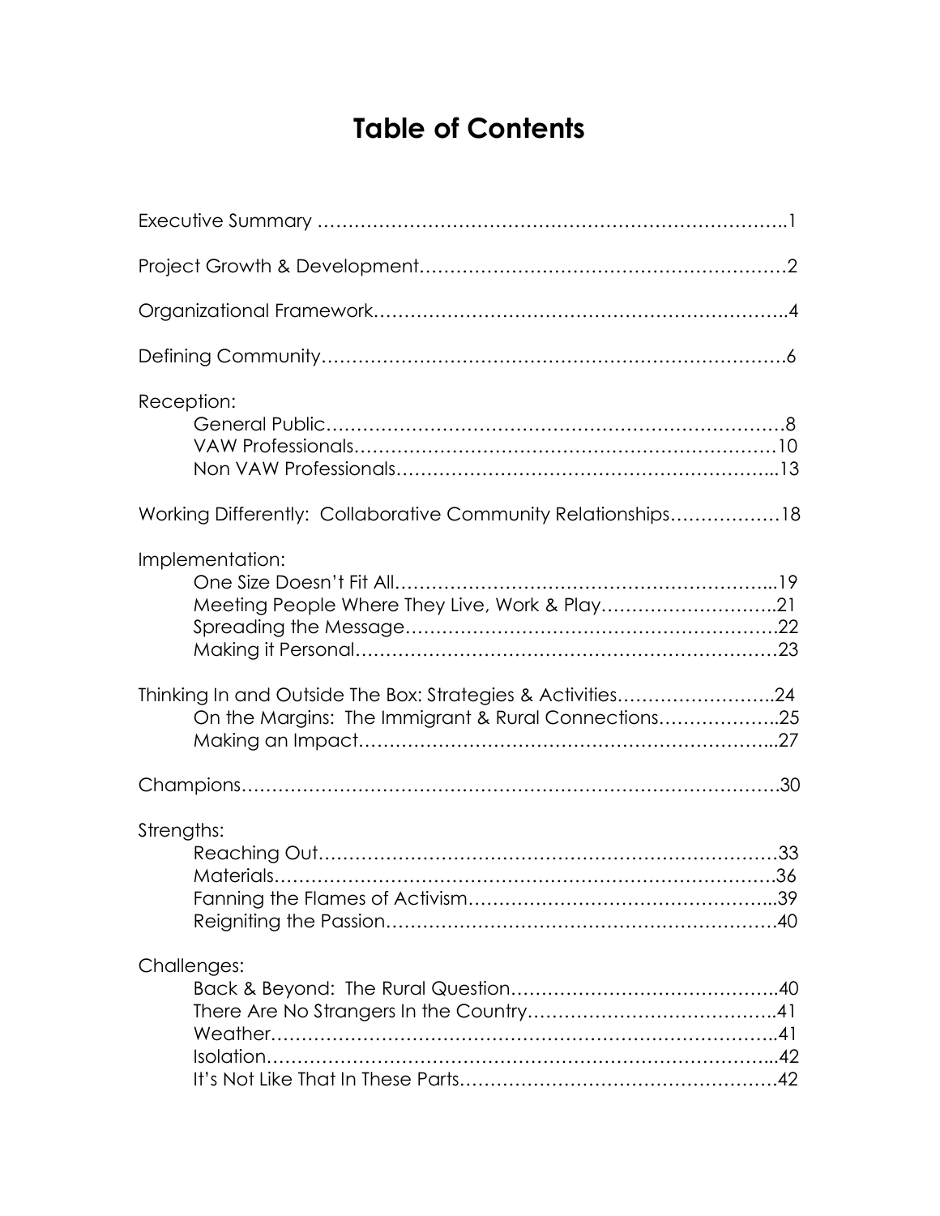# Table of Contents

Executive Summary …………………………………………………………………..1

Project Growth & Development…………………………………………………2

Organizational Framework……………………………………………………….4

Defining Community………………………………………………………………6

Reception:
- General Public………………………………………………………………8
- VAW Professionals…………………………………………………………10
- Non VAW Professionals…………………………………………………...13

Working Differently: Collaborative Community Relationships………………18

Implementation:
- One Size Doesn't Fit All…………………………………………………...19
- Meeting People Where They Live, Work & Play………………………..21
- Spreading the Message…………………………………………………22
- Making it Personal…………………………………………………………23

Thinking In and Outside The Box: Strategies & Activities……………………..24
- On the Margins: The Immigrant & Rural Connections………………..25
- Making an Impact…………………………………………………………...27

Champions……………………………………………………………………………….30

Strengths:
- Reaching Out………………………………………………………………33
- Materials……………………………………………………………………36
- Fanning the Flames of Activism…………………………………………...39
- Reigniting the Passion……………………………………………………40

Challenges:
- Back & Beyond: The Rural Question……………………………………..40
- There Are No Strangers In the Country…………………………………..41
- Weather……………………………………………………………………..41
- Isolation……………………………………………………………………...42
- It's Not Like That In These Parts……………………………………………42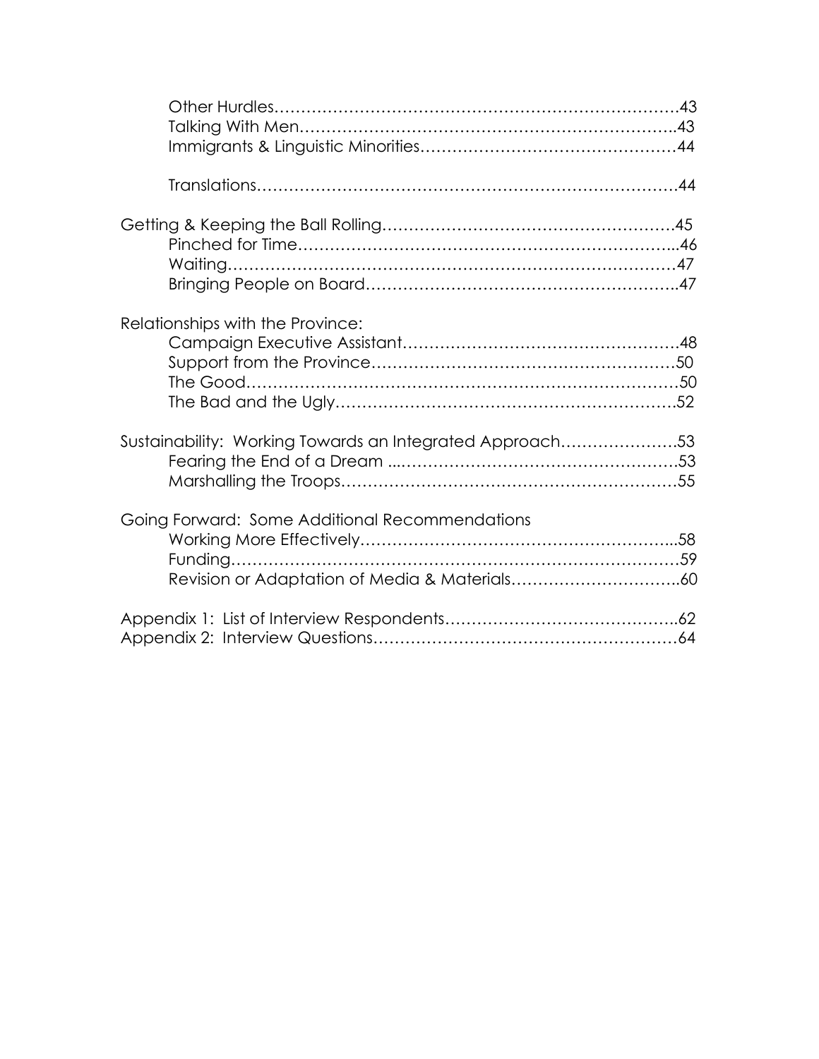Other Hurdles……………………………………………………………………43
Talking With Men………………………………………………………………43
Immigrants & Linguistic Minorities………………………………………44

Translations……………………………………………………………………44

Getting & Keeping the Ball Rolling………………………………………………45
Pinched for Time………………………………………………………………..46
Waiting……………………………………………………………………………47
Bringing People on Board…………………………………………………..47

Relationships with the Province:
Campaign Executive Assistant……………………………………………48
Support from the Province…………………………………………………50
The Good…………………………………………………………………………50
The Bad and the Ugly…………………………………………………………52

Sustainability: Working Towards an Integrated Approach………………….53
Fearing the End of a Dream ...……………………………………………53
Marshalling the Troops………………………………………………………55

Going Forward: Some Additional Recommendations
Working More Effectively…………………………………………………...58
Funding……………………………………………………………………………59
Revision or Adaptation of Media & Materials…………………………..60

Appendix 1: List of Interview Respondents……………………………………..62
Appendix 2: Interview Questions…………………………………………………64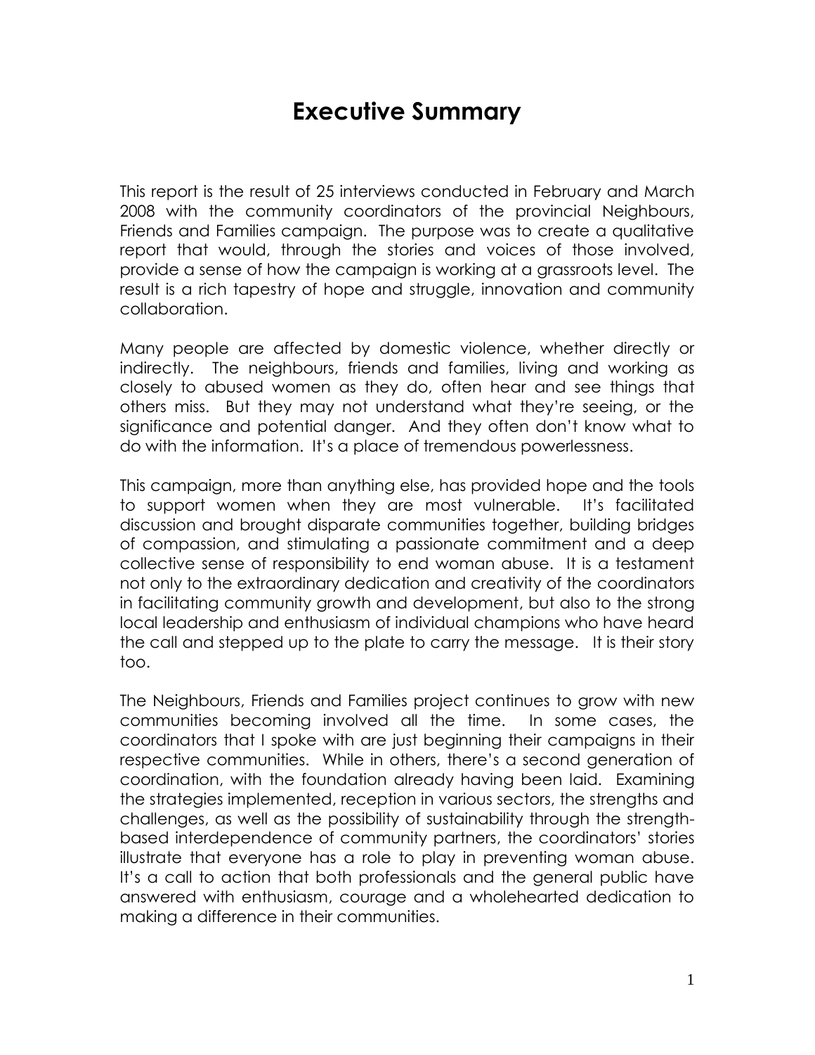# Executive Summary

This report is the result of 25 interviews conducted in February and March 2008 with the community coordinators of the provincial Neighbours, Friends and Families campaign. The purpose was to create a qualitative report that would, through the stories and voices of those involved, provide a sense of how the campaign is working at a grassroots level. The result is a rich tapestry of hope and struggle, innovation and community collaboration.

Many people are affected by domestic violence, whether directly or indirectly. The neighbours, friends and families, living and working as closely to abused women as they do, often hear and see things that others miss. But they may not understand what they're seeing, or the significance and potential danger. And they often don't know what to do with the information. It's a place of tremendous powerlessness.

This campaign, more than anything else, has provided hope and the tools to support women when they are most vulnerable. It's facilitated discussion and brought disparate communities together, building bridges of compassion, and stimulating a passionate commitment and a deep collective sense of responsibility to end woman abuse. It is a testament not only to the extraordinary dedication and creativity of the coordinators in facilitating community growth and development, but also to the strong local leadership and enthusiasm of individual champions who have heard the call and stepped up to the plate to carry the message. It is their story too.

The Neighbours, Friends and Families project continues to grow with new communities becoming involved all the time. In some cases, the coordinators that I spoke with are just beginning their campaigns in their respective communities. While in others, there's a second generation of coordination, with the foundation already having been laid. Examining the strategies implemented, reception in various sectors, the strengths and challenges, as well as the possibility of sustainability through the strength-based interdependence of community partners, the coordinators' stories illustrate that everyone has a role to play in preventing woman abuse. It's a call to action that both professionals and the general public have answered with enthusiasm, courage and a wholehearted dedication to making a difference in their communities.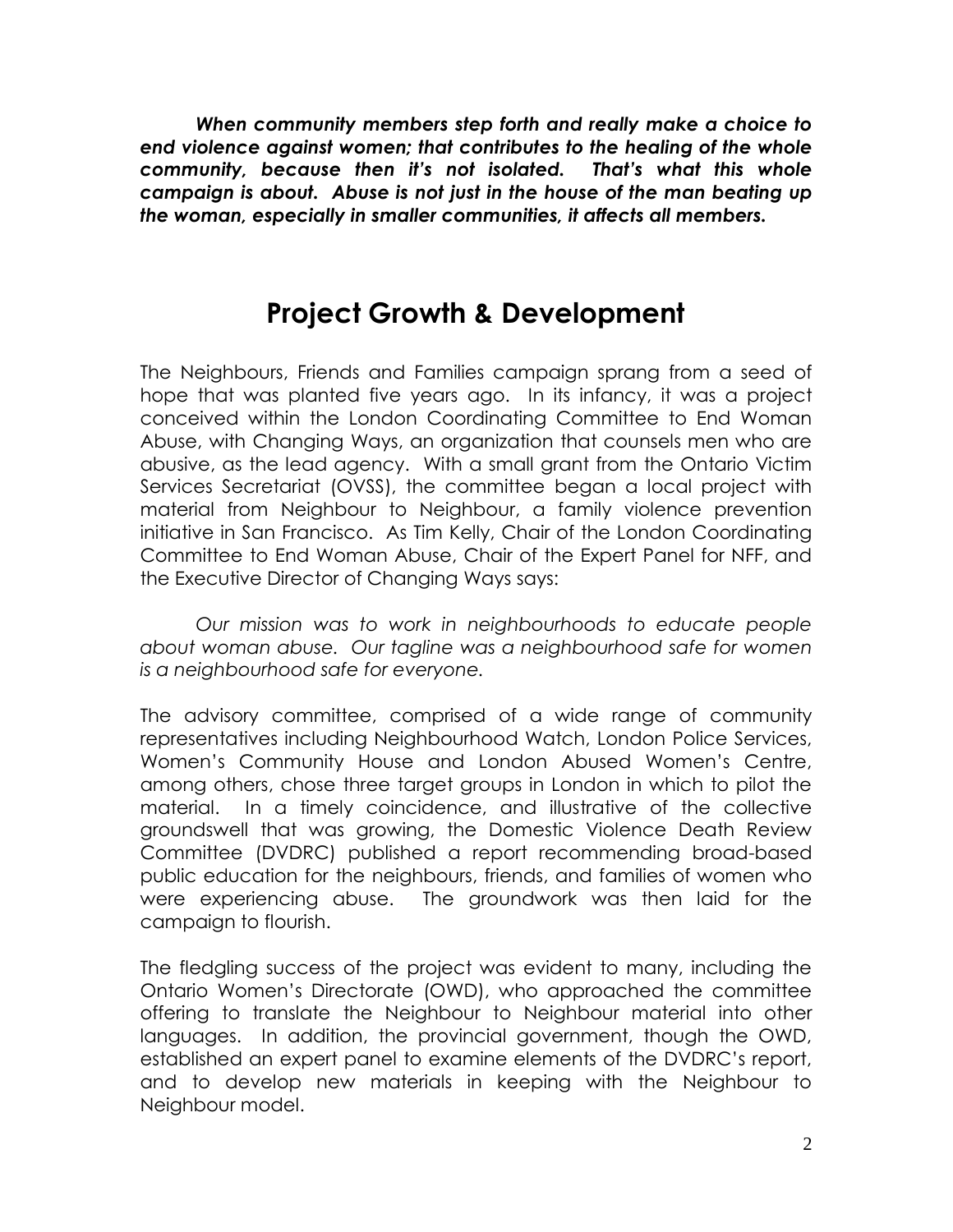***When community members step forth and really make a choice to end violence against women; that contributes to the healing of the whole community, because then it's not isolated. That's what this whole campaign is about. Abuse is not just in the house of the man beating up the woman, especially in smaller communities, it affects all members.***

# Project Growth & Development

The Neighbours, Friends and Families campaign sprang from a seed of hope that was planted five years ago. In its infancy, it was a project conceived within the London Coordinating Committee to End Woman Abuse, with Changing Ways, an organization that counsels men who are abusive, as the lead agency. With a small grant from the Ontario Victim Services Secretariat (OVSS), the committee began a local project with material from Neighbour to Neighbour, a family violence prevention initiative in San Francisco. As Tim Kelly, Chair of the London Coordinating Committee to End Woman Abuse, Chair of the Expert Panel for NFF, and the Executive Director of Changing Ways says:

*Our mission was to work in neighbourhoods to educate people about woman abuse. Our tagline was a neighbourhood safe for women is a neighbourhood safe for everyone.*

The advisory committee, comprised of a wide range of community representatives including Neighbourhood Watch, London Police Services, Women's Community House and London Abused Women's Centre, among others, chose three target groups in London in which to pilot the material. In a timely coincidence, and illustrative of the collective groundswell that was growing, the Domestic Violence Death Review Committee (DVDRC) published a report recommending broad-based public education for the neighbours, friends, and families of women who were experiencing abuse. The groundwork was then laid for the campaign to flourish.

The fledgling success of the project was evident to many, including the Ontario Women's Directorate (OWD), who approached the committee offering to translate the Neighbour to Neighbour material into other languages. In addition, the provincial government, though the OWD, established an expert panel to examine elements of the DVDRC's report, and to develop new materials in keeping with the Neighbour to Neighbour model.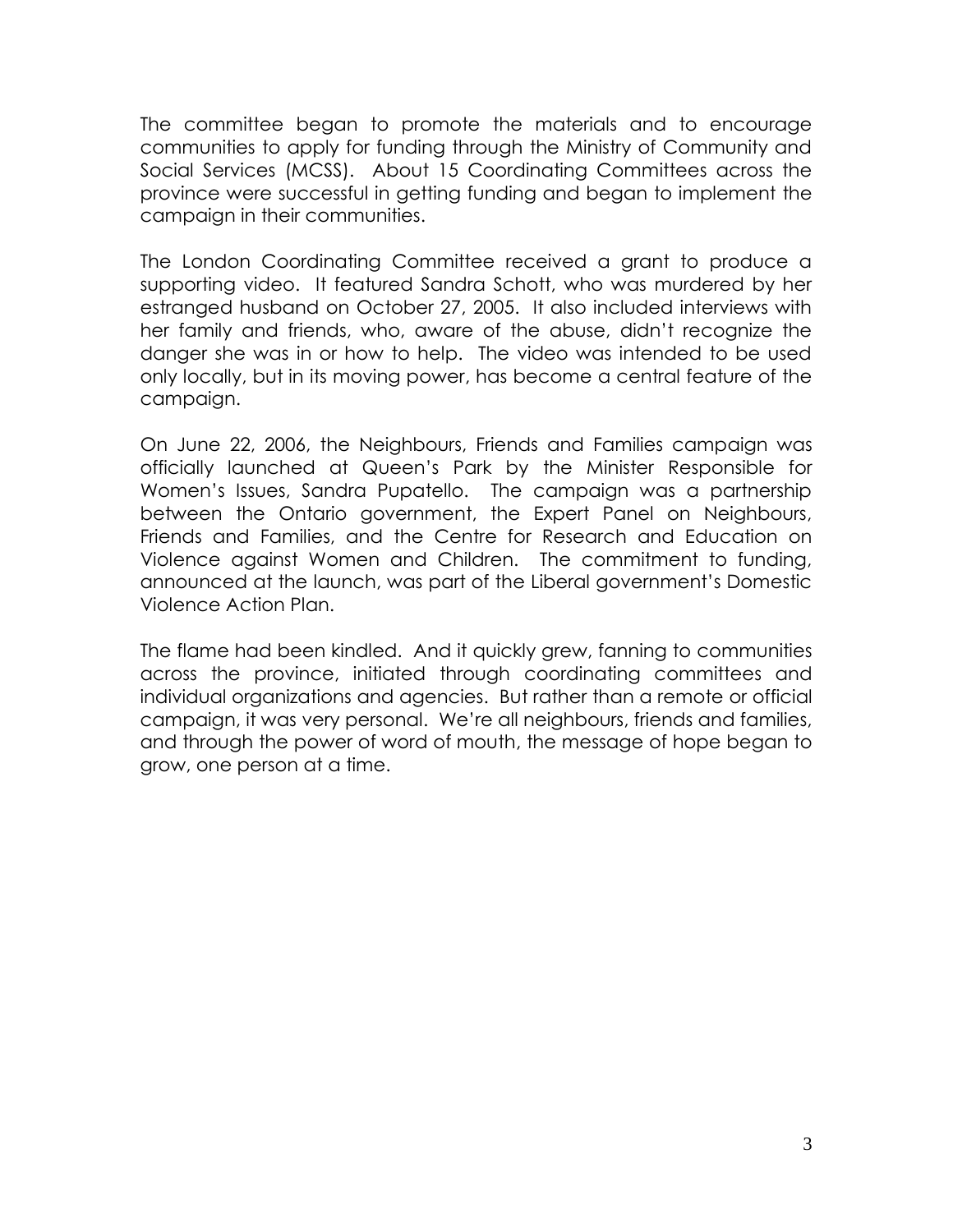The committee began to promote the materials and to encourage communities to apply for funding through the Ministry of Community and Social Services (MCSS). About 15 Coordinating Committees across the province were successful in getting funding and began to implement the campaign in their communities.

The London Coordinating Committee received a grant to produce a supporting video. It featured Sandra Schott, who was murdered by her estranged husband on October 27, 2005. It also included interviews with her family and friends, who, aware of the abuse, didn't recognize the danger she was in or how to help. The video was intended to be used only locally, but in its moving power, has become a central feature of the campaign.

On June 22, 2006, the Neighbours, Friends and Families campaign was officially launched at Queen's Park by the Minister Responsible for Women's Issues, Sandra Pupatello. The campaign was a partnership between the Ontario government, the Expert Panel on Neighbours, Friends and Families, and the Centre for Research and Education on Violence against Women and Children. The commitment to funding, announced at the launch, was part of the Liberal government's Domestic Violence Action Plan.

The flame had been kindled. And it quickly grew, fanning to communities across the province, initiated through coordinating committees and individual organizations and agencies. But rather than a remote or official campaign, it was very personal. We're all neighbours, friends and families, and through the power of word of mouth, the message of hope began to grow, one person at a time.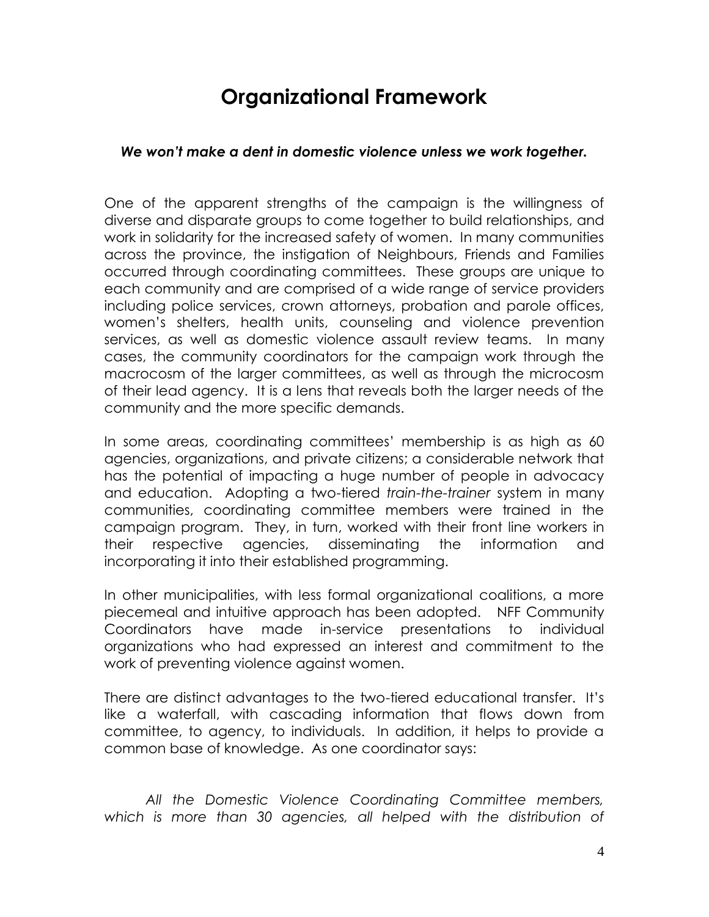# Organizational Framework

***We won't make a dent in domestic violence unless we work together.***

One of the apparent strengths of the campaign is the willingness of diverse and disparate groups to come together to build relationships, and work in solidarity for the increased safety of women. In many communities across the province, the instigation of Neighbours, Friends and Families occurred through coordinating committees. These groups are unique to each community and are comprised of a wide range of service providers including police services, crown attorneys, probation and parole offices, women's shelters, health units, counseling and violence prevention services, as well as domestic violence assault review teams. In many cases, the community coordinators for the campaign work through the macrocosm of the larger committees, as well as through the microcosm of their lead agency. It is a lens that reveals both the larger needs of the community and the more specific demands.

In some areas, coordinating committees' membership is as high as 60 agencies, organizations, and private citizens; a considerable network that has the potential of impacting a huge number of people in advocacy and education. Adopting a two-tiered *train-the-trainer* system in many communities, coordinating committee members were trained in the campaign program. They, in turn, worked with their front line workers in their respective agencies, disseminating the information and incorporating it into their established programming.

In other municipalities, with less formal organizational coalitions, a more piecemeal and intuitive approach has been adopted. NFF Community Coordinators have made in-service presentations to individual organizations who had expressed an interest and commitment to the work of preventing violence against women.

There are distinct advantages to the two-tiered educational transfer. It's like a waterfall, with cascading information that flows down from committee, to agency, to individuals. In addition, it helps to provide a common base of knowledge. As one coordinator says:

*All the Domestic Violence Coordinating Committee members, which is more than 30 agencies, all helped with the distribution of*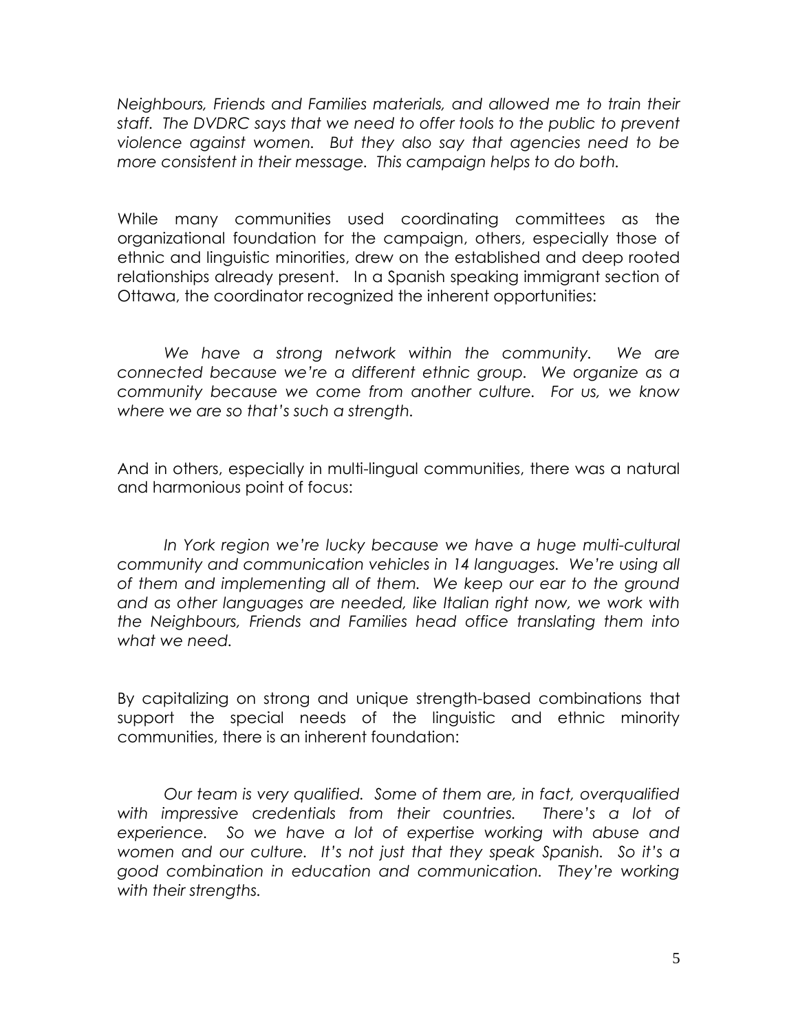*Neighbours, Friends and Families materials, and allowed me to train their staff. The DVDRC says that we need to offer tools to the public to prevent violence against women. But they also say that agencies need to be more consistent in their message. This campaign helps to do both.*

While many communities used coordinating committees as the organizational foundation for the campaign, others, especially those of ethnic and linguistic minorities, drew on the established and deep rooted relationships already present. In a Spanish speaking immigrant section of Ottawa, the coordinator recognized the inherent opportunities:

> *We have a strong network within the community. We are connected because we're a different ethnic group. We organize as a community because we come from another culture. For us, we know where we are so that's such a strength.*

And in others, especially in multi-lingual communities, there was a natural and harmonious point of focus:

> *In York region we're lucky because we have a huge multi-cultural community and communication vehicles in 14 languages. We're using all of them and implementing all of them. We keep our ear to the ground and as other languages are needed, like Italian right now, we work with the Neighbours, Friends and Families head office translating them into what we need.*

By capitalizing on strong and unique strength-based combinations that support the special needs of the linguistic and ethnic minority communities, there is an inherent foundation:

> *Our team is very qualified. Some of them are, in fact, overqualified with impressive credentials from their countries. There's a lot of experience. So we have a lot of expertise working with abuse and women and our culture. It's not just that they speak Spanish. So it's a good combination in education and communication. They're working with their strengths.*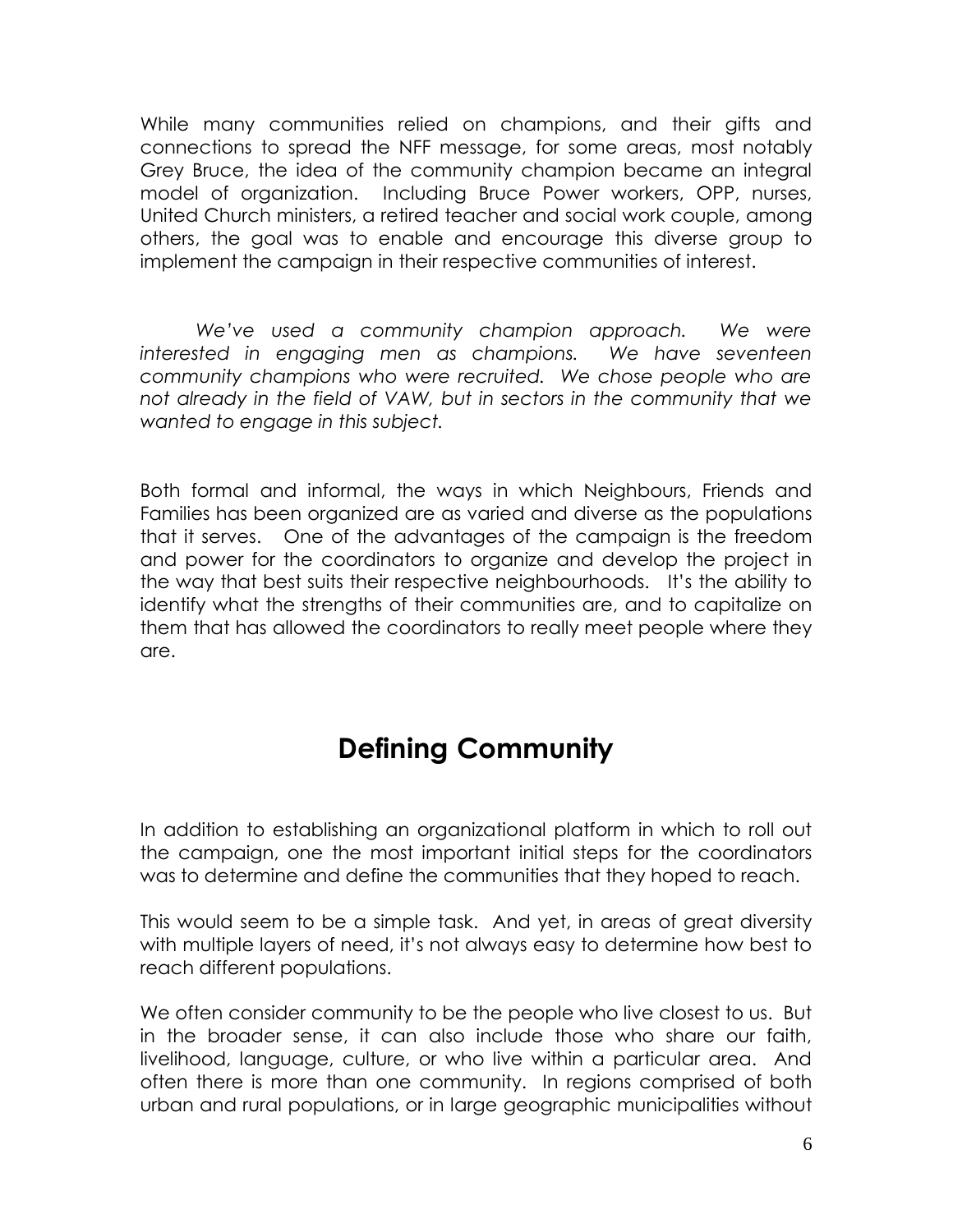While many communities relied on champions, and their gifts and connections to spread the NFF message, for some areas, most notably Grey Bruce, the idea of the community champion became an integral model of organization. Including Bruce Power workers, OPP, nurses, United Church ministers, a retired teacher and social work couple, among others, the goal was to enable and encourage this diverse group to implement the campaign in their respective communities of interest.

*We've used a community champion approach. We were interested in engaging men as champions. We have seventeen community champions who were recruited. We chose people who are not already in the field of VAW, but in sectors in the community that we wanted to engage in this subject.*

Both formal and informal, the ways in which Neighbours, Friends and Families has been organized are as varied and diverse as the populations that it serves. One of the advantages of the campaign is the freedom and power for the coordinators to organize and develop the project in the way that best suits their respective neighbourhoods. It's the ability to identify what the strengths of their communities are, and to capitalize on them that has allowed the coordinators to really meet people where they are.

## Defining Community

In addition to establishing an organizational platform in which to roll out the campaign, one the most important initial steps for the coordinators was to determine and define the communities that they hoped to reach.

This would seem to be a simple task. And yet, in areas of great diversity with multiple layers of need, it's not always easy to determine how best to reach different populations.

We often consider community to be the people who live closest to us. But in the broader sense, it can also include those who share our faith, livelihood, language, culture, or who live within a particular area. And often there is more than one community. In regions comprised of both urban and rural populations, or in large geographic municipalities without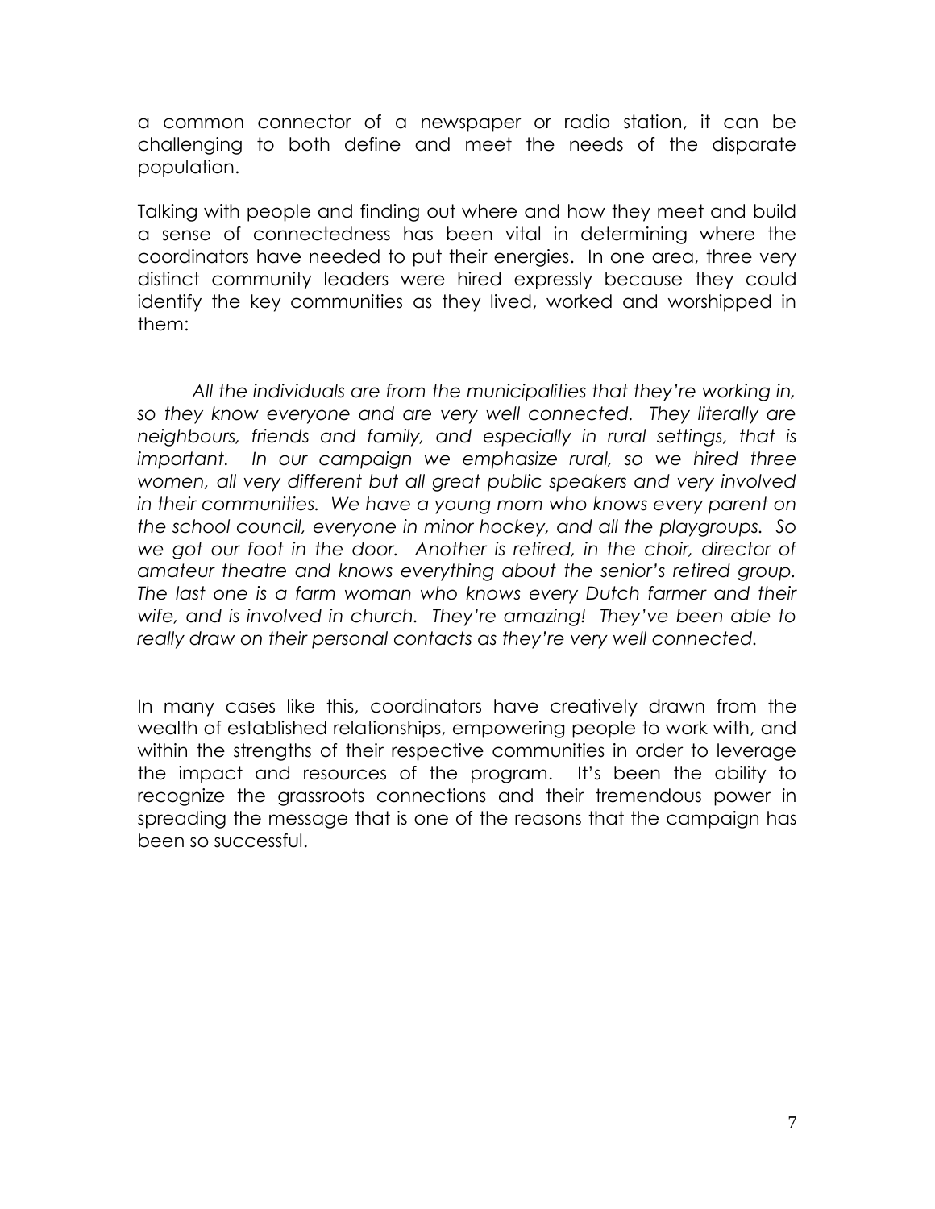a common connector of a newspaper or radio station, it can be challenging to both define and meet the needs of the disparate population.

Talking with people and finding out where and how they meet and build a sense of connectedness has been vital in determining where the coordinators have needed to put their energies. In one area, three very distinct community leaders were hired expressly because they could identify the key communities as they lived, worked and worshipped in them:

> *All the individuals are from the municipalities that they're working in, so they know everyone and are very well connected. They literally are neighbours, friends and family, and especially in rural settings, that is important. In our campaign we emphasize rural, so we hired three women, all very different but all great public speakers and very involved in their communities. We have a young mom who knows every parent on the school council, everyone in minor hockey, and all the playgroups. So we got our foot in the door. Another is retired, in the choir, director of amateur theatre and knows everything about the senior's retired group. The last one is a farm woman who knows every Dutch farmer and their wife, and is involved in church. They're amazing! They've been able to really draw on their personal contacts as they're very well connected.*

In many cases like this, coordinators have creatively drawn from the wealth of established relationships, empowering people to work with, and within the strengths of their respective communities in order to leverage the impact and resources of the program. It's been the ability to recognize the grassroots connections and their tremendous power in spreading the message that is one of the reasons that the campaign has been so successful.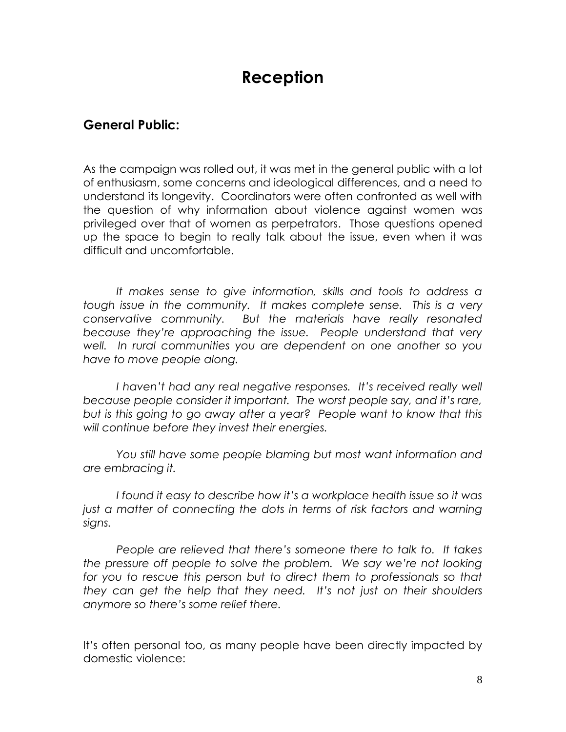# Reception

## General Public:

As the campaign was rolled out, it was met in the general public with a lot of enthusiasm, some concerns and ideological differences, and a need to understand its longevity. Coordinators were often confronted as well with the question of why information about violence against women was privileged over that of women as perpetrators. Those questions opened up the space to begin to really talk about the issue, even when it was difficult and uncomfortable.

*It makes sense to give information, skills and tools to address a tough issue in the community. It makes complete sense. This is a very conservative community. But the materials have really resonated because they're approaching the issue. People understand that very well. In rural communities you are dependent on one another so you have to move people along.*

*I haven't had any real negative responses. It's received really well because people consider it important. The worst people say, and it's rare, but is this going to go away after a year? People want to know that this will continue before they invest their energies.*

*You still have some people blaming but most want information and are embracing it.*

*I found it easy to describe how it's a workplace health issue so it was just a matter of connecting the dots in terms of risk factors and warning signs.*

*People are relieved that there's someone there to talk to. It takes the pressure off people to solve the problem. We say we're not looking for you to rescue this person but to direct them to professionals so that they can get the help that they need. It's not just on their shoulders anymore so there's some relief there.*

It's often personal too, as many people have been directly impacted by domestic violence: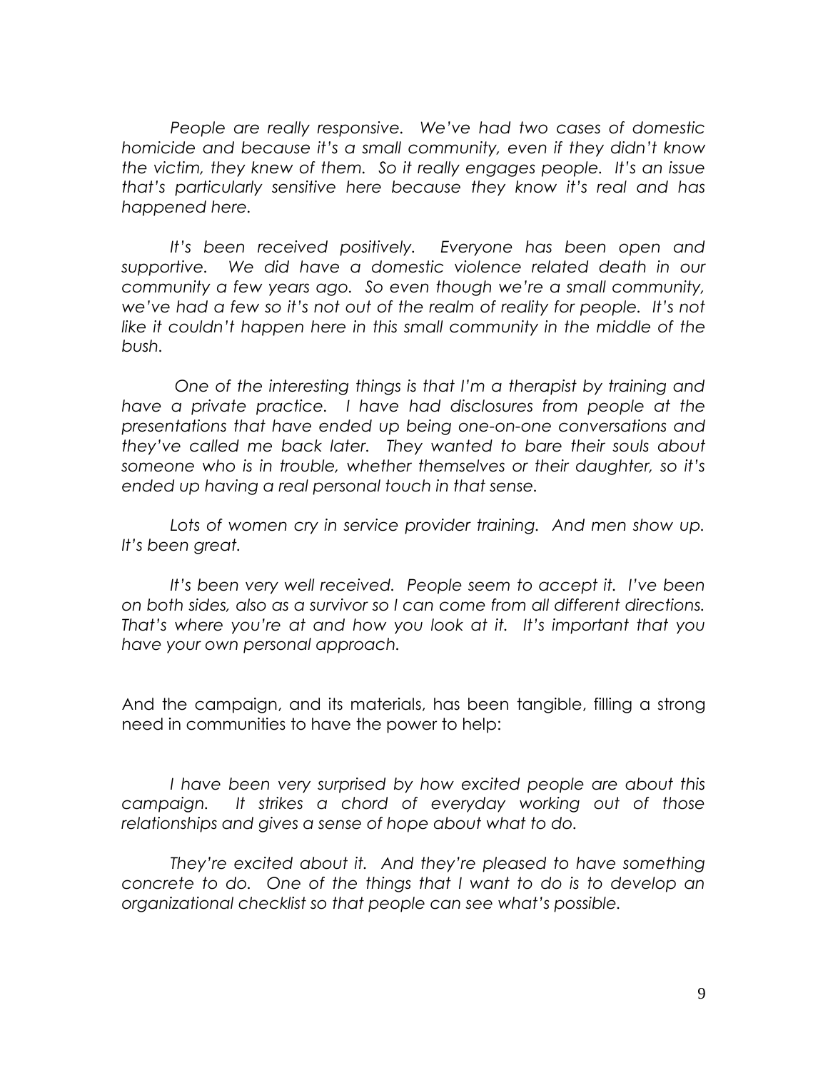*People are really responsive. We've had two cases of domestic homicide and because it's a small community, even if they didn't know the victim, they knew of them. So it really engages people. It's an issue that's particularly sensitive here because they know it's real and has happened here.*

*It's been received positively. Everyone has been open and supportive. We did have a domestic violence related death in our community a few years ago. So even though we're a small community, we've had a few so it's not out of the realm of reality for people. It's not like it couldn't happen here in this small community in the middle of the bush.*

*One of the interesting things is that I'm a therapist by training and have a private practice. I have had disclosures from people at the presentations that have ended up being one-on-one conversations and they've called me back later. They wanted to bare their souls about someone who is in trouble, whether themselves or their daughter, so it's ended up having a real personal touch in that sense.*

*Lots of women cry in service provider training. And men show up. It's been great.*

*It's been very well received. People seem to accept it. I've been on both sides, also as a survivor so I can come from all different directions. That's where you're at and how you look at it. It's important that you have your own personal approach.*

And the campaign, and its materials, has been tangible, filling a strong need in communities to have the power to help:

*I have been very surprised by how excited people are about this campaign. It strikes a chord of everyday working out of those relationships and gives a sense of hope about what to do.*

*They're excited about it. And they're pleased to have something concrete to do. One of the things that I want to do is to develop an organizational checklist so that people can see what's possible.*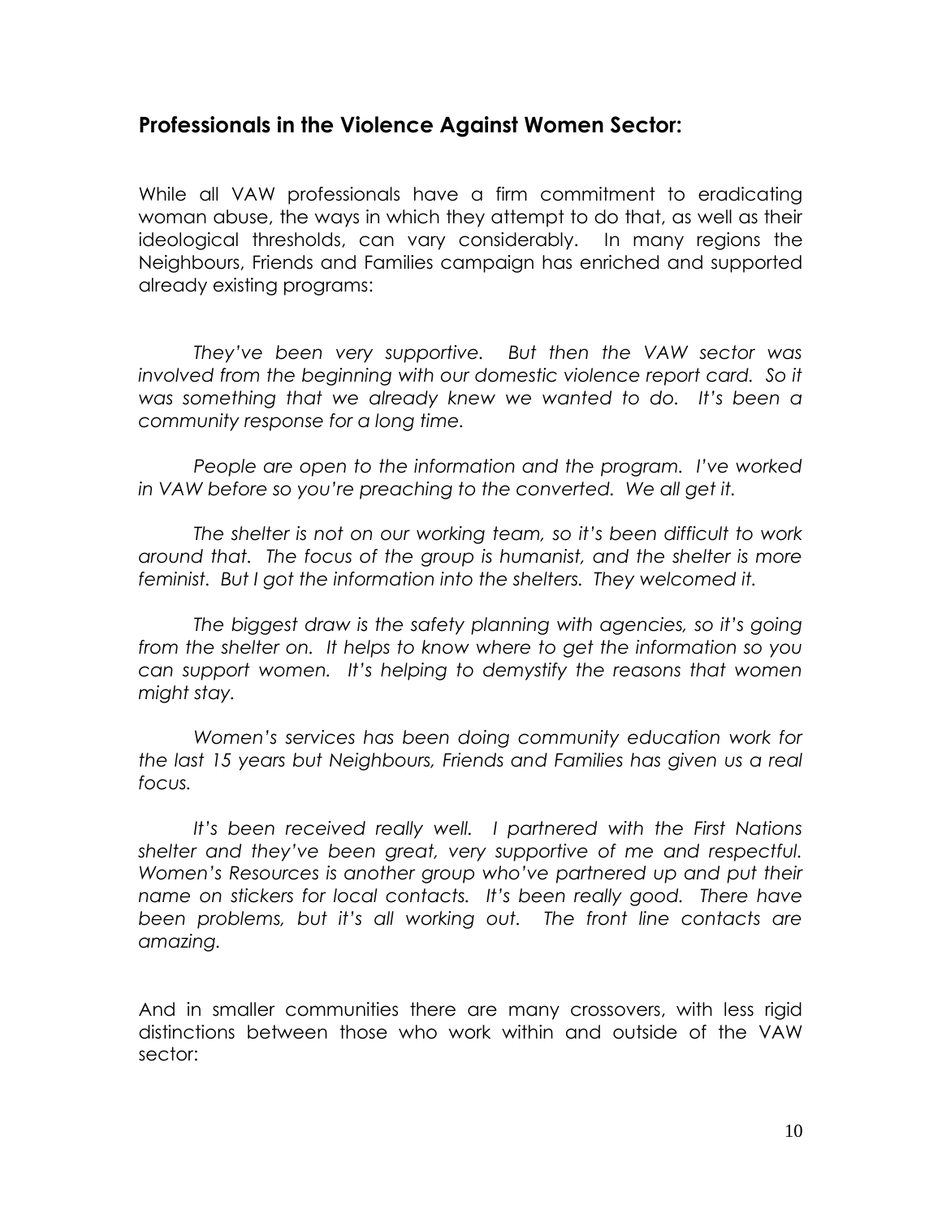## Professionals in the Violence Against Women Sector:

While all VAW professionals have a firm commitment to eradicating woman abuse, the ways in which they attempt to do that, as well as their ideological thresholds, can vary considerably. In many regions the Neighbours, Friends and Families campaign has enriched and supported already existing programs:

> *They've been very supportive. But then the VAW sector was involved from the beginning with our domestic violence report card. So it was something that we already knew we wanted to do. It's been a community response for a long time.*
>
> *People are open to the information and the program. I've worked in VAW before so you're preaching to the converted. We all get it.*
>
> *The shelter is not on our working team, so it's been difficult to work around that. The focus of the group is humanist, and the shelter is more feminist. But I got the information into the shelters. They welcomed it.*
>
> *The biggest draw is the safety planning with agencies, so it's going from the shelter on. It helps to know where to get the information so you can support women. It's helping to demystify the reasons that women might stay.*
>
> *Women's services has been doing community education work for the last 15 years but Neighbours, Friends and Families has given us a real focus.*
>
> *It's been received really well. I partnered with the First Nations shelter and they've been great, very supportive of me and respectful. Women's Resources is another group who've partnered up and put their name on stickers for local contacts. It's been really good. There have been problems, but it's all working out. The front line contacts are amazing.*

And in smaller communities there are many crossovers, with less rigid distinctions between those who work within and outside of the VAW sector: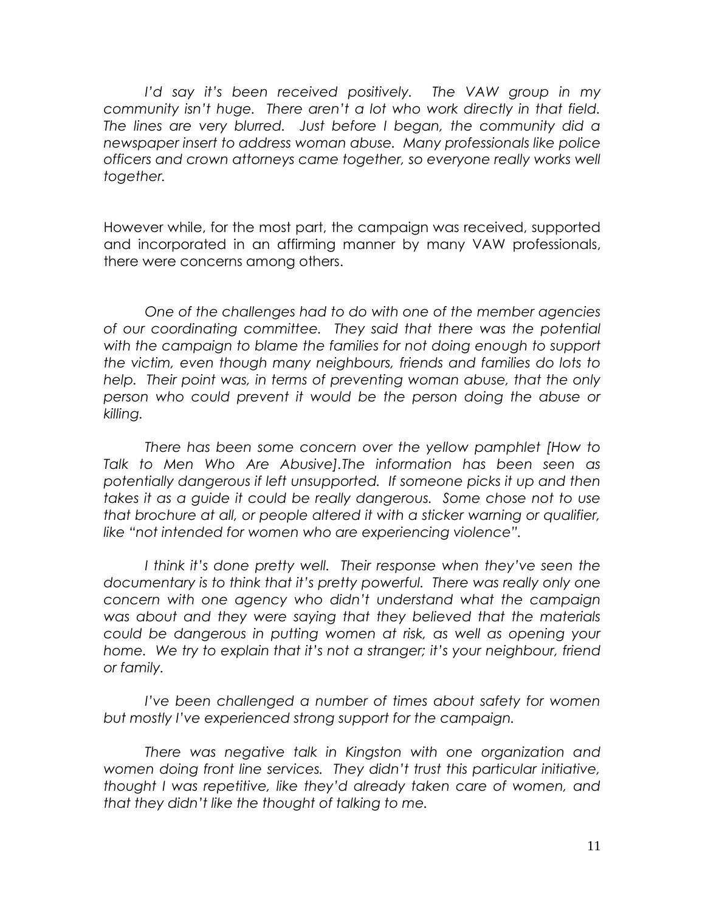*I'd say it's been received positively. The VAW group in my community isn't huge. There aren't a lot who work directly in that field. The lines are very blurred. Just before I began, the community did a newspaper insert to address woman abuse. Many professionals like police officers and crown attorneys came together, so everyone really works well together.*

However while, for the most part, the campaign was received, supported and incorporated in an affirming manner by many VAW professionals, there were concerns among others.

*One of the challenges had to do with one of the member agencies of our coordinating committee. They said that there was the potential with the campaign to blame the families for not doing enough to support the victim, even though many neighbours, friends and families do lots to help. Their point was, in terms of preventing woman abuse, that the only person who could prevent it would be the person doing the abuse or killing.*

*There has been some concern over the yellow pamphlet [How to Talk to Men Who Are Abusive].The information has been seen as potentially dangerous if left unsupported. If someone picks it up and then takes it as a guide it could be really dangerous. Some chose not to use that brochure at all, or people altered it with a sticker warning or qualifier, like "not intended for women who are experiencing violence".*

*I think it's done pretty well. Their response when they've seen the documentary is to think that it's pretty powerful. There was really only one concern with one agency who didn't understand what the campaign was about and they were saying that they believed that the materials could be dangerous in putting women at risk, as well as opening your home. We try to explain that it's not a stranger; it's your neighbour, friend or family.*

*I've been challenged a number of times about safety for women but mostly I've experienced strong support for the campaign.*

*There was negative talk in Kingston with one organization and women doing front line services. They didn't trust this particular initiative, thought I was repetitive, like they'd already taken care of women, and that they didn't like the thought of talking to me.*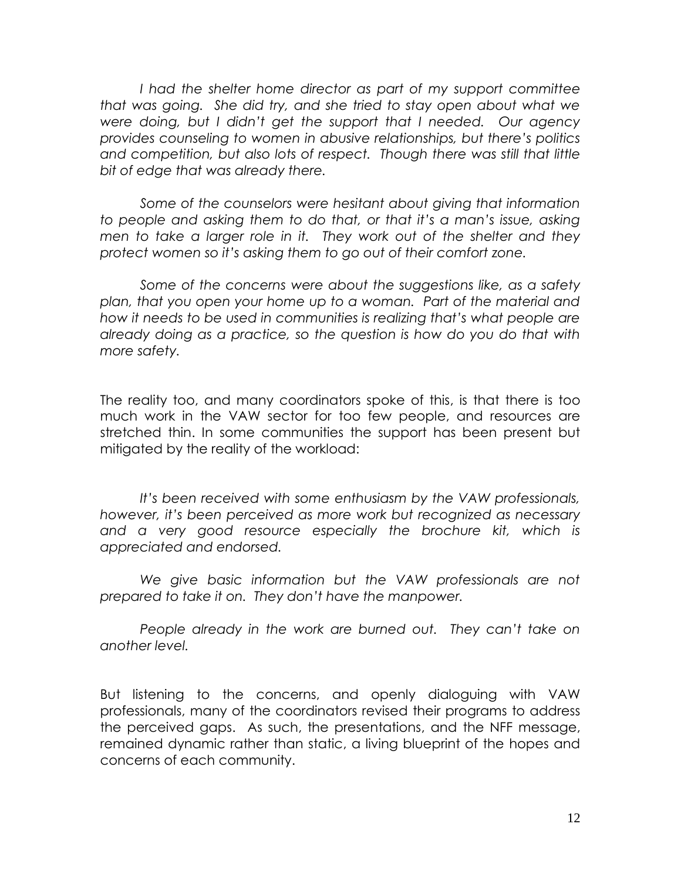*I had the shelter home director as part of my support committee that was going. She did try, and she tried to stay open about what we were doing, but I didn't get the support that I needed. Our agency provides counseling to women in abusive relationships, but there's politics and competition, but also lots of respect. Though there was still that little bit of edge that was already there.*

*Some of the counselors were hesitant about giving that information to people and asking them to do that, or that it's a man's issue, asking men to take a larger role in it. They work out of the shelter and they protect women so it's asking them to go out of their comfort zone.*

*Some of the concerns were about the suggestions like, as a safety plan, that you open your home up to a woman. Part of the material and how it needs to be used in communities is realizing that's what people are already doing as a practice, so the question is how do you do that with more safety.*

The reality too, and many coordinators spoke of this, is that there is too much work in the VAW sector for too few people, and resources are stretched thin. In some communities the support has been present but mitigated by the reality of the workload:

*It's been received with some enthusiasm by the VAW professionals, however, it's been perceived as more work but recognized as necessary and a very good resource especially the brochure kit, which is appreciated and endorsed.*

*We give basic information but the VAW professionals are not prepared to take it on. They don't have the manpower.*

*People already in the work are burned out. They can't take on another level.*

But listening to the concerns, and openly dialoguing with VAW professionals, many of the coordinators revised their programs to address the perceived gaps. As such, the presentations, and the NFF message, remained dynamic rather than static, a living blueprint of the hopes and concerns of each community.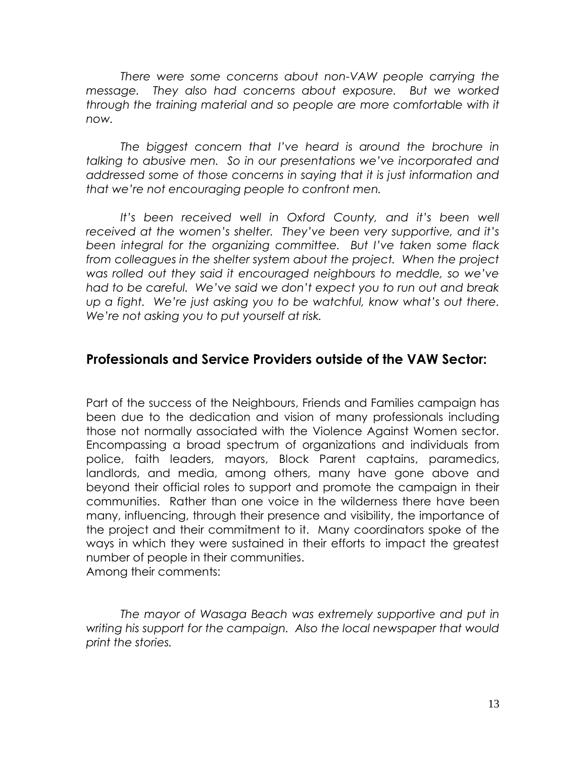*There were some concerns about non-VAW people carrying the message. They also had concerns about exposure. But we worked through the training material and so people are more comfortable with it now.*

*The biggest concern that I've heard is around the brochure in talking to abusive men. So in our presentations we've incorporated and addressed some of those concerns in saying that it is just information and that we're not encouraging people to confront men.*

*It's been received well in Oxford County, and it's been well received at the women's shelter. They've been very supportive, and it's been integral for the organizing committee. But I've taken some flack from colleagues in the shelter system about the project. When the project was rolled out they said it encouraged neighbours to meddle, so we've had to be careful. We've said we don't expect you to run out and break up a fight. We're just asking you to be watchful, know what's out there. We're not asking you to put yourself at risk.*

## Professionals and Service Providers outside of the VAW Sector:

Part of the success of the Neighbours, Friends and Families campaign has been due to the dedication and vision of many professionals including those not normally associated with the Violence Against Women sector. Encompassing a broad spectrum of organizations and individuals from police, faith leaders, mayors, Block Parent captains, paramedics, landlords, and media, among others, many have gone above and beyond their official roles to support and promote the campaign in their communities. Rather than one voice in the wilderness there have been many, influencing, through their presence and visibility, the importance of the project and their commitment to it. Many coordinators spoke of the ways in which they were sustained in their efforts to impact the greatest number of people in their communities.
Among their comments:

*The mayor of Wasaga Beach was extremely supportive and put in writing his support for the campaign. Also the local newspaper that would print the stories.*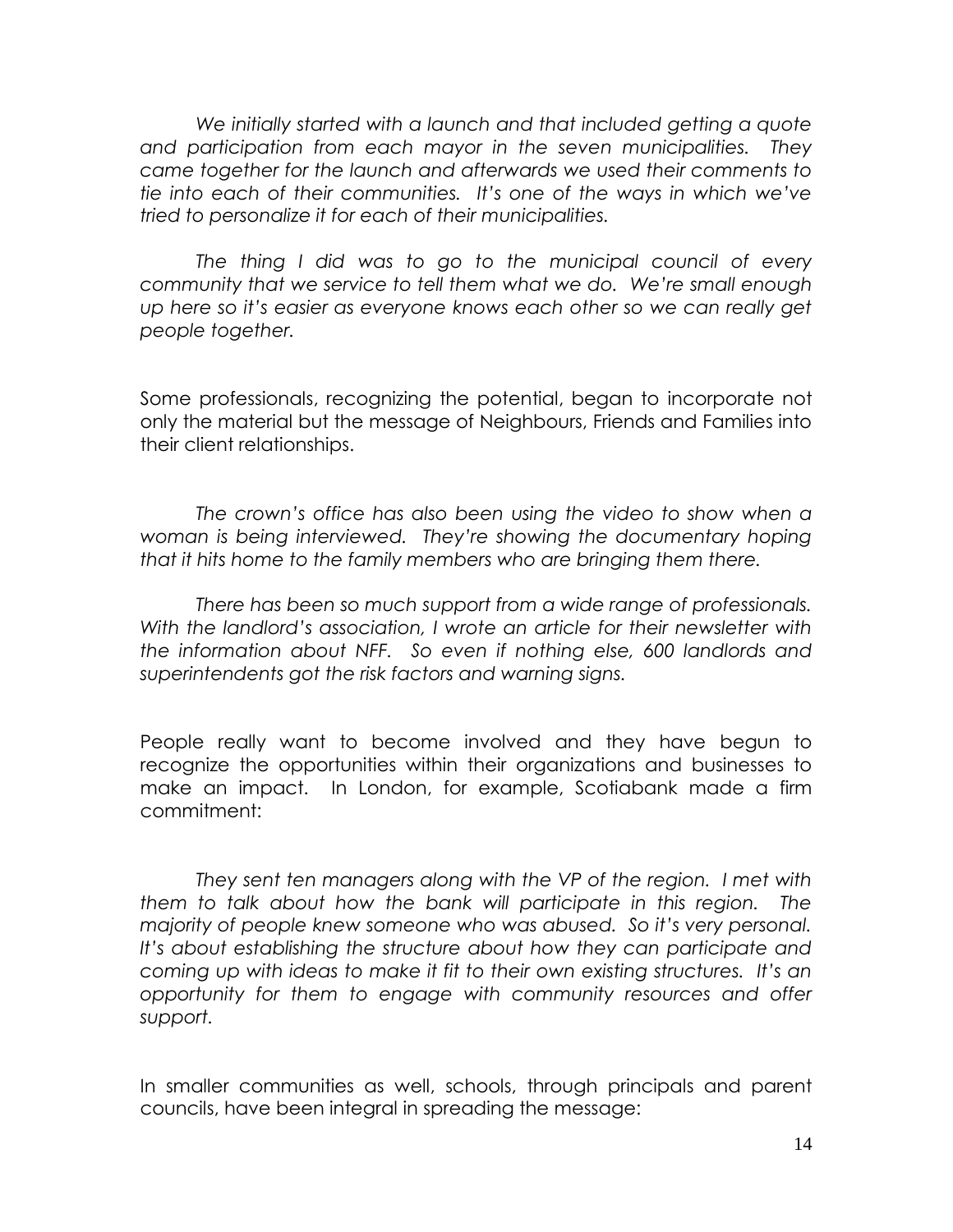*We initially started with a launch and that included getting a quote and participation from each mayor in the seven municipalities. They came together for the launch and afterwards we used their comments to tie into each of their communities. It's one of the ways in which we've tried to personalize it for each of their municipalities.*

*The thing I did was to go to the municipal council of every community that we service to tell them what we do. We're small enough up here so it's easier as everyone knows each other so we can really get people together.*

Some professionals, recognizing the potential, began to incorporate not only the material but the message of Neighbours, Friends and Families into their client relationships.

*The crown's office has also been using the video to show when a woman is being interviewed. They're showing the documentary hoping that it hits home to the family members who are bringing them there.*

*There has been so much support from a wide range of professionals. With the landlord's association, I wrote an article for their newsletter with the information about NFF. So even if nothing else, 600 landlords and superintendents got the risk factors and warning signs.*

People really want to become involved and they have begun to recognize the opportunities within their organizations and businesses to make an impact. In London, for example, Scotiabank made a firm commitment:

*They sent ten managers along with the VP of the region. I met with them to talk about how the bank will participate in this region. The majority of people knew someone who was abused. So it's very personal. It's about establishing the structure about how they can participate and coming up with ideas to make it fit to their own existing structures. It's an opportunity for them to engage with community resources and offer support.*

In smaller communities as well, schools, through principals and parent councils, have been integral in spreading the message: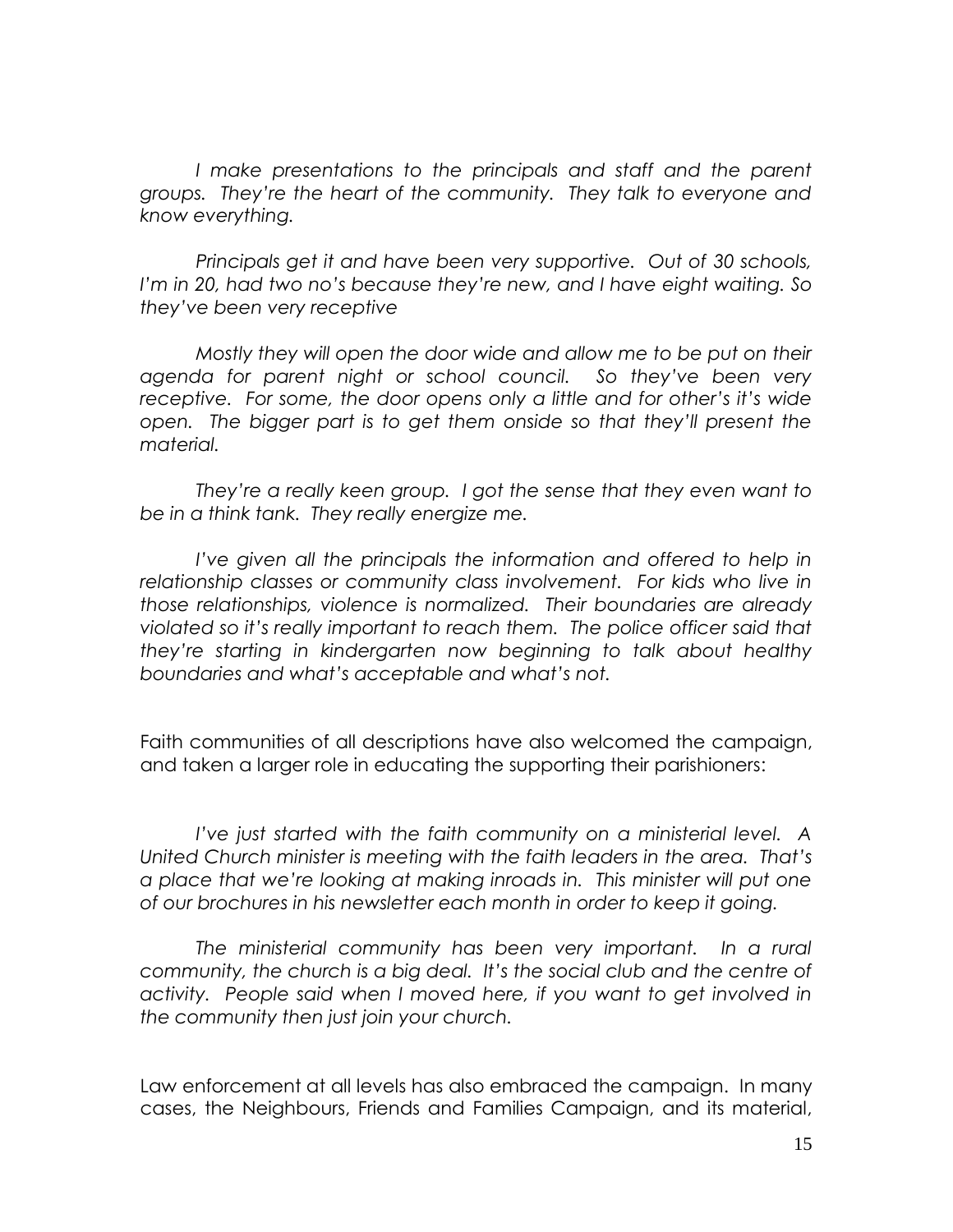*I make presentations to the principals and staff and the parent groups. They're the heart of the community. They talk to everyone and know everything.*

*Principals get it and have been very supportive. Out of 30 schools, I'm in 20, had two no's because they're new, and I have eight waiting. So they've been very receptive*

*Mostly they will open the door wide and allow me to be put on their agenda for parent night or school council. So they've been very receptive. For some, the door opens only a little and for other's it's wide open. The bigger part is to get them onside so that they'll present the material.*

*They're a really keen group. I got the sense that they even want to be in a think tank. They really energize me.*

*I've given all the principals the information and offered to help in relationship classes or community class involvement. For kids who live in those relationships, violence is normalized. Their boundaries are already violated so it's really important to reach them. The police officer said that they're starting in kindergarten now beginning to talk about healthy boundaries and what's acceptable and what's not.*

Faith communities of all descriptions have also welcomed the campaign, and taken a larger role in educating the supporting their parishioners:

*I've just started with the faith community on a ministerial level. A United Church minister is meeting with the faith leaders in the area. That's a place that we're looking at making inroads in. This minister will put one of our brochures in his newsletter each month in order to keep it going.*

*The ministerial community has been very important. In a rural community, the church is a big deal. It's the social club and the centre of activity. People said when I moved here, if you want to get involved in the community then just join your church.*

Law enforcement at all levels has also embraced the campaign. In many cases, the Neighbours, Friends and Families Campaign, and its material,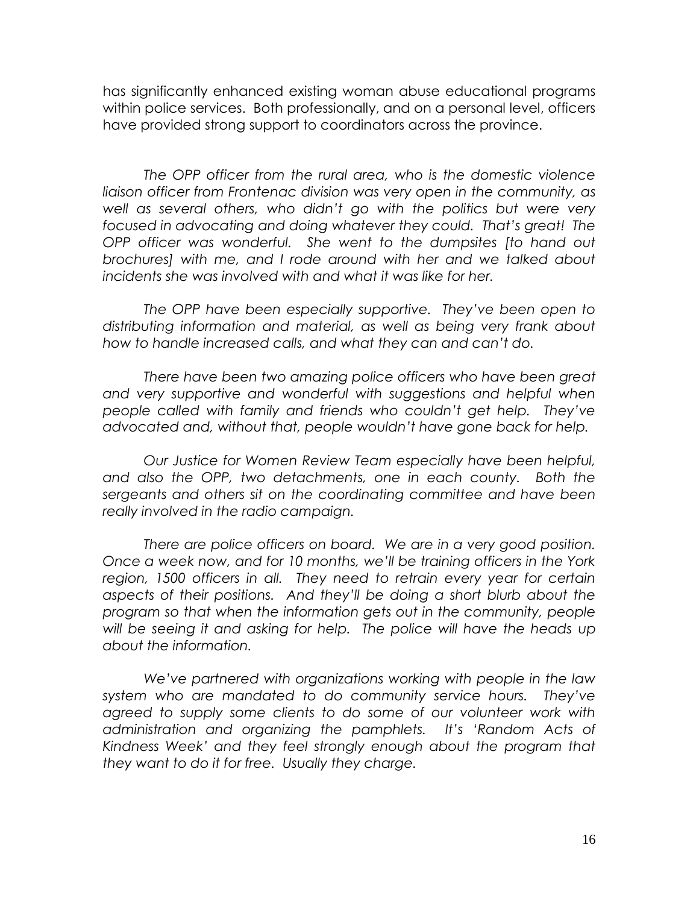has significantly enhanced existing woman abuse educational programs within police services. Both professionally, and on a personal level, officers have provided strong support to coordinators across the province.

*The OPP officer from the rural area, who is the domestic violence liaison officer from Frontenac division was very open in the community, as well as several others, who didn't go with the politics but were very focused in advocating and doing whatever they could. That's great! The OPP officer was wonderful. She went to the dumpsites [to hand out brochures] with me, and I rode around with her and we talked about incidents she was involved with and what it was like for her.*

*The OPP have been especially supportive. They've been open to distributing information and material, as well as being very frank about how to handle increased calls, and what they can and can't do.*

*There have been two amazing police officers who have been great and very supportive and wonderful with suggestions and helpful when people called with family and friends who couldn't get help. They've advocated and, without that, people wouldn't have gone back for help.*

*Our Justice for Women Review Team especially have been helpful, and also the OPP, two detachments, one in each county. Both the sergeants and others sit on the coordinating committee and have been really involved in the radio campaign.*

*There are police officers on board. We are in a very good position. Once a week now, and for 10 months, we'll be training officers in the York region, 1500 officers in all. They need to retrain every year for certain aspects of their positions. And they'll be doing a short blurb about the program so that when the information gets out in the community, people will be seeing it and asking for help. The police will have the heads up about the information.*

*We've partnered with organizations working with people in the law system who are mandated to do community service hours. They've agreed to supply some clients to do some of our volunteer work with administration and organizing the pamphlets. It's 'Random Acts of Kindness Week' and they feel strongly enough about the program that they want to do it for free. Usually they charge.*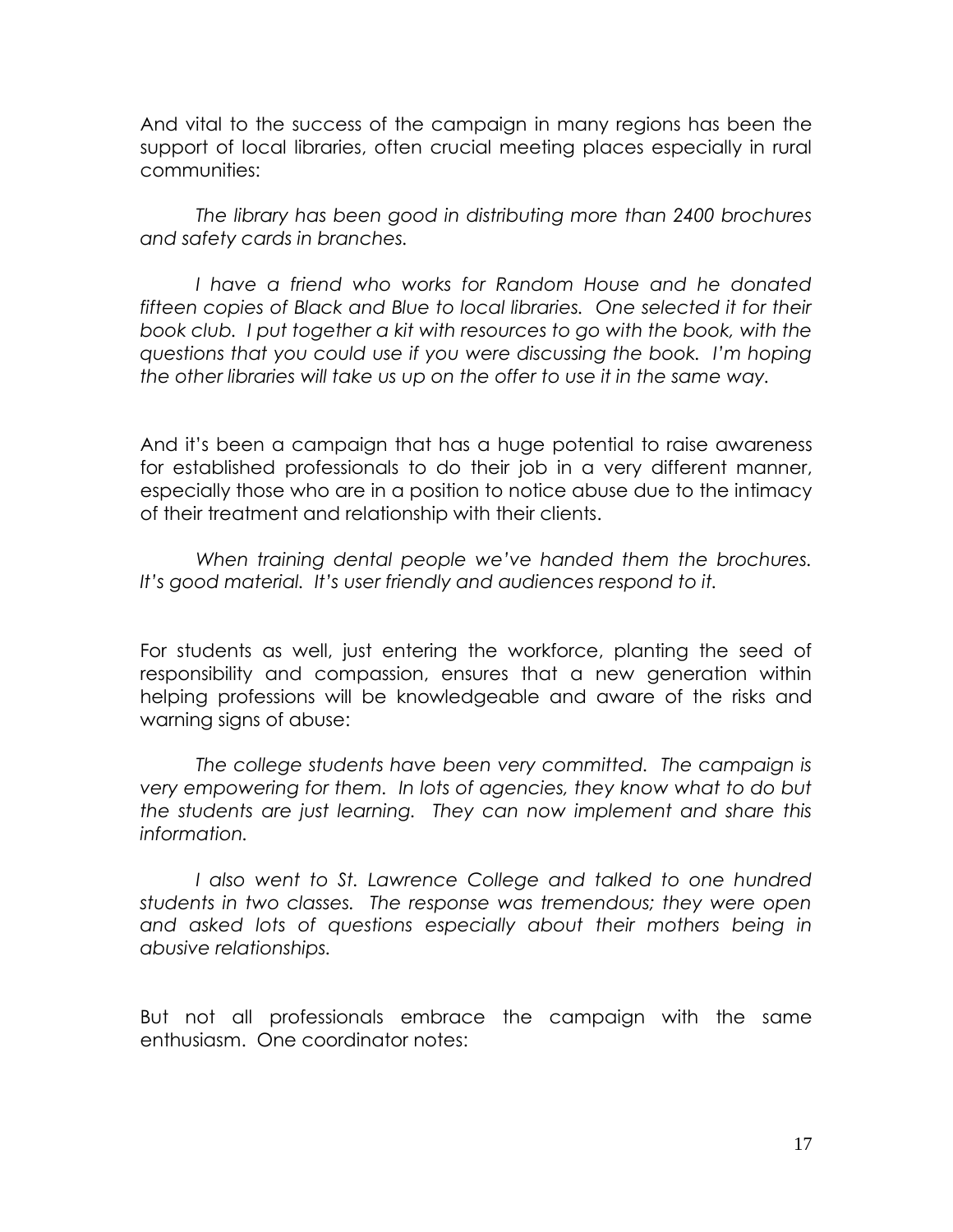And vital to the success of the campaign in many regions has been the support of local libraries, often crucial meeting places especially in rural communities:

*The library has been good in distributing more than 2400 brochures and safety cards in branches.*

*I have a friend who works for Random House and he donated fifteen copies of Black and Blue to local libraries. One selected it for their book club. I put together a kit with resources to go with the book, with the questions that you could use if you were discussing the book. I'm hoping the other libraries will take us up on the offer to use it in the same way.*

And it's been a campaign that has a huge potential to raise awareness for established professionals to do their job in a very different manner, especially those who are in a position to notice abuse due to the intimacy of their treatment and relationship with their clients.

*When training dental people we've handed them the brochures. It's good material. It's user friendly and audiences respond to it.*

For students as well, just entering the workforce, planting the seed of responsibility and compassion, ensures that a new generation within helping professions will be knowledgeable and aware of the risks and warning signs of abuse:

*The college students have been very committed. The campaign is very empowering for them. In lots of agencies, they know what to do but the students are just learning. They can now implement and share this information.*

*I also went to St. Lawrence College and talked to one hundred students in two classes. The response was tremendous; they were open and asked lots of questions especially about their mothers being in abusive relationships.*

But not all professionals embrace the campaign with the same enthusiasm. One coordinator notes: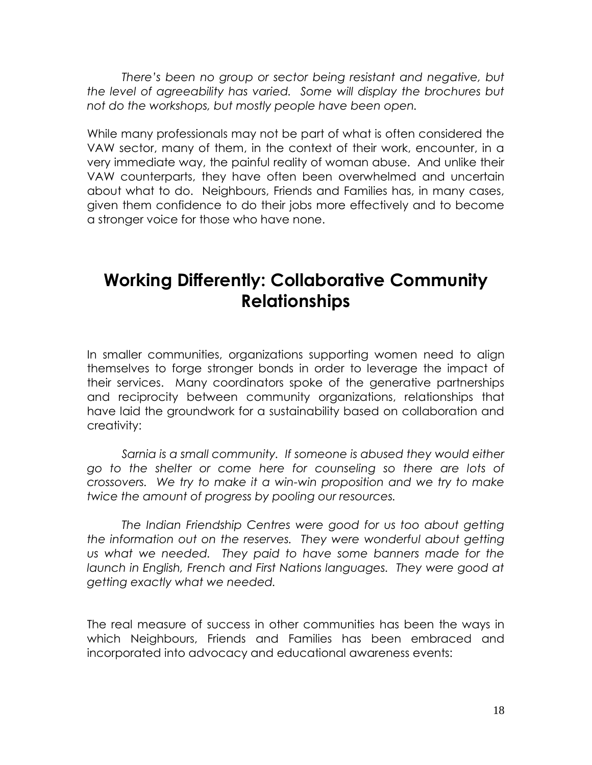*There's been no group or sector being resistant and negative, but the level of agreeability has varied. Some will display the brochures but not do the workshops, but mostly people have been open.*

While many professionals may not be part of what is often considered the VAW sector, many of them, in the context of their work, encounter, in a very immediate way, the painful reality of woman abuse. And unlike their VAW counterparts, they have often been overwhelmed and uncertain about what to do. Neighbours, Friends and Families has, in many cases, given them confidence to do their jobs more effectively and to become a stronger voice for those who have none.

## Working Differently: Collaborative Community Relationships

In smaller communities, organizations supporting women need to align themselves to forge stronger bonds in order to leverage the impact of their services. Many coordinators spoke of the generative partnerships and reciprocity between community organizations, relationships that have laid the groundwork for a sustainability based on collaboration and creativity:

*Sarnia is a small community. If someone is abused they would either go to the shelter or come here for counseling so there are lots of crossovers. We try to make it a win-win proposition and we try to make twice the amount of progress by pooling our resources.*

*The Indian Friendship Centres were good for us too about getting the information out on the reserves. They were wonderful about getting us what we needed. They paid to have some banners made for the launch in English, French and First Nations languages. They were good at getting exactly what we needed.*

The real measure of success in other communities has been the ways in which Neighbours, Friends and Families has been embraced and incorporated into advocacy and educational awareness events: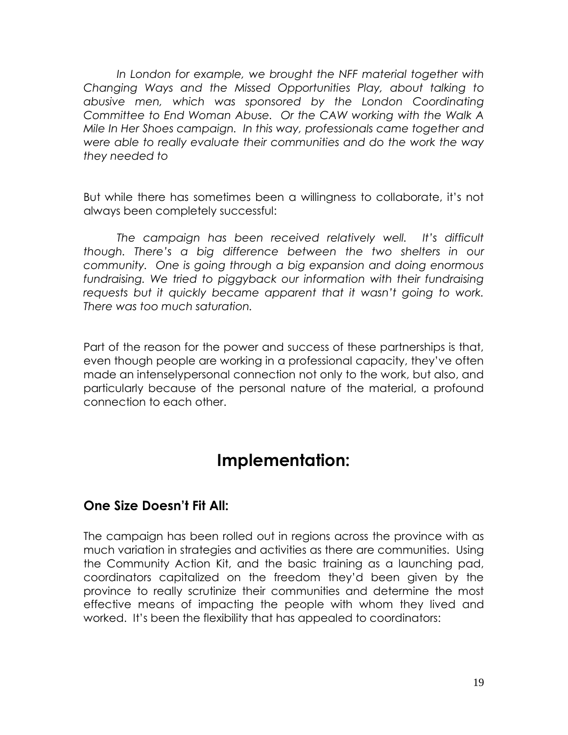*In London for example, we brought the NFF material together with Changing Ways and the Missed Opportunities Play, about talking to abusive men, which was sponsored by the London Coordinating Committee to End Woman Abuse. Or the CAW working with the Walk A Mile In Her Shoes campaign. In this way, professionals came together and were able to really evaluate their communities and do the work the way they needed to*

But while there has sometimes been a willingness to collaborate, it's not always been completely successful:

*The campaign has been received relatively well. It's difficult though. There's a big difference between the two shelters in our community. One is going through a big expansion and doing enormous fundraising. We tried to piggyback our information with their fundraising requests but it quickly became apparent that it wasn't going to work. There was too much saturation.*

Part of the reason for the power and success of these partnerships is that, even though people are working in a professional capacity, they've often made an intenselypersonal connection not only to the work, but also, and particularly because of the personal nature of the material, a profound connection to each other.

# Implementation:

## One Size Doesn't Fit All:

The campaign has been rolled out in regions across the province with as much variation in strategies and activities as there are communities. Using the Community Action Kit, and the basic training as a launching pad, coordinators capitalized on the freedom they'd been given by the province to really scrutinize their communities and determine the most effective means of impacting the people with whom they lived and worked. It's been the flexibility that has appealed to coordinators: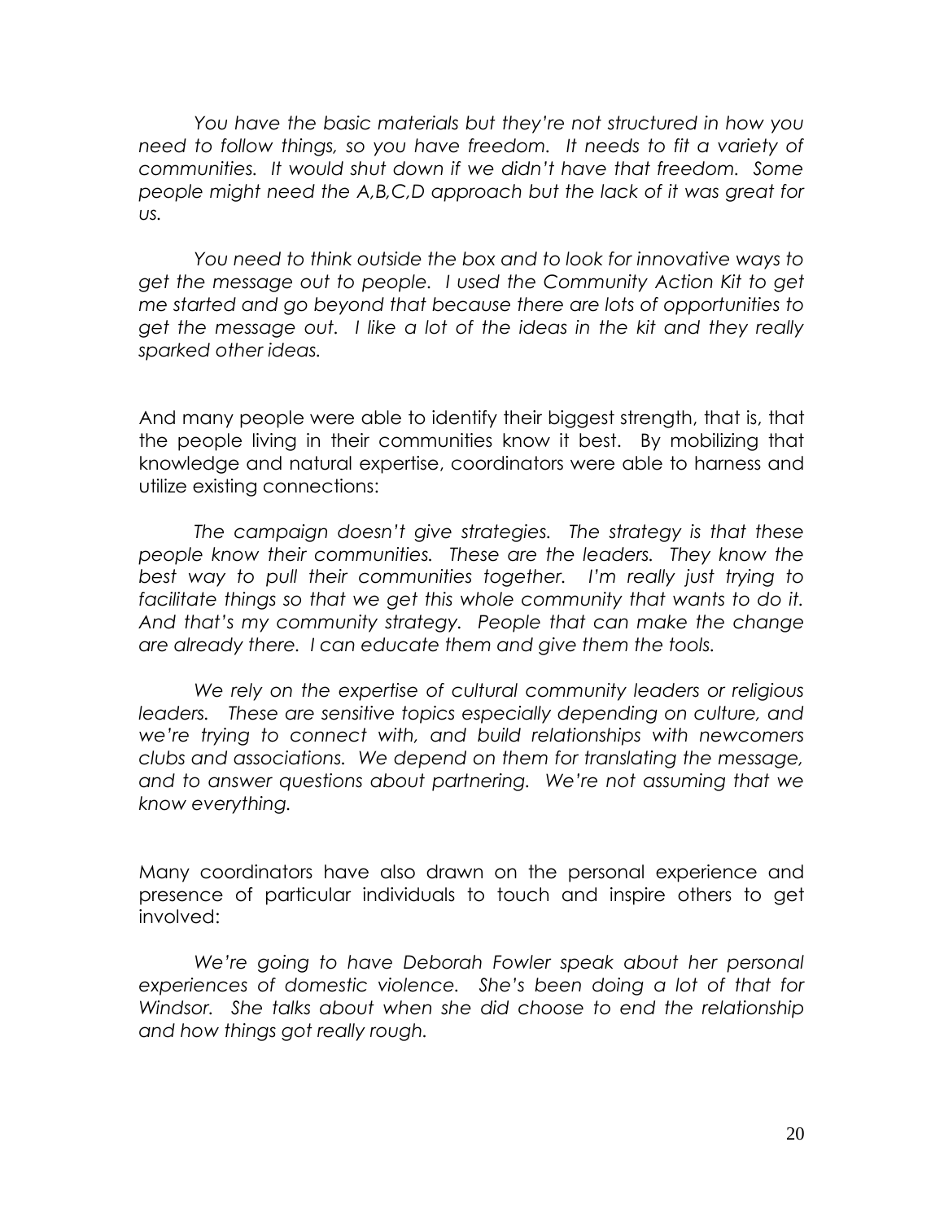*You have the basic materials but they're not structured in how you need to follow things, so you have freedom. It needs to fit a variety of communities. It would shut down if we didn't have that freedom. Some people might need the A,B,C,D approach but the lack of it was great for us.*

*You need to think outside the box and to look for innovative ways to get the message out to people. I used the Community Action Kit to get me started and go beyond that because there are lots of opportunities to get the message out. I like a lot of the ideas in the kit and they really sparked other ideas.*

And many people were able to identify their biggest strength, that is, that the people living in their communities know it best. By mobilizing that knowledge and natural expertise, coordinators were able to harness and utilize existing connections:

*The campaign doesn't give strategies. The strategy is that these people know their communities. These are the leaders. They know the best way to pull their communities together. I'm really just trying to facilitate things so that we get this whole community that wants to do it. And that's my community strategy. People that can make the change are already there. I can educate them and give them the tools.*

*We rely on the expertise of cultural community leaders or religious leaders. These are sensitive topics especially depending on culture, and we're trying to connect with, and build relationships with newcomers clubs and associations. We depend on them for translating the message, and to answer questions about partnering. We're not assuming that we know everything.*

Many coordinators have also drawn on the personal experience and presence of particular individuals to touch and inspire others to get involved:

*We're going to have Deborah Fowler speak about her personal experiences of domestic violence. She's been doing a lot of that for Windsor. She talks about when she did choose to end the relationship and how things got really rough.*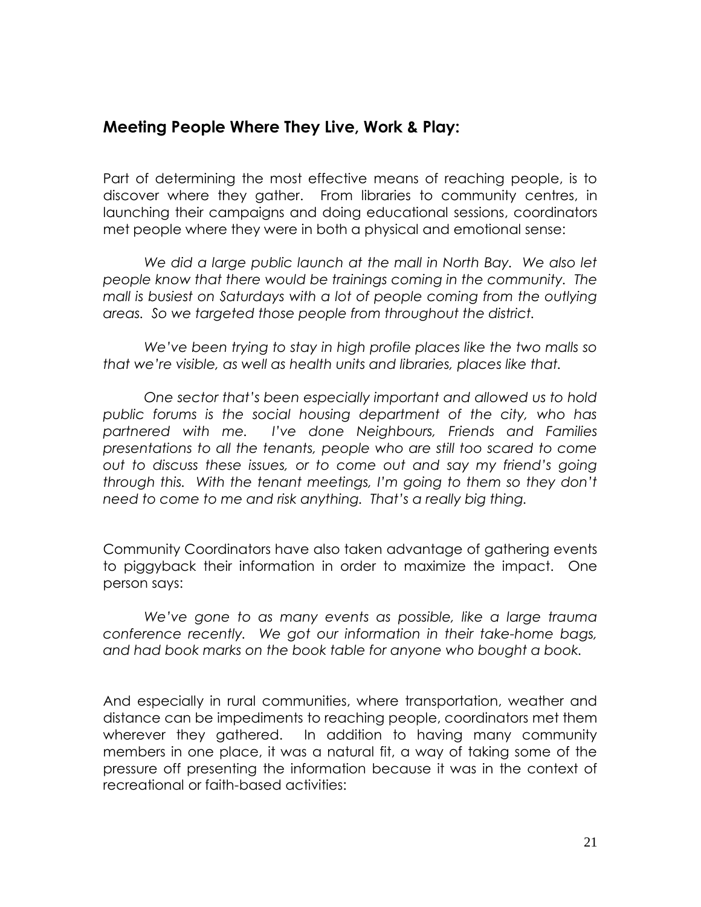## Meeting People Where They Live, Work & Play:

Part of determining the most effective means of reaching people, is to discover where they gather. From libraries to community centres, in launching their campaigns and doing educational sessions, coordinators met people where they were in both a physical and emotional sense:

*We did a large public launch at the mall in North Bay. We also let people know that there would be trainings coming in the community. The mall is busiest on Saturdays with a lot of people coming from the outlying areas. So we targeted those people from throughout the district.*

*We've been trying to stay in high profile places like the two malls so that we're visible, as well as health units and libraries, places like that.*

*One sector that's been especially important and allowed us to hold public forums is the social housing department of the city, who has partnered with me. I've done Neighbours, Friends and Families presentations to all the tenants, people who are still too scared to come out to discuss these issues, or to come out and say my friend's going through this. With the tenant meetings, I'm going to them so they don't need to come to me and risk anything. That's a really big thing.*

Community Coordinators have also taken advantage of gathering events to piggyback their information in order to maximize the impact. One person says:

*We've gone to as many events as possible, like a large trauma conference recently. We got our information in their take-home bags, and had book marks on the book table for anyone who bought a book.*

And especially in rural communities, where transportation, weather and distance can be impediments to reaching people, coordinators met them wherever they gathered. In addition to having many community members in one place, it was a natural fit, a way of taking some of the pressure off presenting the information because it was in the context of recreational or faith-based activities: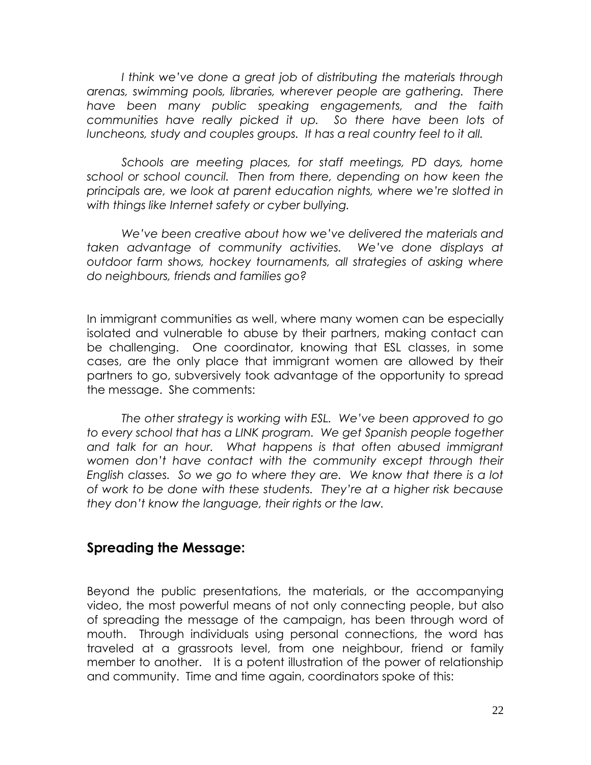*I think we've done a great job of distributing the materials through arenas, swimming pools, libraries, wherever people are gathering. There have been many public speaking engagements, and the faith communities have really picked it up. So there have been lots of luncheons, study and couples groups. It has a real country feel to it all.*

*Schools are meeting places, for staff meetings, PD days, home school or school council. Then from there, depending on how keen the principals are, we look at parent education nights, where we're slotted in with things like Internet safety or cyber bullying.*

*We've been creative about how we've delivered the materials and taken advantage of community activities. We've done displays at outdoor farm shows, hockey tournaments, all strategies of asking where do neighbours, friends and families go?*

In immigrant communities as well, where many women can be especially isolated and vulnerable to abuse by their partners, making contact can be challenging. One coordinator, knowing that ESL classes, in some cases, are the only place that immigrant women are allowed by their partners to go, subversively took advantage of the opportunity to spread the message. She comments:

*The other strategy is working with ESL. We've been approved to go to every school that has a LINK program. We get Spanish people together and talk for an hour. What happens is that often abused immigrant women don't have contact with the community except through their English classes. So we go to where they are. We know that there is a lot of work to be done with these students. They're at a higher risk because they don't know the language, their rights or the law.*

## Spreading the Message:

Beyond the public presentations, the materials, or the accompanying video, the most powerful means of not only connecting people, but also of spreading the message of the campaign, has been through word of mouth. Through individuals using personal connections, the word has traveled at a grassroots level, from one neighbour, friend or family member to another. It is a potent illustration of the power of relationship and community. Time and time again, coordinators spoke of this: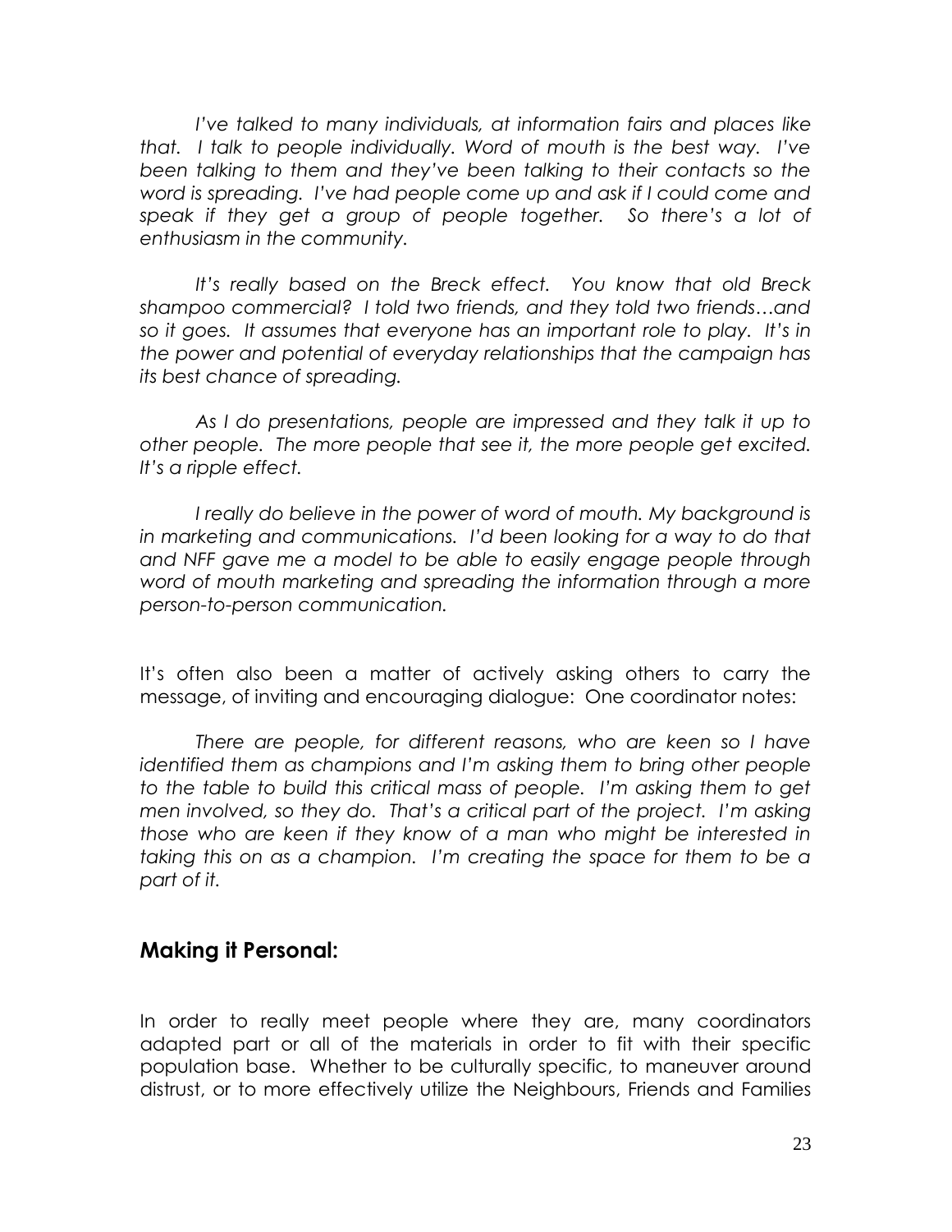*I've talked to many individuals, at information fairs and places like that. I talk to people individually. Word of mouth is the best way. I've been talking to them and they've been talking to their contacts so the word is spreading. I've had people come up and ask if I could come and speak if they get a group of people together. So there's a lot of enthusiasm in the community.*

*It's really based on the Breck effect. You know that old Breck shampoo commercial? I told two friends, and they told two friends…and so it goes. It assumes that everyone has an important role to play. It's in the power and potential of everyday relationships that the campaign has its best chance of spreading.*

*As I do presentations, people are impressed and they talk it up to other people. The more people that see it, the more people get excited. It's a ripple effect.*

*I really do believe in the power of word of mouth. My background is in marketing and communications. I'd been looking for a way to do that and NFF gave me a model to be able to easily engage people through word of mouth marketing and spreading the information through a more person-to-person communication.*

It's often also been a matter of actively asking others to carry the message, of inviting and encouraging dialogue: One coordinator notes:

*There are people, for different reasons, who are keen so I have identified them as champions and I'm asking them to bring other people to the table to build this critical mass of people. I'm asking them to get men involved, so they do. That's a critical part of the project. I'm asking those who are keen if they know of a man who might be interested in taking this on as a champion. I'm creating the space for them to be a part of it.*

## Making it Personal:

In order to really meet people where they are, many coordinators adapted part or all of the materials in order to fit with their specific population base. Whether to be culturally specific, to maneuver around distrust, or to more effectively utilize the Neighbours, Friends and Families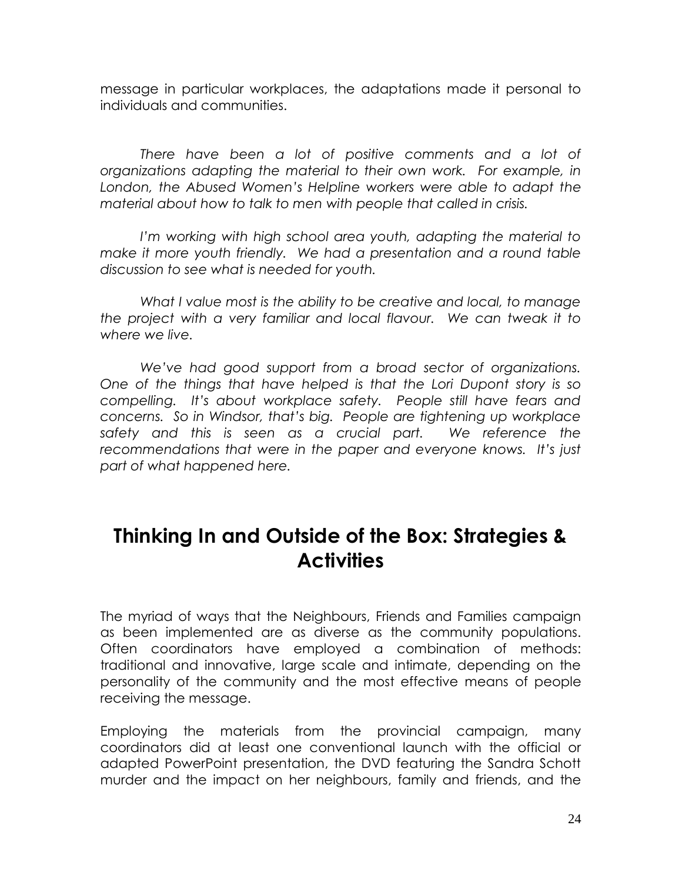message in particular workplaces, the adaptations made it personal to individuals and communities.

*There have been a lot of positive comments and a lot of organizations adapting the material to their own work. For example, in London, the Abused Women's Helpline workers were able to adapt the material about how to talk to men with people that called in crisis.*

*I'm working with high school area youth, adapting the material to make it more youth friendly. We had a presentation and a round table discussion to see what is needed for youth.*

*What I value most is the ability to be creative and local, to manage the project with a very familiar and local flavour. We can tweak it to where we live.*

*We've had good support from a broad sector of organizations. One of the things that have helped is that the Lori Dupont story is so compelling. It's about workplace safety. People still have fears and concerns. So in Windsor, that's big. People are tightening up workplace safety and this is seen as a crucial part. We reference the recommendations that were in the paper and everyone knows. It's just part of what happened here.*

## Thinking In and Outside of the Box: Strategies & Activities

The myriad of ways that the Neighbours, Friends and Families campaign as been implemented are as diverse as the community populations. Often coordinators have employed a combination of methods: traditional and innovative, large scale and intimate, depending on the personality of the community and the most effective means of people receiving the message.

Employing the materials from the provincial campaign, many coordinators did at least one conventional launch with the official or adapted PowerPoint presentation, the DVD featuring the Sandra Schott murder and the impact on her neighbours, family and friends, and the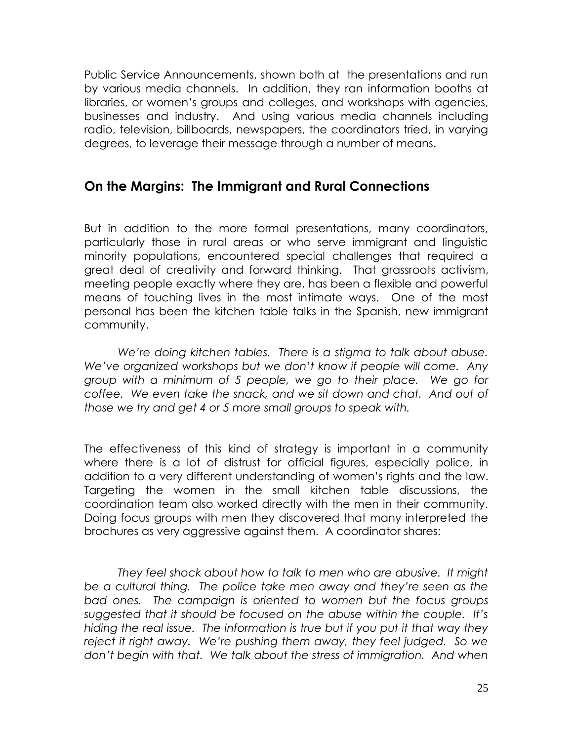Public Service Announcements, shown both at the presentations and run by various media channels. In addition, they ran information booths at libraries, or women's groups and colleges, and workshops with agencies, businesses and industry. And using various media channels including radio, television, billboards, newspapers, the coordinators tried, in varying degrees, to leverage their message through a number of means.

## On the Margins: The Immigrant and Rural Connections

But in addition to the more formal presentations, many coordinators, particularly those in rural areas or who serve immigrant and linguistic minority populations, encountered special challenges that required a great deal of creativity and forward thinking. That grassroots activism, meeting people exactly where they are, has been a flexible and powerful means of touching lives in the most intimate ways. One of the most personal has been the kitchen table talks in the Spanish, new immigrant community.

> *We're doing kitchen tables. There is a stigma to talk about abuse. We've organized workshops but we don't know if people will come. Any group with a minimum of 5 people, we go to their place. We go for coffee. We even take the snack, and we sit down and chat. And out of those we try and get 4 or 5 more small groups to speak with.*

The effectiveness of this kind of strategy is important in a community where there is a lot of distrust for official figures, especially police, in addition to a very different understanding of women's rights and the law. Targeting the women in the small kitchen table discussions, the coordination team also worked directly with the men in their community. Doing focus groups with men they discovered that many interpreted the brochures as very aggressive against them. A coordinator shares:

> *They feel shock about how to talk to men who are abusive. It might be a cultural thing. The police take men away and they're seen as the bad ones. The campaign is oriented to women but the focus groups suggested that it should be focused on the abuse within the couple. It's hiding the real issue. The information is true but if you put it that way they reject it right away. We're pushing them away, they feel judged. So we don't begin with that. We talk about the stress of immigration. And when*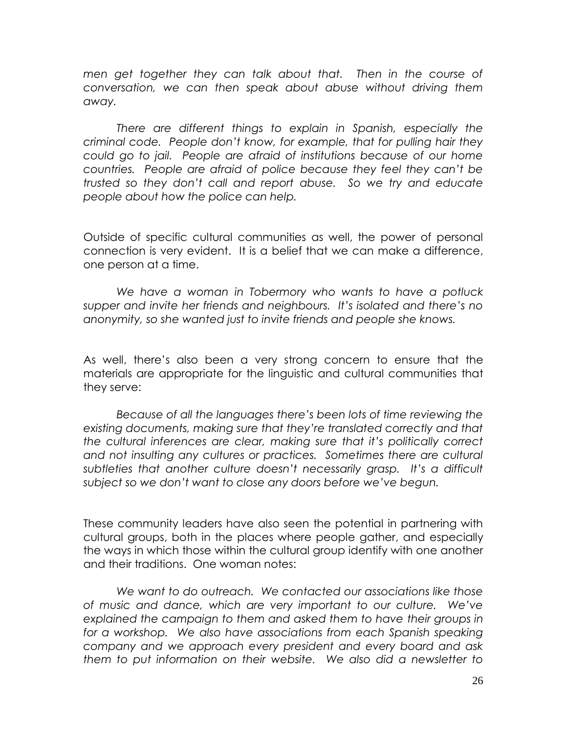*men get together they can talk about that. Then in the course of conversation, we can then speak about abuse without driving them away.*

*There are different things to explain in Spanish, especially the criminal code. People don't know, for example, that for pulling hair they could go to jail. People are afraid of institutions because of our home countries. People are afraid of police because they feel they can't be trusted so they don't call and report abuse. So we try and educate people about how the police can help.*

Outside of specific cultural communities as well, the power of personal connection is very evident. It is a belief that we can make a difference, one person at a time.

*We have a woman in Tobermory who wants to have a potluck supper and invite her friends and neighbours. It's isolated and there's no anonymity, so she wanted just to invite friends and people she knows.*

As well, there's also been a very strong concern to ensure that the materials are appropriate for the linguistic and cultural communities that they serve:

*Because of all the languages there's been lots of time reviewing the existing documents, making sure that they're translated correctly and that the cultural inferences are clear, making sure that it's politically correct and not insulting any cultures or practices. Sometimes there are cultural subtleties that another culture doesn't necessarily grasp. It's a difficult subject so we don't want to close any doors before we've begun.*

These community leaders have also seen the potential in partnering with cultural groups, both in the places where people gather, and especially the ways in which those within the cultural group identify with one another and their traditions. One woman notes:

*We want to do outreach. We contacted our associations like those of music and dance, which are very important to our culture. We've explained the campaign to them and asked them to have their groups in for a workshop. We also have associations from each Spanish speaking company and we approach every president and every board and ask them to put information on their website. We also did a newsletter to*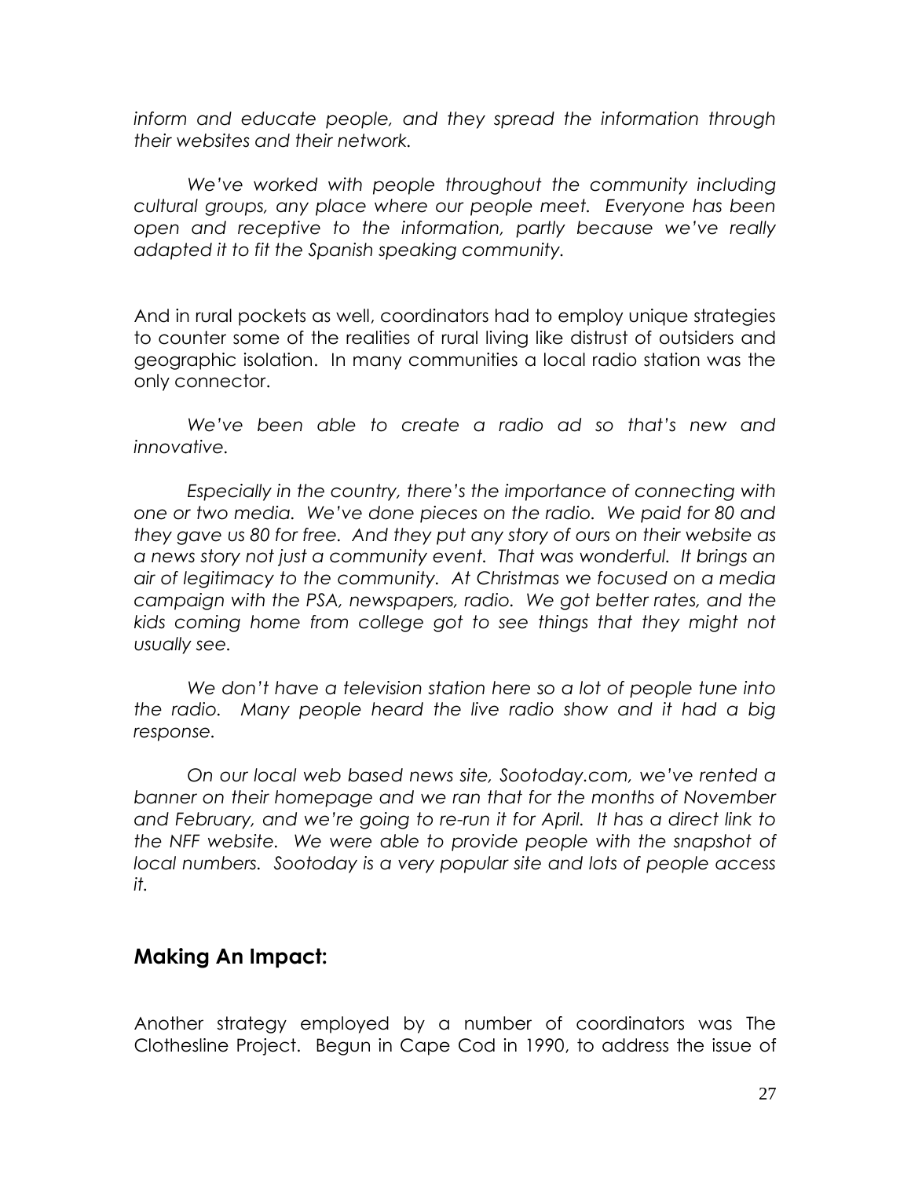*inform and educate people, and they spread the information through their websites and their network.*

*We've worked with people throughout the community including cultural groups, any place where our people meet. Everyone has been open and receptive to the information, partly because we've really adapted it to fit the Spanish speaking community.*

And in rural pockets as well, coordinators had to employ unique strategies to counter some of the realities of rural living like distrust of outsiders and geographic isolation. In many communities a local radio station was the only connector.

*We've been able to create a radio ad so that's new and innovative.*

*Especially in the country, there's the importance of connecting with one or two media. We've done pieces on the radio. We paid for 80 and they gave us 80 for free. And they put any story of ours on their website as a news story not just a community event. That was wonderful. It brings an air of legitimacy to the community. At Christmas we focused on a media campaign with the PSA, newspapers, radio. We got better rates, and the kids coming home from college got to see things that they might not usually see.*

*We don't have a television station here so a lot of people tune into the radio. Many people heard the live radio show and it had a big response.*

*On our local web based news site, Sootoday.com, we've rented a banner on their homepage and we ran that for the months of November and February, and we're going to re-run it for April. It has a direct link to the NFF website. We were able to provide people with the snapshot of local numbers. Sootoday is a very popular site and lots of people access it.*

## Making An Impact:

Another strategy employed by a number of coordinators was The Clothesline Project. Begun in Cape Cod in 1990, to address the issue of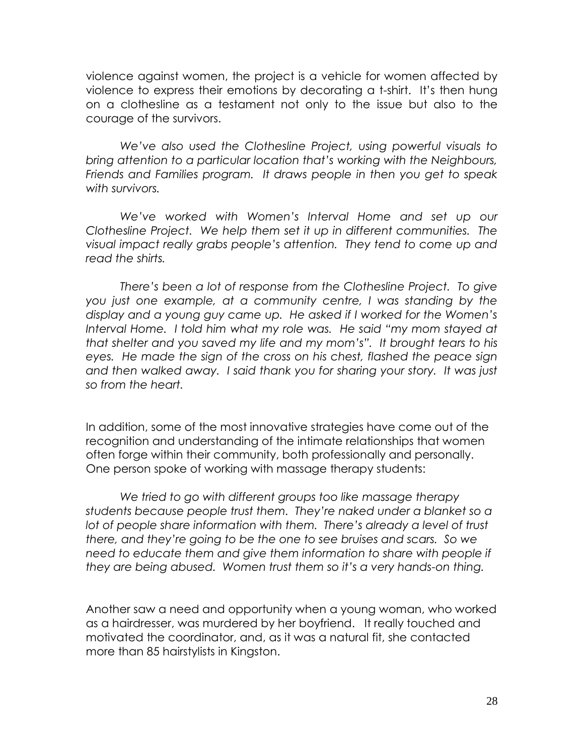violence against women, the project is a vehicle for women affected by violence to express their emotions by decorating a t-shirt. It's then hung on a clothesline as a testament not only to the issue but also to the courage of the survivors.

*We've also used the Clothesline Project, using powerful visuals to bring attention to a particular location that's working with the Neighbours, Friends and Families program. It draws people in then you get to speak with survivors.*

*We've worked with Women's Interval Home and set up our Clothesline Project. We help them set it up in different communities. The visual impact really grabs people's attention. They tend to come up and read the shirts.*

*There's been a lot of response from the Clothesline Project. To give you just one example, at a community centre, I was standing by the display and a young guy came up. He asked if I worked for the Women's Interval Home. I told him what my role was. He said "my mom stayed at that shelter and you saved my life and my mom's". It brought tears to his eyes. He made the sign of the cross on his chest, flashed the peace sign and then walked away. I said thank you for sharing your story. It was just so from the heart.*

In addition, some of the most innovative strategies have come out of the recognition and understanding of the intimate relationships that women often forge within their community, both professionally and personally. One person spoke of working with massage therapy students:

*We tried to go with different groups too like massage therapy students because people trust them. They're naked under a blanket so a lot of people share information with them. There's already a level of trust there, and they're going to be the one to see bruises and scars. So we need to educate them and give them information to share with people if they are being abused. Women trust them so it's a very hands-on thing.*

Another saw a need and opportunity when a young woman, who worked as a hairdresser, was murdered by her boyfriend. It really touched and motivated the coordinator, and, as it was a natural fit, she contacted more than 85 hairstylists in Kingston.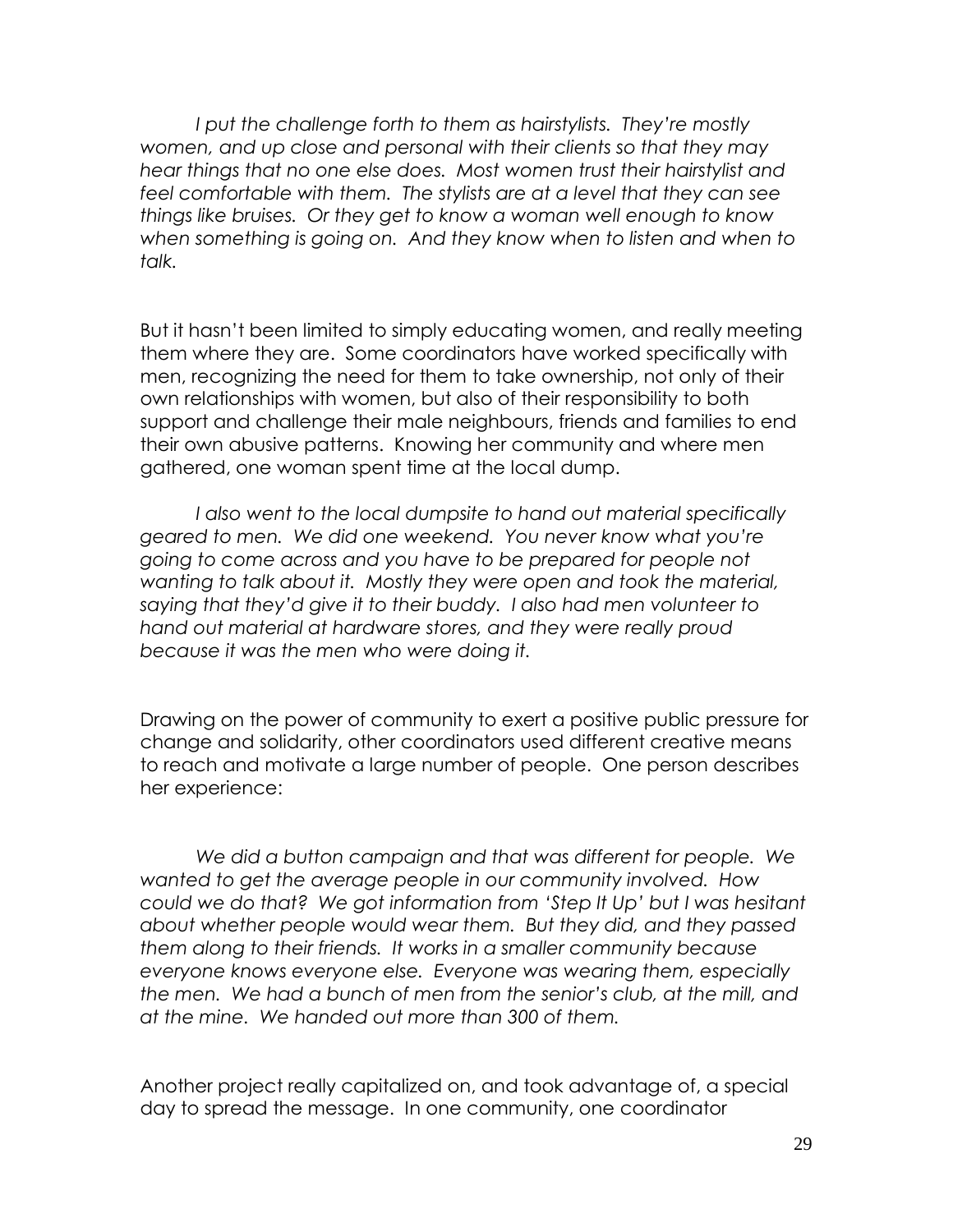*I put the challenge forth to them as hairstylists. They're mostly women, and up close and personal with their clients so that they may hear things that no one else does. Most women trust their hairstylist and feel comfortable with them. The stylists are at a level that they can see things like bruises. Or they get to know a woman well enough to know when something is going on. And they know when to listen and when to talk.*

But it hasn't been limited to simply educating women, and really meeting them where they are. Some coordinators have worked specifically with men, recognizing the need for them to take ownership, not only of their own relationships with women, but also of their responsibility to both support and challenge their male neighbours, friends and families to end their own abusive patterns. Knowing her community and where men gathered, one woman spent time at the local dump.

*I also went to the local dumpsite to hand out material specifically geared to men. We did one weekend. You never know what you're going to come across and you have to be prepared for people not wanting to talk about it. Mostly they were open and took the material, saying that they'd give it to their buddy. I also had men volunteer to hand out material at hardware stores, and they were really proud because it was the men who were doing it.*

Drawing on the power of community to exert a positive public pressure for change and solidarity, other coordinators used different creative means to reach and motivate a large number of people. One person describes her experience:

*We did a button campaign and that was different for people. We wanted to get the average people in our community involved. How could we do that? We got information from 'Step It Up' but I was hesitant about whether people would wear them. But they did, and they passed them along to their friends. It works in a smaller community because everyone knows everyone else. Everyone was wearing them, especially the men. We had a bunch of men from the senior's club, at the mill, and at the mine. We handed out more than 300 of them.*

Another project really capitalized on, and took advantage of, a special day to spread the message. In one community, one coordinator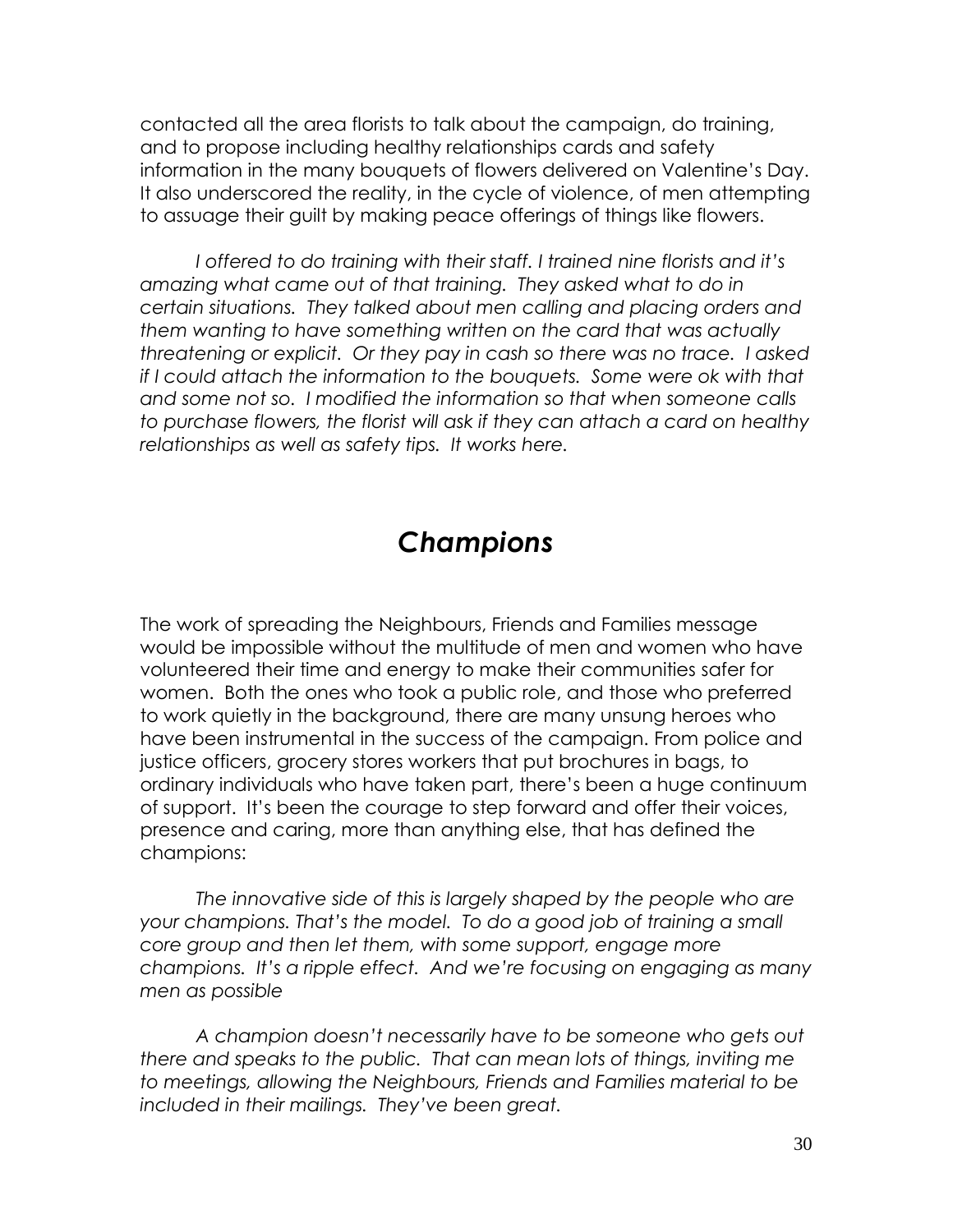contacted all the area florists to talk about the campaign, do training, and to propose including healthy relationships cards and safety information in the many bouquets of flowers delivered on Valentine's Day. It also underscored the reality, in the cycle of violence, of men attempting to assuage their guilt by making peace offerings of things like flowers.

*I offered to do training with their staff. I trained nine florists and it's amazing what came out of that training. They asked what to do in certain situations. They talked about men calling and placing orders and them wanting to have something written on the card that was actually threatening or explicit. Or they pay in cash so there was no trace. I asked if I could attach the information to the bouquets. Some were ok with that and some not so. I modified the information so that when someone calls to purchase flowers, the florist will ask if they can attach a card on healthy relationships as well as safety tips. It works here.*

## *Champions*

The work of spreading the Neighbours, Friends and Families message would be impossible without the multitude of men and women who have volunteered their time and energy to make their communities safer for women. Both the ones who took a public role, and those who preferred to work quietly in the background, there are many unsung heroes who have been instrumental in the success of the campaign. From police and justice officers, grocery stores workers that put brochures in bags, to ordinary individuals who have taken part, there's been a huge continuum of support. It's been the courage to step forward and offer their voices, presence and caring, more than anything else, that has defined the champions:

*The innovative side of this is largely shaped by the people who are your champions. That's the model. To do a good job of training a small core group and then let them, with some support, engage more champions. It's a ripple effect. And we're focusing on engaging as many men as possible*

*A champion doesn't necessarily have to be someone who gets out there and speaks to the public. That can mean lots of things, inviting me to meetings, allowing the Neighbours, Friends and Families material to be included in their mailings. They've been great.*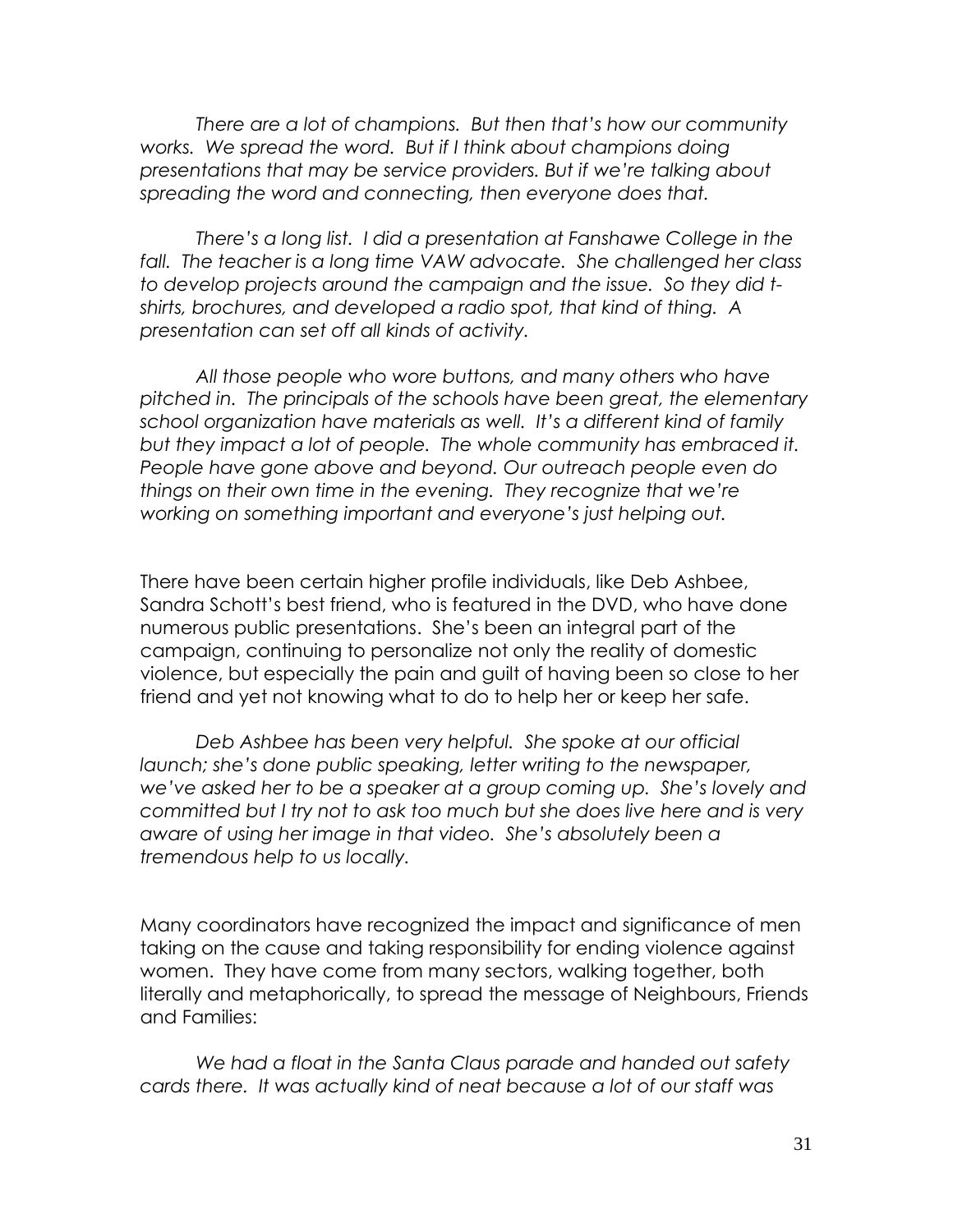*There are a lot of champions. But then that's how our community works. We spread the word. But if I think about champions doing presentations that may be service providers. But if we're talking about spreading the word and connecting, then everyone does that.*

*There's a long list. I did a presentation at Fanshawe College in the fall. The teacher is a long time VAW advocate. She challenged her class to develop projects around the campaign and the issue. So they did t-shirts, brochures, and developed a radio spot, that kind of thing. A presentation can set off all kinds of activity.*

*All those people who wore buttons, and many others who have pitched in. The principals of the schools have been great, the elementary school organization have materials as well. It's a different kind of family but they impact a lot of people. The whole community has embraced it. People have gone above and beyond. Our outreach people even do things on their own time in the evening. They recognize that we're working on something important and everyone's just helping out.*

There have been certain higher profile individuals, like Deb Ashbee, Sandra Schott's best friend, who is featured in the DVD, who have done numerous public presentations. She's been an integral part of the campaign, continuing to personalize not only the reality of domestic violence, but especially the pain and guilt of having been so close to her friend and yet not knowing what to do to help her or keep her safe.

*Deb Ashbee has been very helpful. She spoke at our official launch; she's done public speaking, letter writing to the newspaper, we've asked her to be a speaker at a group coming up. She's lovely and committed but I try not to ask too much but she does live here and is very aware of using her image in that video. She's absolutely been a tremendous help to us locally.*

Many coordinators have recognized the impact and significance of men taking on the cause and taking responsibility for ending violence against women. They have come from many sectors, walking together, both literally and metaphorically, to spread the message of Neighbours, Friends and Families:

*We had a float in the Santa Claus parade and handed out safety cards there. It was actually kind of neat because a lot of our staff was*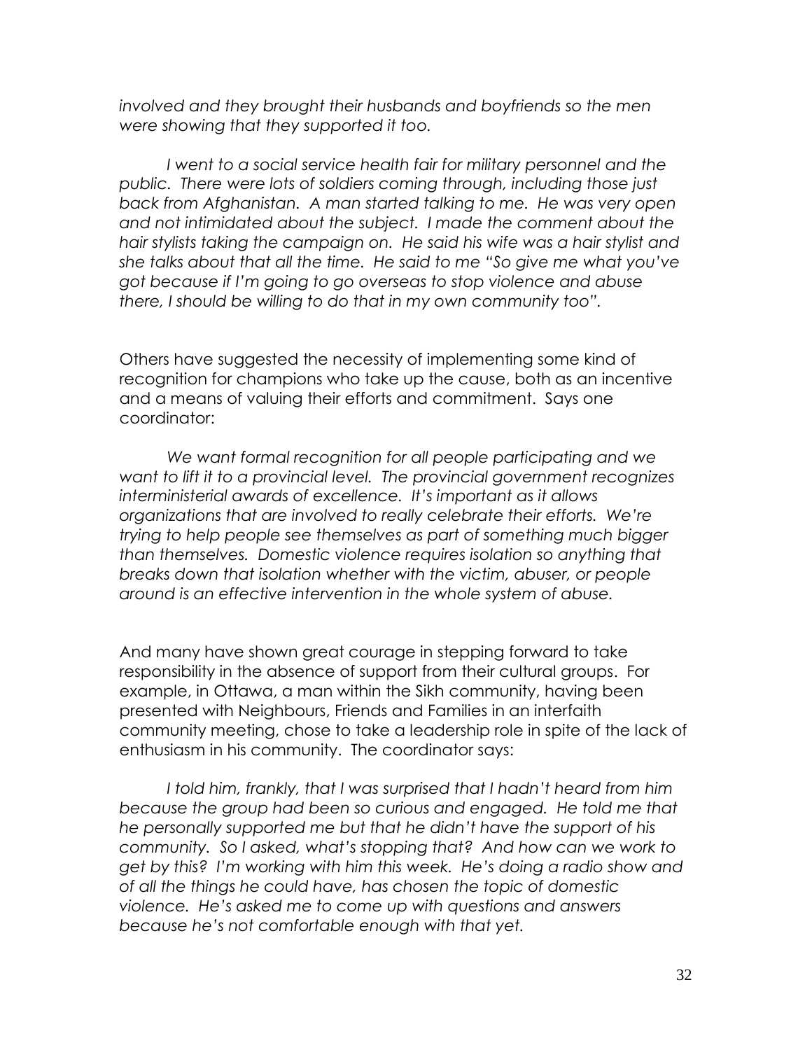*involved and they brought their husbands and boyfriends so the men were showing that they supported it too.*

*I went to a social service health fair for military personnel and the public. There were lots of soldiers coming through, including those just back from Afghanistan. A man started talking to me. He was very open and not intimidated about the subject. I made the comment about the hair stylists taking the campaign on. He said his wife was a hair stylist and she talks about that all the time. He said to me "So give me what you've got because if I'm going to go overseas to stop violence and abuse there, I should be willing to do that in my own community too".*

Others have suggested the necessity of implementing some kind of recognition for champions who take up the cause, both as an incentive and a means of valuing their efforts and commitment. Says one coordinator:

*We want formal recognition for all people participating and we want to lift it to a provincial level. The provincial government recognizes interministerial awards of excellence. It's important as it allows organizations that are involved to really celebrate their efforts. We're trying to help people see themselves as part of something much bigger than themselves. Domestic violence requires isolation so anything that breaks down that isolation whether with the victim, abuser, or people around is an effective intervention in the whole system of abuse.*

And many have shown great courage in stepping forward to take responsibility in the absence of support from their cultural groups. For example, in Ottawa, a man within the Sikh community, having been presented with Neighbours, Friends and Families in an interfaith community meeting, chose to take a leadership role in spite of the lack of enthusiasm in his community. The coordinator says:

*I told him, frankly, that I was surprised that I hadn't heard from him because the group had been so curious and engaged. He told me that he personally supported me but that he didn't have the support of his community. So I asked, what's stopping that? And how can we work to get by this? I'm working with him this week. He's doing a radio show and of all the things he could have, has chosen the topic of domestic violence. He's asked me to come up with questions and answers because he's not comfortable enough with that yet.*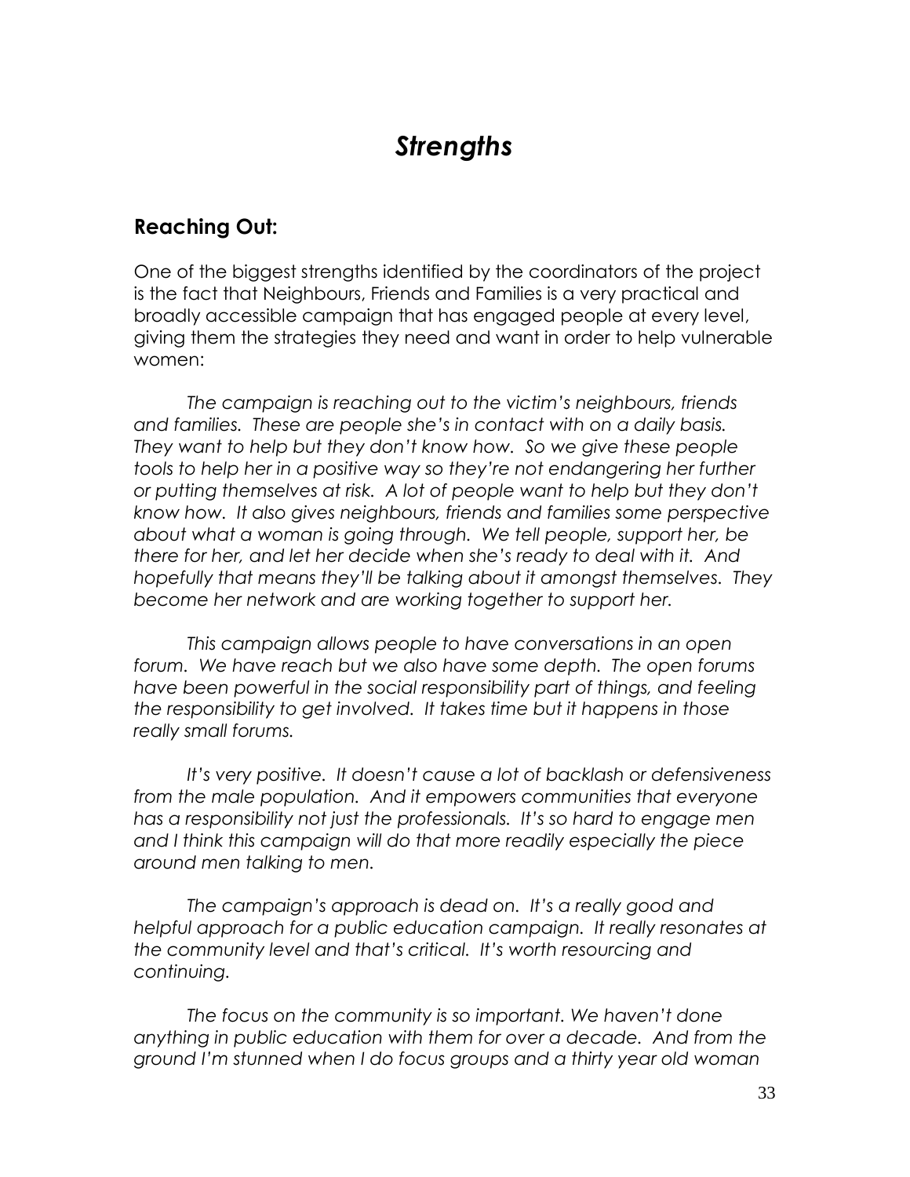# *Strengths*

## Reaching Out:

One of the biggest strengths identified by the coordinators of the project is the fact that Neighbours, Friends and Families is a very practical and broadly accessible campaign that has engaged people at every level, giving them the strategies they need and want in order to help vulnerable women:

*The campaign is reaching out to the victim's neighbours, friends and families. These are people she's in contact with on a daily basis. They want to help but they don't know how. So we give these people tools to help her in a positive way so they're not endangering her further or putting themselves at risk. A lot of people want to help but they don't know how. It also gives neighbours, friends and families some perspective about what a woman is going through. We tell people, support her, be there for her, and let her decide when she's ready to deal with it. And hopefully that means they'll be talking about it amongst themselves. They become her network and are working together to support her.*

*This campaign allows people to have conversations in an open forum. We have reach but we also have some depth. The open forums have been powerful in the social responsibility part of things, and feeling the responsibility to get involved. It takes time but it happens in those really small forums.*

*It's very positive. It doesn't cause a lot of backlash or defensiveness from the male population. And it empowers communities that everyone has a responsibility not just the professionals. It's so hard to engage men and I think this campaign will do that more readily especially the piece around men talking to men.*

*The campaign's approach is dead on. It's a really good and helpful approach for a public education campaign. It really resonates at the community level and that's critical. It's worth resourcing and continuing.*

*The focus on the community is so important. We haven't done anything in public education with them for over a decade. And from the ground I'm stunned when I do focus groups and a thirty year old woman*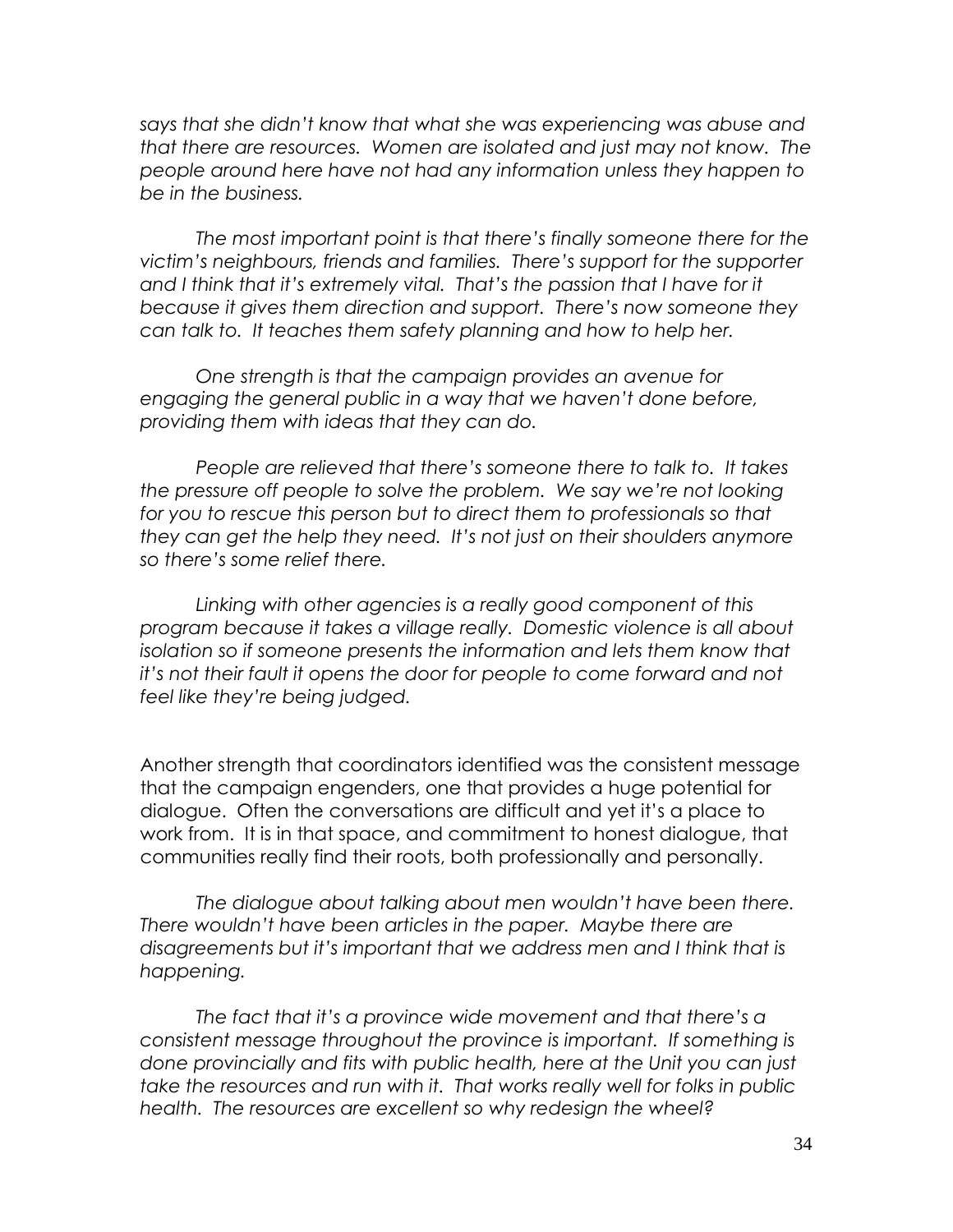*says that she didn't know that what she was experiencing was abuse and that there are resources. Women are isolated and just may not know. The people around here have not had any information unless they happen to be in the business.*

*The most important point is that there's finally someone there for the victim's neighbours, friends and families. There's support for the supporter and I think that it's extremely vital. That's the passion that I have for it because it gives them direction and support. There's now someone they can talk to. It teaches them safety planning and how to help her.*

*One strength is that the campaign provides an avenue for engaging the general public in a way that we haven't done before, providing them with ideas that they can do.*

*People are relieved that there's someone there to talk to. It takes the pressure off people to solve the problem. We say we're not looking for you to rescue this person but to direct them to professionals so that they can get the help they need. It's not just on their shoulders anymore so there's some relief there.*

*Linking with other agencies is a really good component of this program because it takes a village really. Domestic violence is all about isolation so if someone presents the information and lets them know that it's not their fault it opens the door for people to come forward and not feel like they're being judged.*

Another strength that coordinators identified was the consistent message that the campaign engenders, one that provides a huge potential for dialogue. Often the conversations are difficult and yet it's a place to work from. It is in that space, and commitment to honest dialogue, that communities really find their roots, both professionally and personally.

*The dialogue about talking about men wouldn't have been there. There wouldn't have been articles in the paper. Maybe there are disagreements but it's important that we address men and I think that is happening.*

*The fact that it's a province wide movement and that there's a consistent message throughout the province is important. If something is done provincially and fits with public health, here at the Unit you can just take the resources and run with it. That works really well for folks in public health. The resources are excellent so why redesign the wheel?*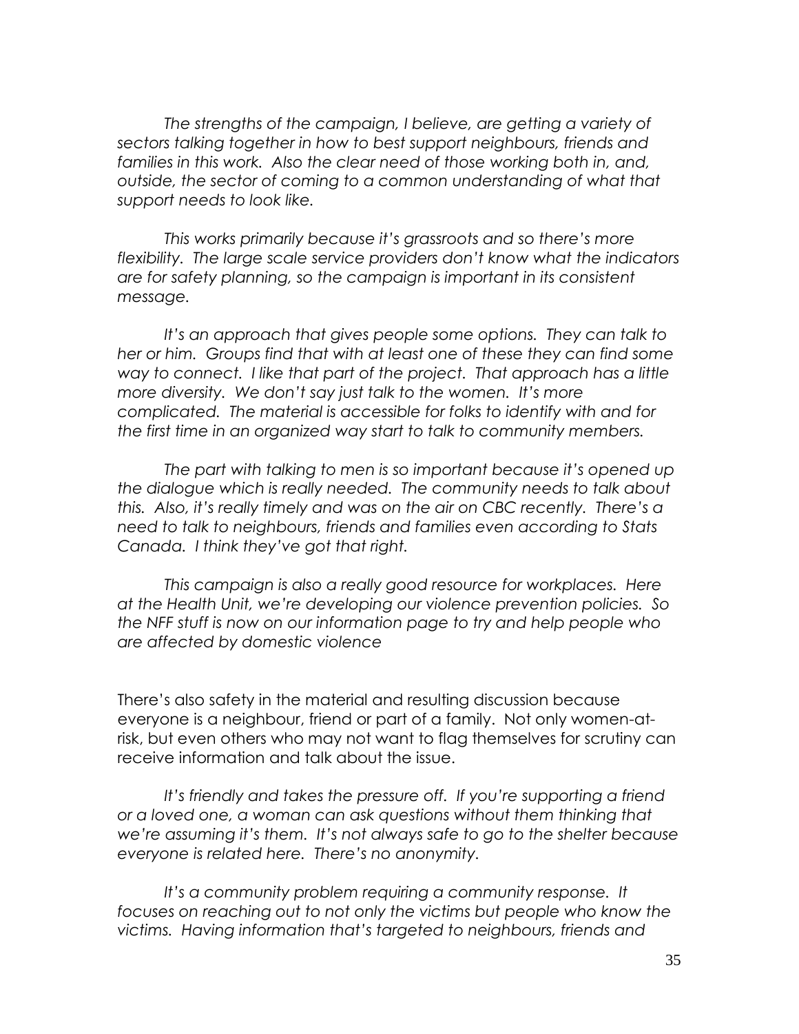*The strengths of the campaign, I believe, are getting a variety of sectors talking together in how to best support neighbours, friends and families in this work. Also the clear need of those working both in, and, outside, the sector of coming to a common understanding of what that support needs to look like.*

*This works primarily because it's grassroots and so there's more flexibility. The large scale service providers don't know what the indicators are for safety planning, so the campaign is important in its consistent message.*

*It's an approach that gives people some options. They can talk to her or him. Groups find that with at least one of these they can find some way to connect. I like that part of the project. That approach has a little more diversity. We don't say just talk to the women. It's more complicated. The material is accessible for folks to identify with and for the first time in an organized way start to talk to community members.*

*The part with talking to men is so important because it's opened up the dialogue which is really needed. The community needs to talk about this. Also, it's really timely and was on the air on CBC recently. There's a need to talk to neighbours, friends and families even according to Stats Canada. I think they've got that right.*

*This campaign is also a really good resource for workplaces. Here at the Health Unit, we're developing our violence prevention policies. So the NFF stuff is now on our information page to try and help people who are affected by domestic violence*

There's also safety in the material and resulting discussion because everyone is a neighbour, friend or part of a family. Not only women-at-risk, but even others who may not want to flag themselves for scrutiny can receive information and talk about the issue.

*It's friendly and takes the pressure off. If you're supporting a friend or a loved one, a woman can ask questions without them thinking that we're assuming it's them. It's not always safe to go to the shelter because everyone is related here. There's no anonymity.*

*It's a community problem requiring a community response. It focuses on reaching out to not only the victims but people who know the victims. Having information that's targeted to neighbours, friends and*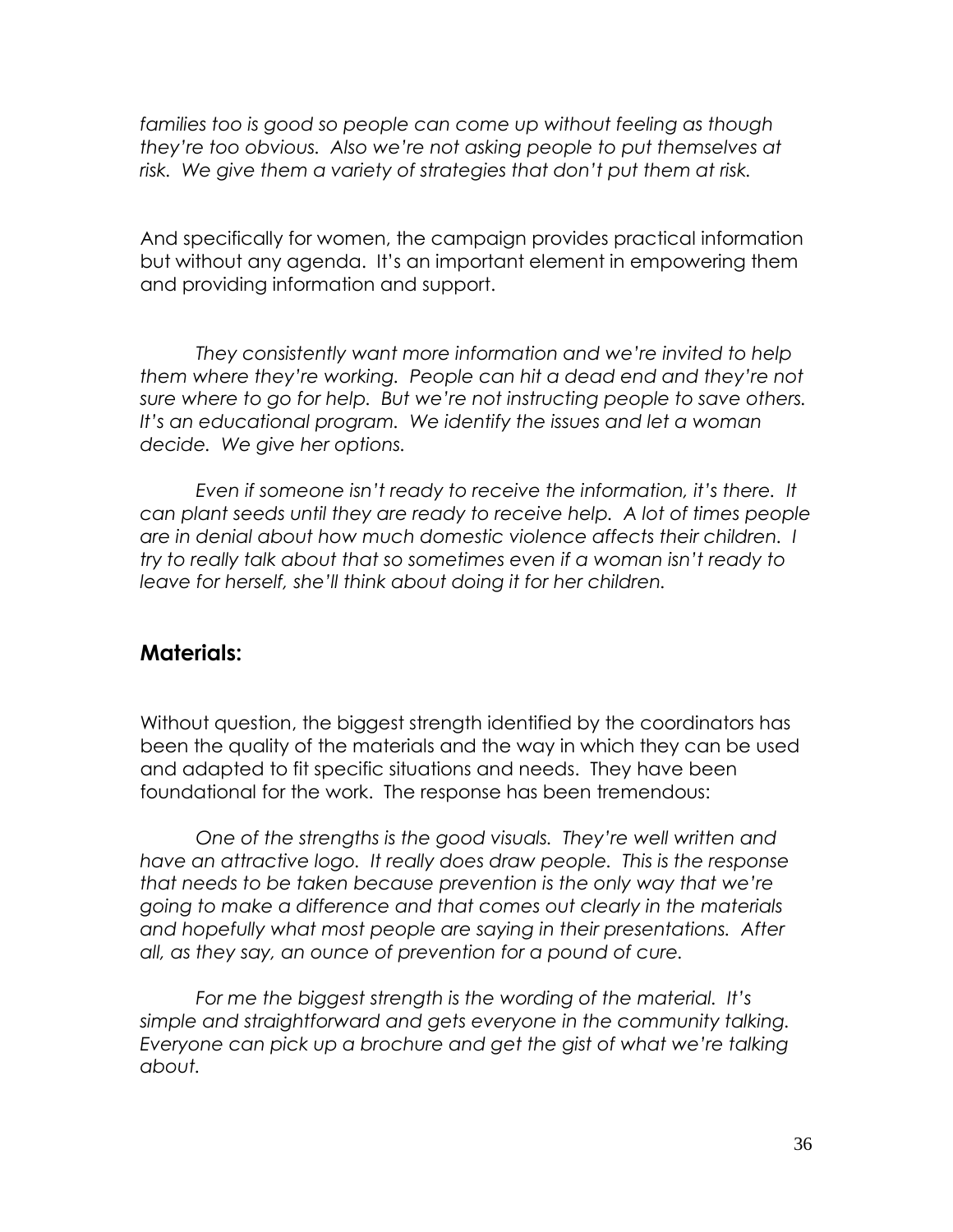*families too is good so people can come up without feeling as though they're too obvious. Also we're not asking people to put themselves at risk. We give them a variety of strategies that don't put them at risk.*

And specifically for women, the campaign provides practical information but without any agenda. It's an important element in empowering them and providing information and support.

*They consistently want more information and we're invited to help them where they're working. People can hit a dead end and they're not sure where to go for help. But we're not instructing people to save others. It's an educational program. We identify the issues and let a woman decide. We give her options.*

*Even if someone isn't ready to receive the information, it's there. It can plant seeds until they are ready to receive help. A lot of times people are in denial about how much domestic violence affects their children. I try to really talk about that so sometimes even if a woman isn't ready to leave for herself, she'll think about doing it for her children.*

## Materials:

Without question, the biggest strength identified by the coordinators has been the quality of the materials and the way in which they can be used and adapted to fit specific situations and needs. They have been foundational for the work. The response has been tremendous:

*One of the strengths is the good visuals. They're well written and have an attractive logo. It really does draw people. This is the response that needs to be taken because prevention is the only way that we're going to make a difference and that comes out clearly in the materials and hopefully what most people are saying in their presentations. After all, as they say, an ounce of prevention for a pound of cure.*

*For me the biggest strength is the wording of the material. It's simple and straightforward and gets everyone in the community talking. Everyone can pick up a brochure and get the gist of what we're talking about.*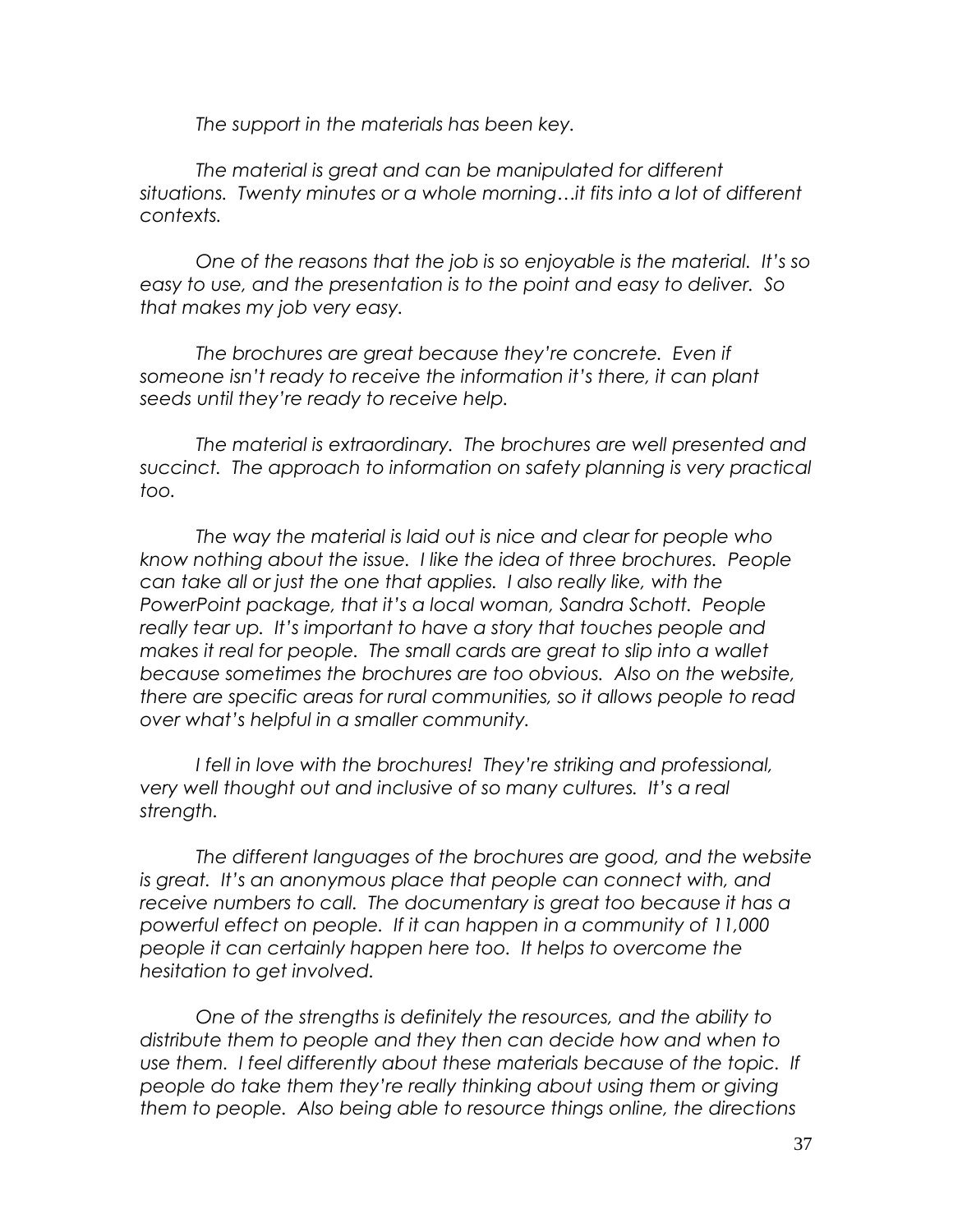*The support in the materials has been key.*

*The material is great and can be manipulated for different situations. Twenty minutes or a whole morning…it fits into a lot of different contexts.*

*One of the reasons that the job is so enjoyable is the material. It's so easy to use, and the presentation is to the point and easy to deliver. So that makes my job very easy.*

*The brochures are great because they're concrete. Even if someone isn't ready to receive the information it's there, it can plant seeds until they're ready to receive help.*

*The material is extraordinary. The brochures are well presented and succinct. The approach to information on safety planning is very practical too.*

*The way the material is laid out is nice and clear for people who know nothing about the issue. I like the idea of three brochures. People can take all or just the one that applies. I also really like, with the PowerPoint package, that it's a local woman, Sandra Schott. People really tear up. It's important to have a story that touches people and makes it real for people. The small cards are great to slip into a wallet because sometimes the brochures are too obvious. Also on the website, there are specific areas for rural communities, so it allows people to read over what's helpful in a smaller community.*

*I fell in love with the brochures! They're striking and professional, very well thought out and inclusive of so many cultures. It's a real strength.*

*The different languages of the brochures are good, and the website is great. It's an anonymous place that people can connect with, and receive numbers to call. The documentary is great too because it has a powerful effect on people. If it can happen in a community of 11,000 people it can certainly happen here too. It helps to overcome the hesitation to get involved.*

*One of the strengths is definitely the resources, and the ability to distribute them to people and they then can decide how and when to use them. I feel differently about these materials because of the topic. If people do take them they're really thinking about using them or giving them to people. Also being able to resource things online, the directions*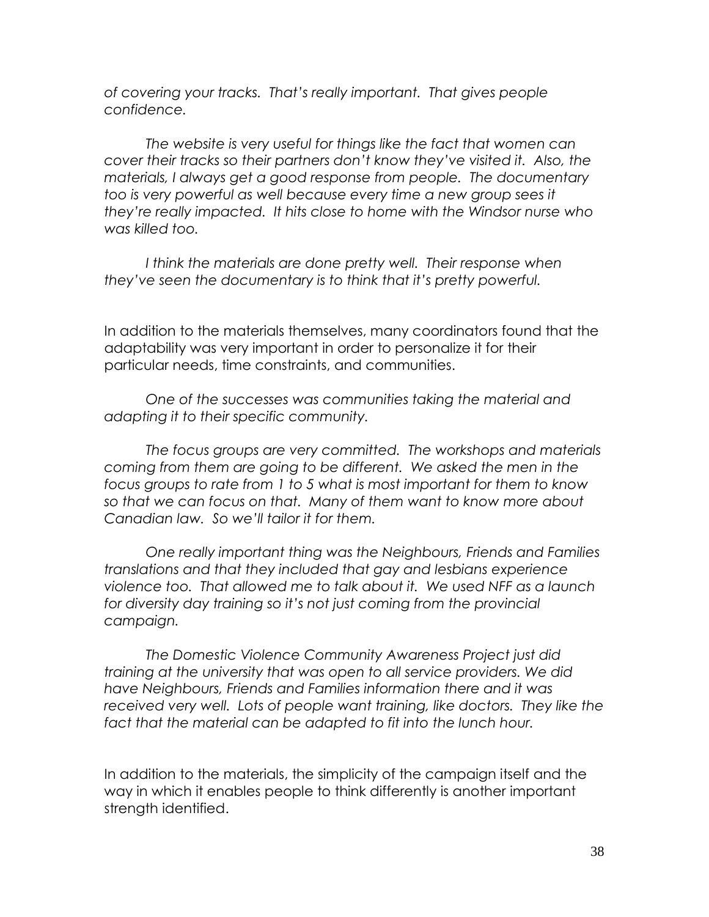*of covering your tracks. That's really important. That gives people confidence.*

*The website is very useful for things like the fact that women can cover their tracks so their partners don't know they've visited it. Also, the materials, I always get a good response from people. The documentary too is very powerful as well because every time a new group sees it they're really impacted. It hits close to home with the Windsor nurse who was killed too.*

*I think the materials are done pretty well. Their response when they've seen the documentary is to think that it's pretty powerful.*

In addition to the materials themselves, many coordinators found that the adaptability was very important in order to personalize it for their particular needs, time constraints, and communities.

*One of the successes was communities taking the material and adapting it to their specific community.*

*The focus groups are very committed. The workshops and materials coming from them are going to be different. We asked the men in the focus groups to rate from 1 to 5 what is most important for them to know so that we can focus on that. Many of them want to know more about Canadian law. So we'll tailor it for them.*

*One really important thing was the Neighbours, Friends and Families translations and that they included that gay and lesbians experience violence too. That allowed me to talk about it. We used NFF as a launch for diversity day training so it's not just coming from the provincial campaign.*

*The Domestic Violence Community Awareness Project just did training at the university that was open to all service providers. We did have Neighbours, Friends and Families information there and it was received very well. Lots of people want training, like doctors. They like the fact that the material can be adapted to fit into the lunch hour.*

In addition to the materials, the simplicity of the campaign itself and the way in which it enables people to think differently is another important strength identified.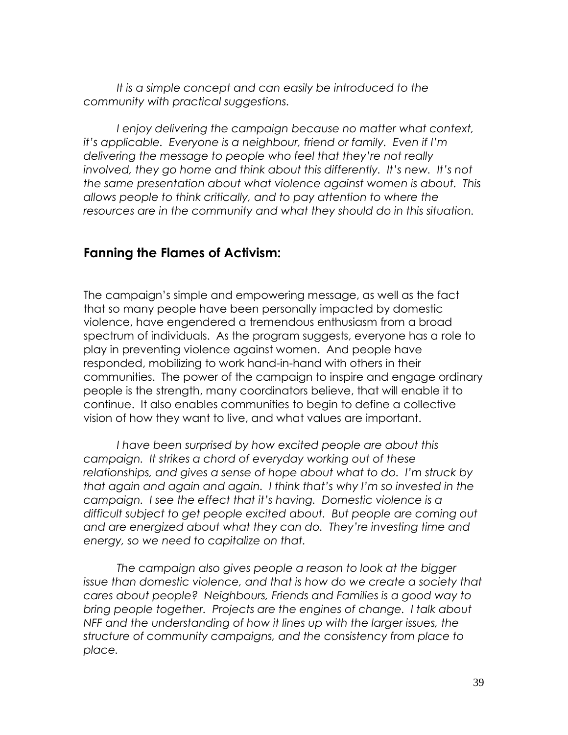*It is a simple concept and can easily be introduced to the community with practical suggestions.*

*I enjoy delivering the campaign because no matter what context, it's applicable. Everyone is a neighbour, friend or family. Even if I'm delivering the message to people who feel that they're not really involved, they go home and think about this differently. It's new. It's not the same presentation about what violence against women is about. This allows people to think critically, and to pay attention to where the resources are in the community and what they should do in this situation.*

## Fanning the Flames of Activism:

The campaign's simple and empowering message, as well as the fact that so many people have been personally impacted by domestic violence, have engendered a tremendous enthusiasm from a broad spectrum of individuals. As the program suggests, everyone has a role to play in preventing violence against women. And people have responded, mobilizing to work hand-in-hand with others in their communities. The power of the campaign to inspire and engage ordinary people is the strength, many coordinators believe, that will enable it to continue. It also enables communities to begin to define a collective vision of how they want to live, and what values are important.

*I have been surprised by how excited people are about this campaign. It strikes a chord of everyday working out of these relationships, and gives a sense of hope about what to do. I'm struck by that again and again and again. I think that's why I'm so invested in the campaign. I see the effect that it's having. Domestic violence is a difficult subject to get people excited about. But people are coming out and are energized about what they can do. They're investing time and energy, so we need to capitalize on that.*

*The campaign also gives people a reason to look at the bigger issue than domestic violence, and that is how do we create a society that cares about people? Neighbours, Friends and Families is a good way to bring people together. Projects are the engines of change. I talk about NFF and the understanding of how it lines up with the larger issues, the structure of community campaigns, and the consistency from place to place.*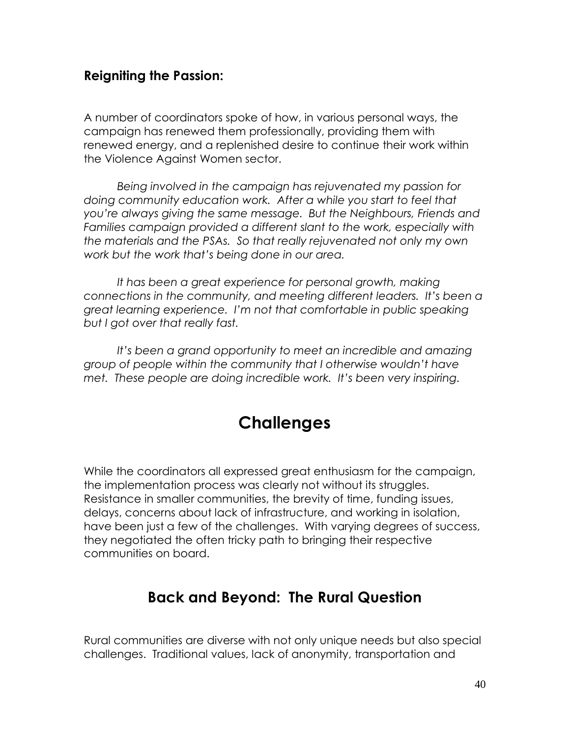### **Reigniting the Passion:**

A number of coordinators spoke of how, in various personal ways, the campaign has renewed them professionally, providing them with renewed energy, and a replenished desire to continue their work within the Violence Against Women sector.

*Being involved in the campaign has rejuvenated my passion for doing community education work. After a while you start to feel that you're always giving the same message. But the Neighbours, Friends and Families campaign provided a different slant to the work, especially with the materials and the PSAs. So that really rejuvenated not only my own work but the work that's being done in our area.*

*It has been a great experience for personal growth, making connections in the community, and meeting different leaders. It's been a great learning experience. I'm not that comfortable in public speaking but I got over that really fast.*

*It's been a grand opportunity to meet an incredible and amazing group of people within the community that I otherwise wouldn't have met. These people are doing incredible work. It's been very inspiring.*

# Challenges

While the coordinators all expressed great enthusiasm for the campaign, the implementation process was clearly not without its struggles. Resistance in smaller communities, the brevity of time, funding issues, delays, concerns about lack of infrastructure, and working in isolation, have been just a few of the challenges. With varying degrees of success, they negotiated the often tricky path to bringing their respective communities on board.

## Back and Beyond: The Rural Question

Rural communities are diverse with not only unique needs but also special challenges. Traditional values, lack of anonymity, transportation and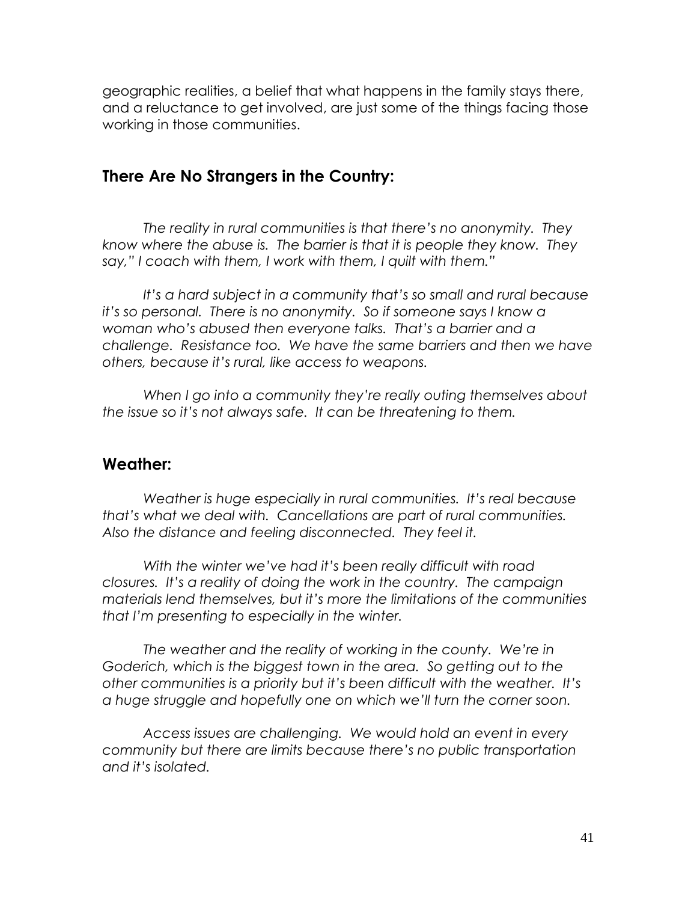geographic realities, a belief that what happens in the family stays there, and a reluctance to get involved, are just some of the things facing those working in those communities.

## There Are No Strangers in the Country:

*The reality in rural communities is that there's no anonymity. They know where the abuse is. The barrier is that it is people they know. They say," I coach with them, I work with them, I quilt with them."*

*It's a hard subject in a community that's so small and rural because it's so personal. There is no anonymity. So if someone says I know a woman who's abused then everyone talks. That's a barrier and a challenge. Resistance too. We have the same barriers and then we have others, because it's rural, like access to weapons.*

*When I go into a community they're really outing themselves about the issue so it's not always safe. It can be threatening to them.*

## Weather:

*Weather is huge especially in rural communities. It's real because that's what we deal with. Cancellations are part of rural communities. Also the distance and feeling disconnected. They feel it.*

*With the winter we've had it's been really difficult with road closures. It's a reality of doing the work in the country. The campaign materials lend themselves, but it's more the limitations of the communities that I'm presenting to especially in the winter.*

*The weather and the reality of working in the county. We're in Goderich, which is the biggest town in the area. So getting out to the other communities is a priority but it's been difficult with the weather. It's a huge struggle and hopefully one on which we'll turn the corner soon.*

*Access issues are challenging. We would hold an event in every community but there are limits because there's no public transportation and it's isolated.*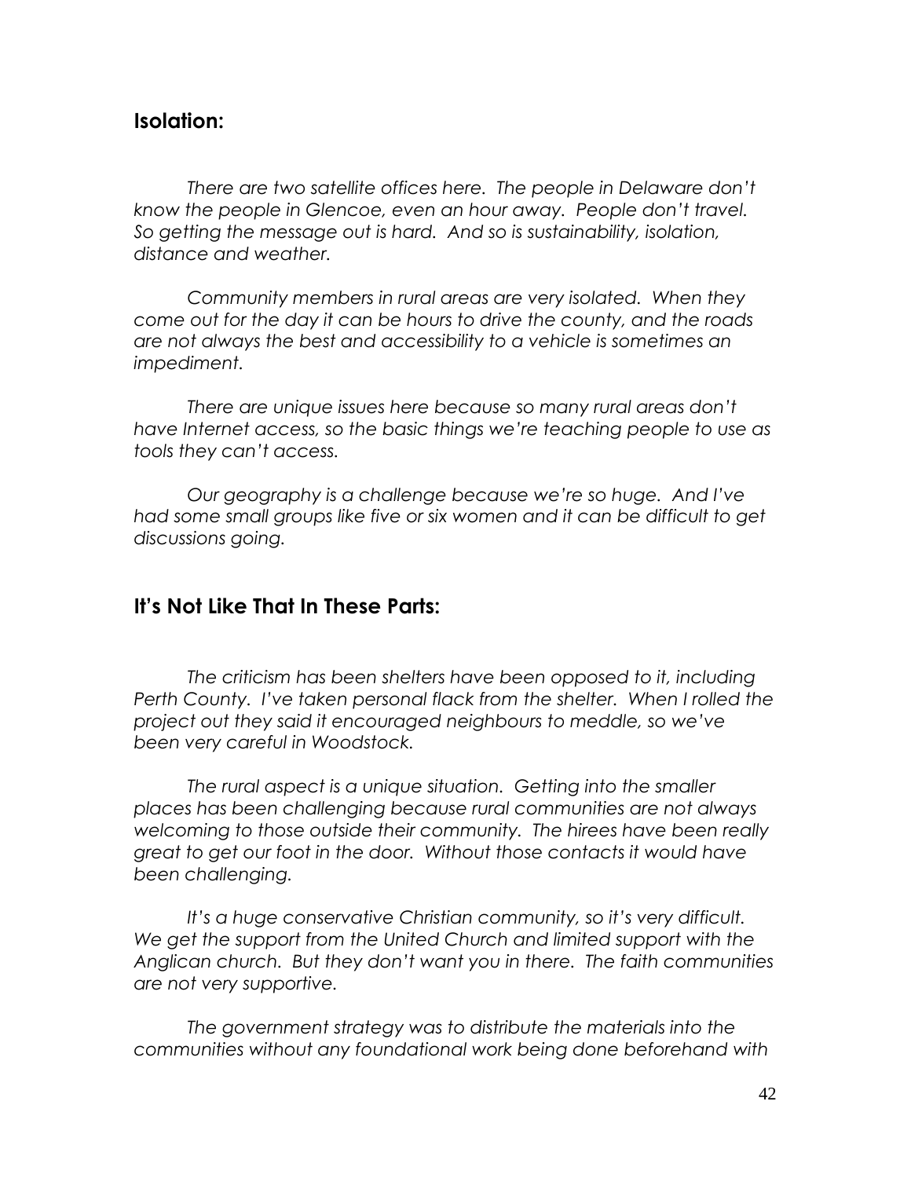## Isolation:

*There are two satellite offices here. The people in Delaware don't know the people in Glencoe, even an hour away. People don't travel. So getting the message out is hard. And so is sustainability, isolation, distance and weather.*

*Community members in rural areas are very isolated. When they come out for the day it can be hours to drive the county, and the roads are not always the best and accessibility to a vehicle is sometimes an impediment.*

*There are unique issues here because so many rural areas don't have Internet access, so the basic things we're teaching people to use as tools they can't access.*

*Our geography is a challenge because we're so huge. And I've had some small groups like five or six women and it can be difficult to get discussions going.*

## It's Not Like That In These Parts:

*The criticism has been shelters have been opposed to it, including Perth County. I've taken personal flack from the shelter. When I rolled the project out they said it encouraged neighbours to meddle, so we've been very careful in Woodstock.*

*The rural aspect is a unique situation. Getting into the smaller places has been challenging because rural communities are not always welcoming to those outside their community. The hirees have been really great to get our foot in the door. Without those contacts it would have been challenging.*

*It's a huge conservative Christian community, so it's very difficult. We get the support from the United Church and limited support with the Anglican church. But they don't want you in there. The faith communities are not very supportive.*

*The government strategy was to distribute the materials into the communities without any foundational work being done beforehand with*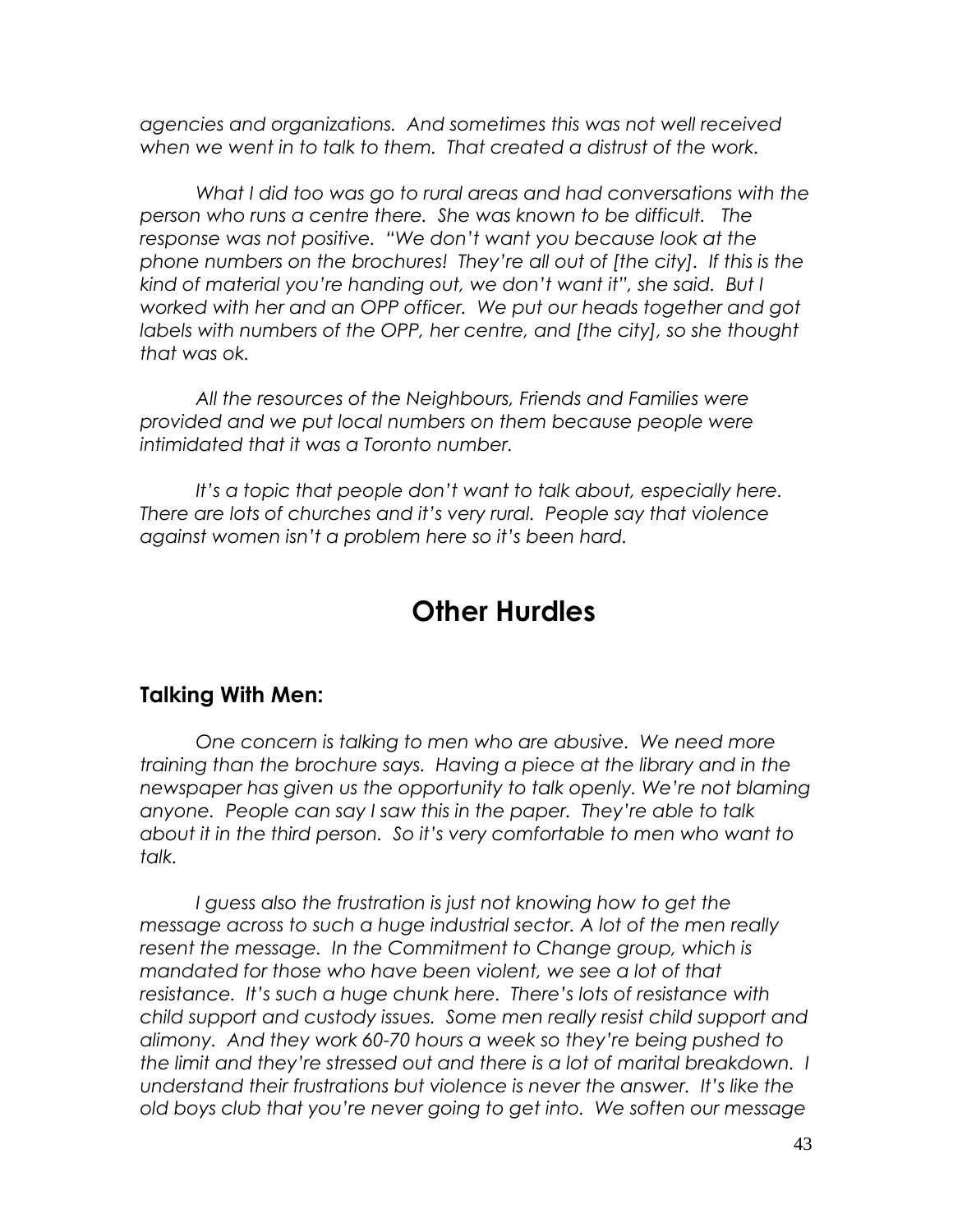*agencies and organizations. And sometimes this was not well received when we went in to talk to them. That created a distrust of the work.*

*What I did too was go to rural areas and had conversations with the person who runs a centre there. She was known to be difficult. The response was not positive. "We don't want you because look at the phone numbers on the brochures! They're all out of [the city]. If this is the kind of material you're handing out, we don't want it", she said. But I worked with her and an OPP officer. We put our heads together and got labels with numbers of the OPP, her centre, and [the city], so she thought that was ok.*

*All the resources of the Neighbours, Friends and Families were provided and we put local numbers on them because people were intimidated that it was a Toronto number.*

*It's a topic that people don't want to talk about, especially here. There are lots of churches and it's very rural. People say that violence against women isn't a problem here so it's been hard.*

# Other Hurdles

## Talking With Men:

*One concern is talking to men who are abusive. We need more training than the brochure says. Having a piece at the library and in the newspaper has given us the opportunity to talk openly. We're not blaming anyone. People can say I saw this in the paper. They're able to talk about it in the third person. So it's very comfortable to men who want to talk.*

*I guess also the frustration is just not knowing how to get the message across to such a huge industrial sector. A lot of the men really resent the message. In the Commitment to Change group, which is mandated for those who have been violent, we see a lot of that resistance. It's such a huge chunk here. There's lots of resistance with child support and custody issues. Some men really resist child support and alimony. And they work 60-70 hours a week so they're being pushed to the limit and they're stressed out and there is a lot of marital breakdown. I understand their frustrations but violence is never the answer. It's like the old boys club that you're never going to get into. We soften our message*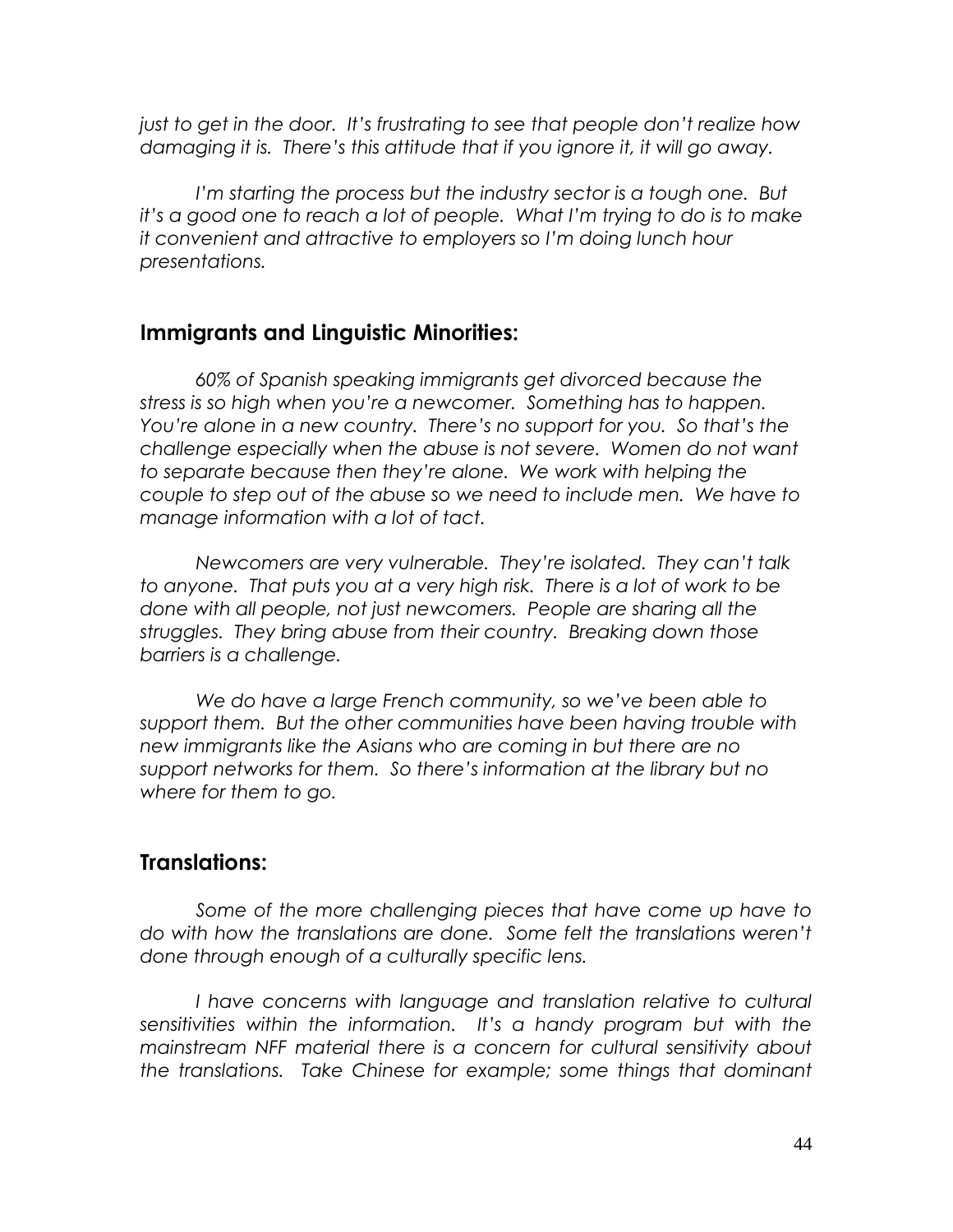*just to get in the door. It's frustrating to see that people don't realize how damaging it is. There's this attitude that if you ignore it, it will go away.*

*I'm starting the process but the industry sector is a tough one. But it's a good one to reach a lot of people. What I'm trying to do is to make it convenient and attractive to employers so I'm doing lunch hour presentations.*

## Immigrants and Linguistic Minorities:

*60% of Spanish speaking immigrants get divorced because the stress is so high when you're a newcomer. Something has to happen. You're alone in a new country. There's no support for you. So that's the challenge especially when the abuse is not severe. Women do not want to separate because then they're alone. We work with helping the couple to step out of the abuse so we need to include men. We have to manage information with a lot of tact.*

*Newcomers are very vulnerable. They're isolated. They can't talk to anyone. That puts you at a very high risk. There is a lot of work to be done with all people, not just newcomers. People are sharing all the struggles. They bring abuse from their country. Breaking down those barriers is a challenge.*

*We do have a large French community, so we've been able to support them. But the other communities have been having trouble with new immigrants like the Asians who are coming in but there are no support networks for them. So there's information at the library but no where for them to go.*

## Translations:

*Some of the more challenging pieces that have come up have to do with how the translations are done. Some felt the translations weren't done through enough of a culturally specific lens.*

*I have concerns with language and translation relative to cultural sensitivities within the information. It's a handy program but with the mainstream NFF material there is a concern for cultural sensitivity about the translations. Take Chinese for example; some things that dominant*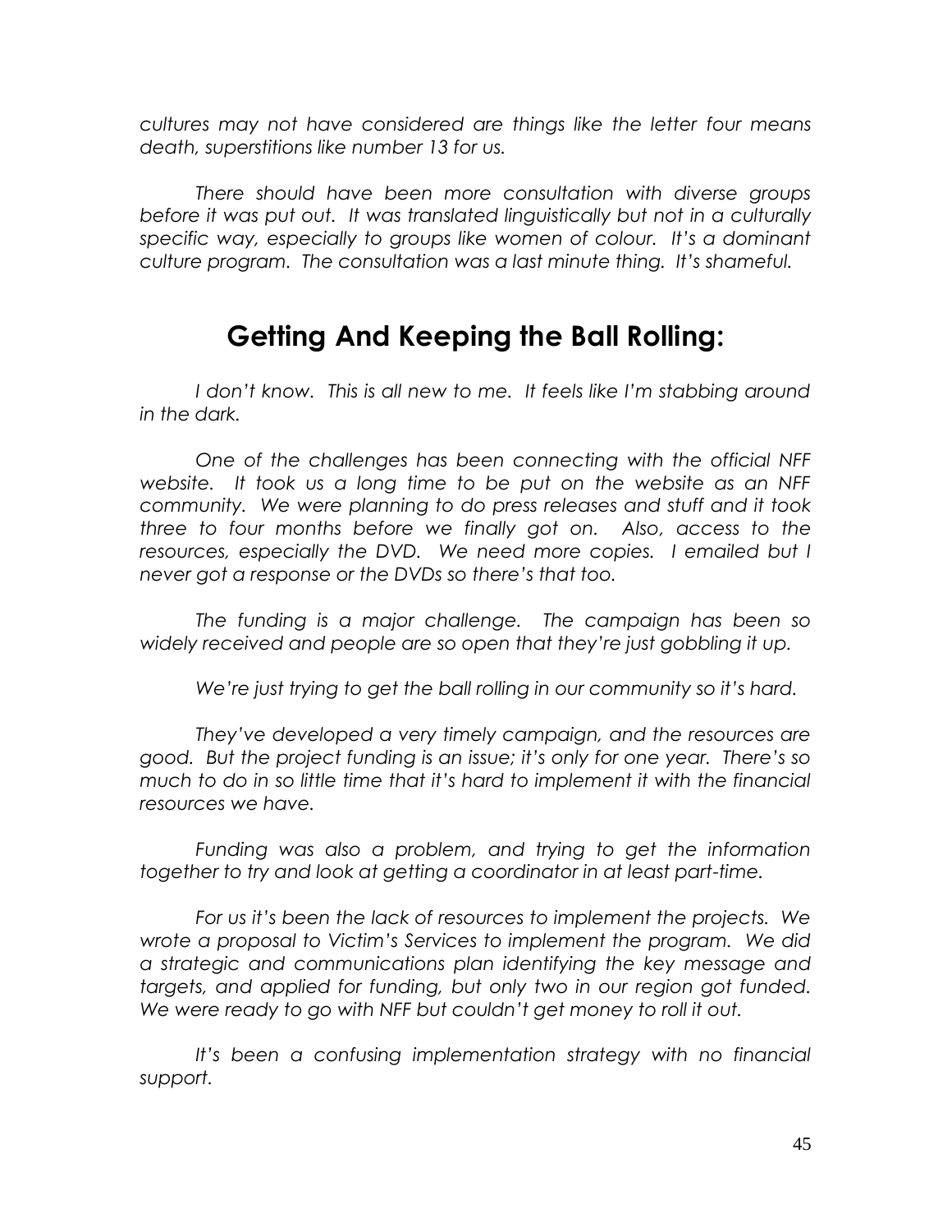*cultures may not have considered are things like the letter four means death, superstitions like number 13 for us.*

*There should have been more consultation with diverse groups before it was put out. It was translated linguistically but not in a culturally specific way, especially to groups like women of colour. It's a dominant culture program. The consultation was a last minute thing. It's shameful.*

## Getting And Keeping the Ball Rolling:

*I don't know. This is all new to me. It feels like I'm stabbing around in the dark.*

*One of the challenges has been connecting with the official NFF website. It took us a long time to be put on the website as an NFF community. We were planning to do press releases and stuff and it took three to four months before we finally got on. Also, access to the resources, especially the DVD. We need more copies. I emailed but I never got a response or the DVDs so there's that too.*

*The funding is a major challenge. The campaign has been so widely received and people are so open that they're just gobbling it up.*

*We're just trying to get the ball rolling in our community so it's hard.*

*They've developed a very timely campaign, and the resources are good. But the project funding is an issue; it's only for one year. There's so much to do in so little time that it's hard to implement it with the financial resources we have.*

*Funding was also a problem, and trying to get the information together to try and look at getting a coordinator in at least part-time.*

*For us it's been the lack of resources to implement the projects. We wrote a proposal to Victim's Services to implement the program. We did a strategic and communications plan identifying the key message and targets, and applied for funding, but only two in our region got funded. We were ready to go with NFF but couldn't get money to roll it out.*

*It's been a confusing implementation strategy with no financial support.*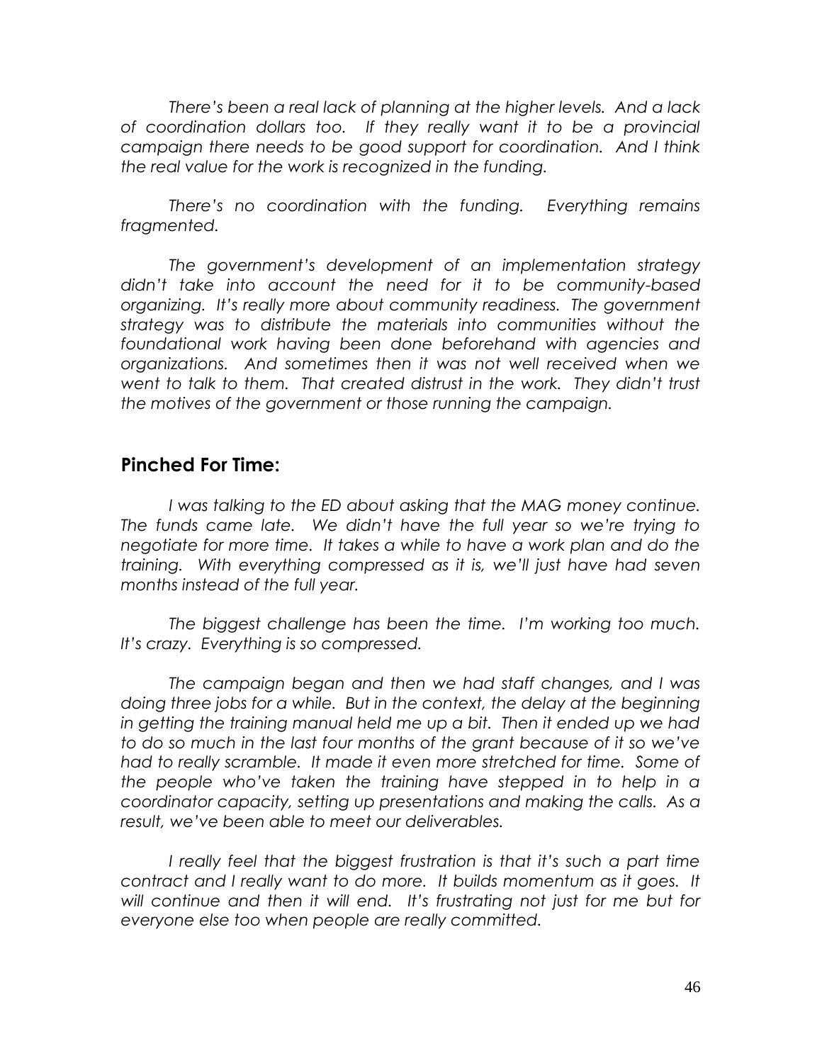*There's been a real lack of planning at the higher levels. And a lack of coordination dollars too. If they really want it to be a provincial campaign there needs to be good support for coordination. And I think the real value for the work is recognized in the funding.*

*There's no coordination with the funding. Everything remains fragmented.*

*The government's development of an implementation strategy didn't take into account the need for it to be community-based organizing. It's really more about community readiness. The government strategy was to distribute the materials into communities without the foundational work having been done beforehand with agencies and organizations. And sometimes then it was not well received when we went to talk to them. That created distrust in the work. They didn't trust the motives of the government or those running the campaign.*

## Pinched For Time:

*I was talking to the ED about asking that the MAG money continue. The funds came late. We didn't have the full year so we're trying to negotiate for more time. It takes a while to have a work plan and do the training. With everything compressed as it is, we'll just have had seven months instead of the full year.*

*The biggest challenge has been the time. I'm working too much. It's crazy. Everything is so compressed.*

*The campaign began and then we had staff changes, and I was doing three jobs for a while. But in the context, the delay at the beginning in getting the training manual held me up a bit. Then it ended up we had to do so much in the last four months of the grant because of it so we've had to really scramble. It made it even more stretched for time. Some of the people who've taken the training have stepped in to help in a coordinator capacity, setting up presentations and making the calls. As a result, we've been able to meet our deliverables.*

*I really feel that the biggest frustration is that it's such a part time contract and I really want to do more. It builds momentum as it goes. It will continue and then it will end. It's frustrating not just for me but for everyone else too when people are really committed.*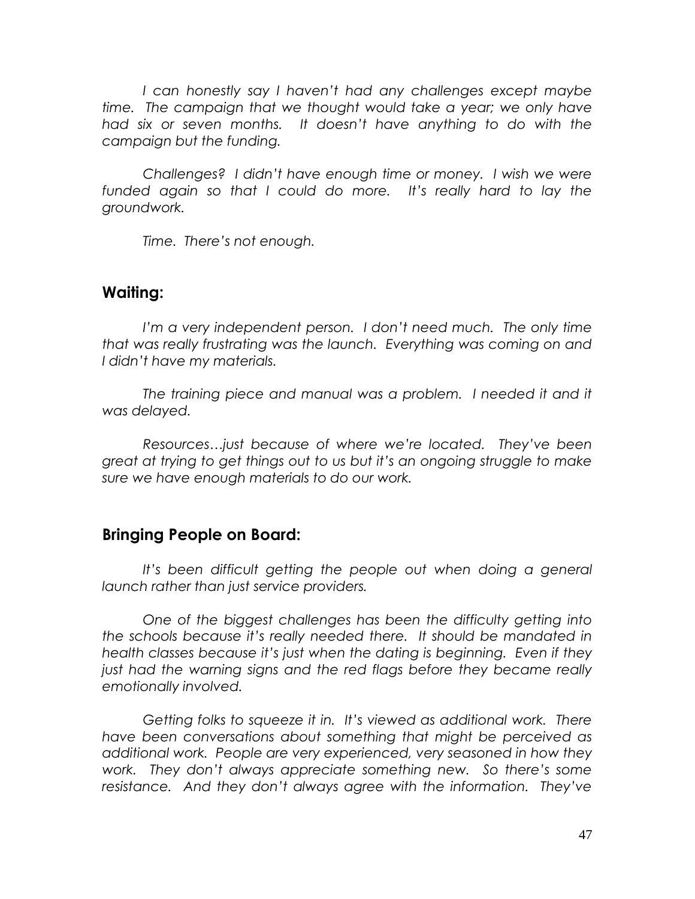*I can honestly say I haven't had any challenges except maybe time. The campaign that we thought would take a year; we only have had six or seven months. It doesn't have anything to do with the campaign but the funding.*

*Challenges? I didn't have enough time or money. I wish we were funded again so that I could do more. It's really hard to lay the groundwork.*

*Time. There's not enough.*

## Waiting:

*I'm a very independent person. I don't need much. The only time that was really frustrating was the launch. Everything was coming on and I didn't have my materials.*

*The training piece and manual was a problem. I needed it and it was delayed.*

*Resources…just because of where we're located. They've been great at trying to get things out to us but it's an ongoing struggle to make sure we have enough materials to do our work.*

## Bringing People on Board:

*It's been difficult getting the people out when doing a general launch rather than just service providers.*

*One of the biggest challenges has been the difficulty getting into the schools because it's really needed there. It should be mandated in health classes because it's just when the dating is beginning. Even if they just had the warning signs and the red flags before they became really emotionally involved.*

*Getting folks to squeeze it in. It's viewed as additional work. There have been conversations about something that might be perceived as additional work. People are very experienced, very seasoned in how they work. They don't always appreciate something new. So there's some resistance. And they don't always agree with the information. They've*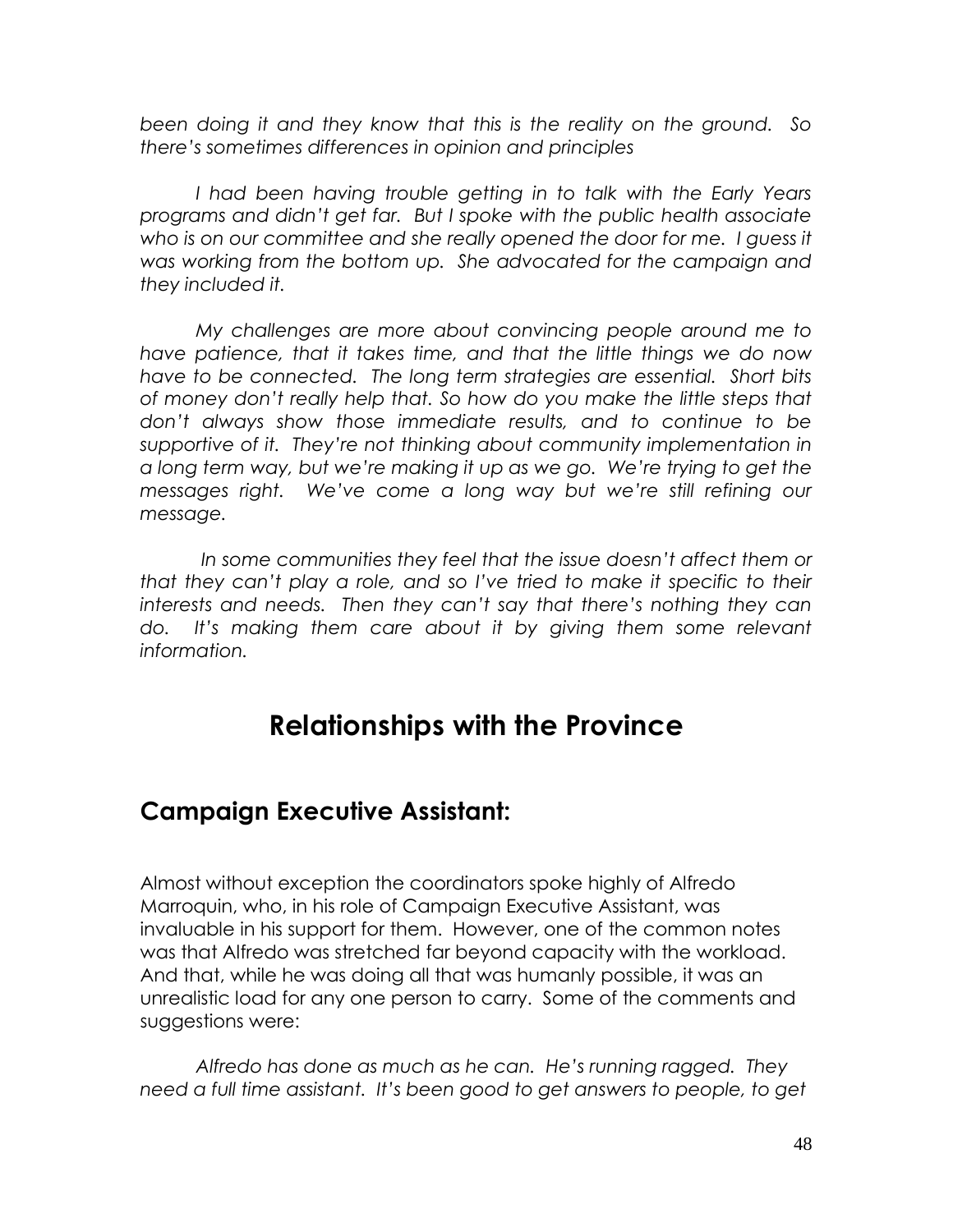*been doing it and they know that this is the reality on the ground. So there's sometimes differences in opinion and principles*

*I had been having trouble getting in to talk with the Early Years programs and didn't get far. But I spoke with the public health associate who is on our committee and she really opened the door for me. I guess it was working from the bottom up. She advocated for the campaign and they included it.*

*My challenges are more about convincing people around me to have patience, that it takes time, and that the little things we do now have to be connected. The long term strategies are essential. Short bits of money don't really help that. So how do you make the little steps that don't always show those immediate results, and to continue to be supportive of it. They're not thinking about community implementation in a long term way, but we're making it up as we go. We're trying to get the messages right. We've come a long way but we're still refining our message.*

*In some communities they feel that the issue doesn't affect them or that they can't play a role, and so I've tried to make it specific to their interests and needs. Then they can't say that there's nothing they can do. It's making them care about it by giving them some relevant information.*

# Relationships with the Province

## Campaign Executive Assistant:

Almost without exception the coordinators spoke highly of Alfredo Marroquin, who, in his role of Campaign Executive Assistant, was invaluable in his support for them. However, one of the common notes was that Alfredo was stretched far beyond capacity with the workload. And that, while he was doing all that was humanly possible, it was an unrealistic load for any one person to carry. Some of the comments and suggestions were:

*Alfredo has done as much as he can. He's running ragged. They need a full time assistant. It's been good to get answers to people, to get*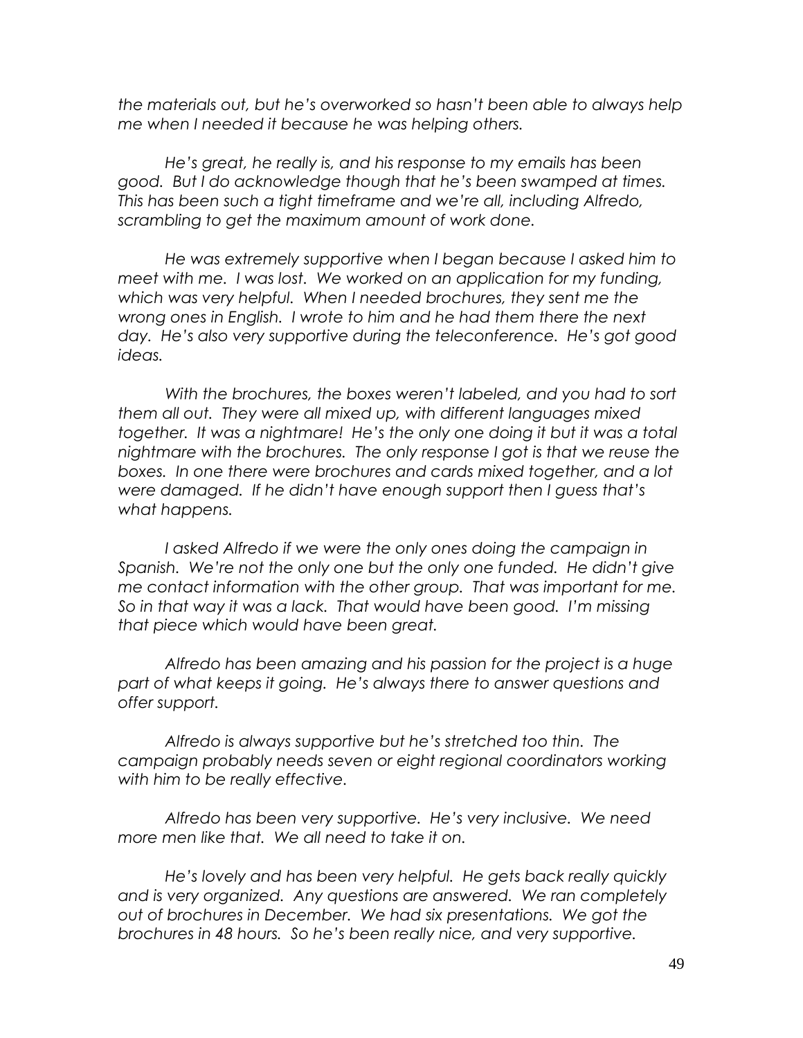*the materials out, but he's overworked so hasn't been able to always help me when I needed it because he was helping others.*

*He's great, he really is, and his response to my emails has been good. But I do acknowledge though that he's been swamped at times. This has been such a tight timeframe and we're all, including Alfredo, scrambling to get the maximum amount of work done.*

*He was extremely supportive when I began because I asked him to meet with me. I was lost. We worked on an application for my funding, which was very helpful. When I needed brochures, they sent me the wrong ones in English. I wrote to him and he had them there the next day. He's also very supportive during the teleconference. He's got good ideas.*

*With the brochures, the boxes weren't labeled, and you had to sort them all out. They were all mixed up, with different languages mixed together. It was a nightmare! He's the only one doing it but it was a total nightmare with the brochures. The only response I got is that we reuse the boxes. In one there were brochures and cards mixed together, and a lot were damaged. If he didn't have enough support then I guess that's what happens.*

*I asked Alfredo if we were the only ones doing the campaign in Spanish. We're not the only one but the only one funded. He didn't give me contact information with the other group. That was important for me. So in that way it was a lack. That would have been good. I'm missing that piece which would have been great.*

*Alfredo has been amazing and his passion for the project is a huge part of what keeps it going. He's always there to answer questions and offer support.*

*Alfredo is always supportive but he's stretched too thin. The campaign probably needs seven or eight regional coordinators working with him to be really effective.*

*Alfredo has been very supportive. He's very inclusive. We need more men like that. We all need to take it on.*

*He's lovely and has been very helpful. He gets back really quickly and is very organized. Any questions are answered. We ran completely out of brochures in December. We had six presentations. We got the brochures in 48 hours. So he's been really nice, and very supportive.*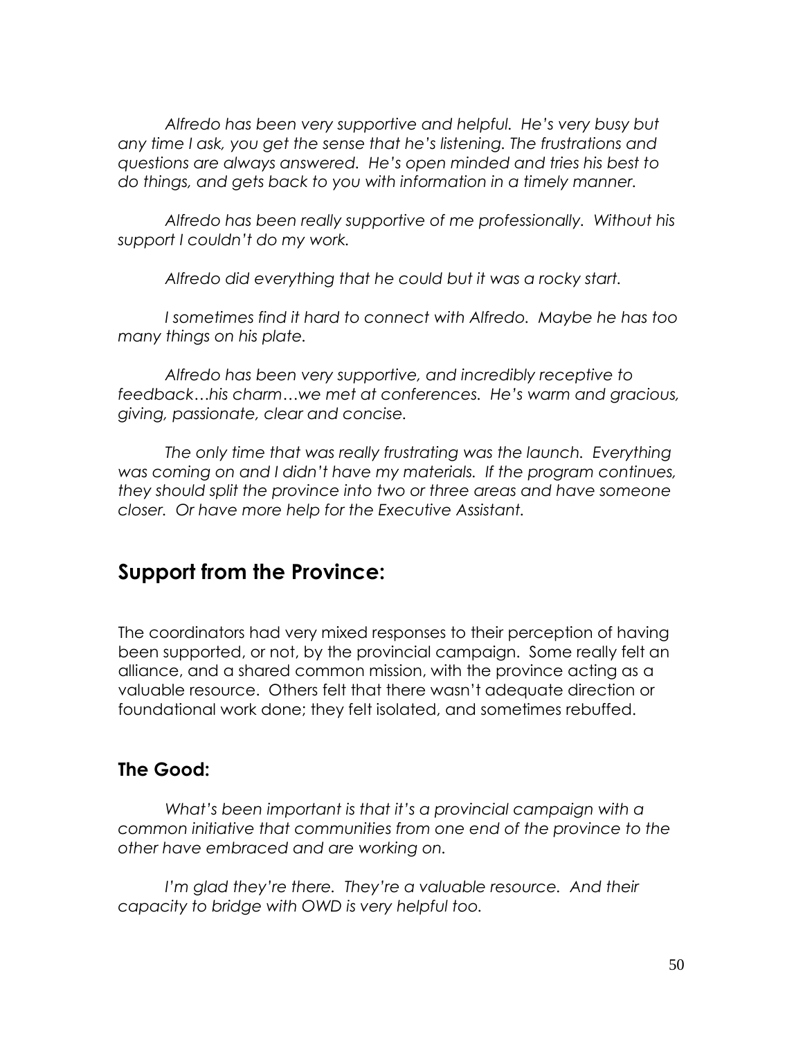*Alfredo has been very supportive and helpful. He's very busy but any time I ask, you get the sense that he's listening. The frustrations and questions are always answered. He's open minded and tries his best to do things, and gets back to you with information in a timely manner.*

*Alfredo has been really supportive of me professionally. Without his support I couldn't do my work.*

*Alfredo did everything that he could but it was a rocky start.*

*I sometimes find it hard to connect with Alfredo. Maybe he has too many things on his plate.*

*Alfredo has been very supportive, and incredibly receptive to feedback…his charm…we met at conferences. He's warm and gracious, giving, passionate, clear and concise.*

*The only time that was really frustrating was the launch. Everything was coming on and I didn't have my materials. If the program continues, they should split the province into two or three areas and have someone closer. Or have more help for the Executive Assistant.*

## Support from the Province:

The coordinators had very mixed responses to their perception of having been supported, or not, by the provincial campaign. Some really felt an alliance, and a shared common mission, with the province acting as a valuable resource. Others felt that there wasn't adequate direction or foundational work done; they felt isolated, and sometimes rebuffed.

### The Good:

*What's been important is that it's a provincial campaign with a common initiative that communities from one end of the province to the other have embraced and are working on.*

*I'm glad they're there. They're a valuable resource. And their capacity to bridge with OWD is very helpful too.*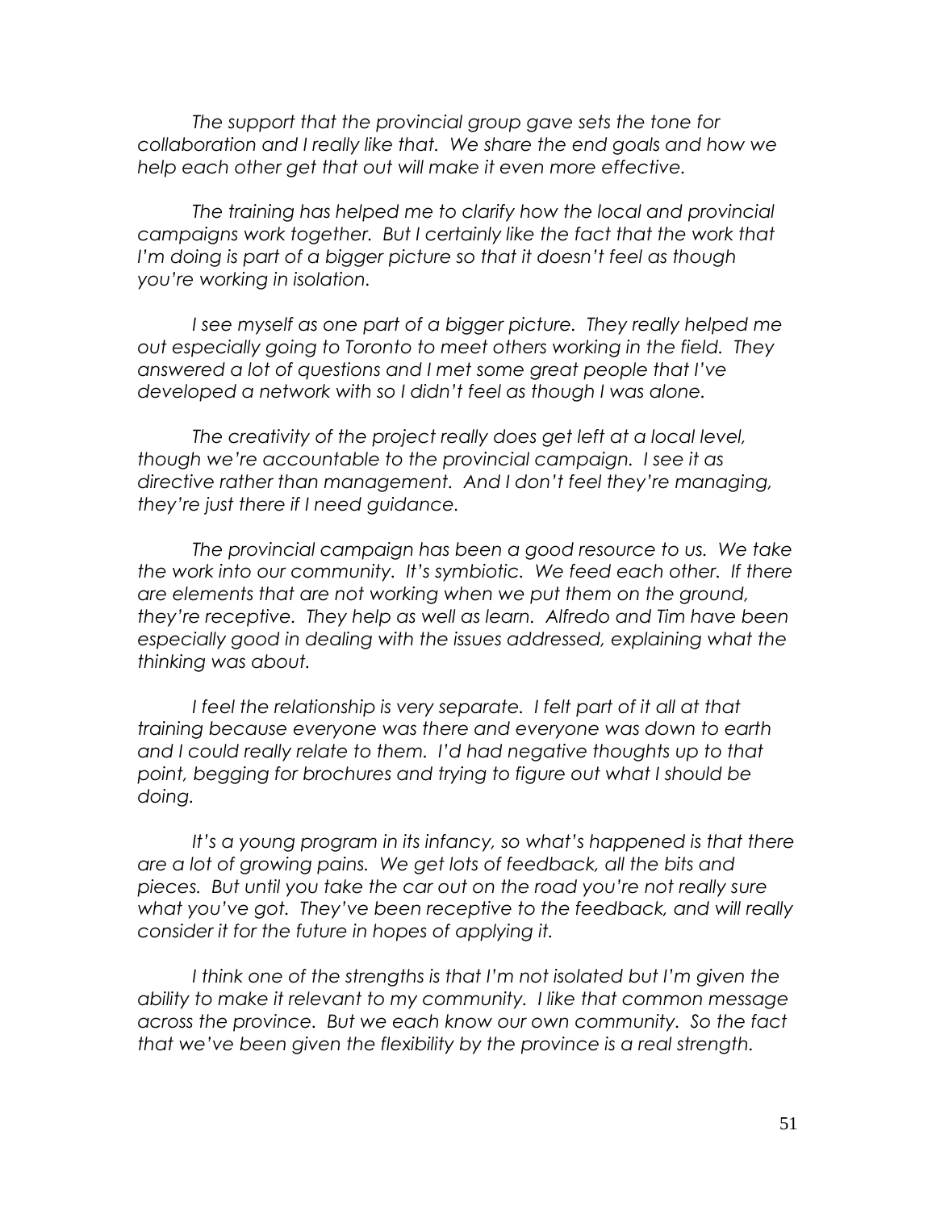*The support that the provincial group gave sets the tone for collaboration and I really like that. We share the end goals and how we help each other get that out will make it even more effective.*

*The training has helped me to clarify how the local and provincial campaigns work together. But I certainly like the fact that the work that I'm doing is part of a bigger picture so that it doesn't feel as though you're working in isolation.*

*I see myself as one part of a bigger picture. They really helped me out especially going to Toronto to meet others working in the field. They answered a lot of questions and I met some great people that I've developed a network with so I didn't feel as though I was alone.*

*The creativity of the project really does get left at a local level, though we're accountable to the provincial campaign. I see it as directive rather than management. And I don't feel they're managing, they're just there if I need guidance.*

*The provincial campaign has been a good resource to us. We take the work into our community. It's symbiotic. We feed each other. If there are elements that are not working when we put them on the ground, they're receptive. They help as well as learn. Alfredo and Tim have been especially good in dealing with the issues addressed, explaining what the thinking was about.*

*I feel the relationship is very separate. I felt part of it all at that training because everyone was there and everyone was down to earth and I could really relate to them. I'd had negative thoughts up to that point, begging for brochures and trying to figure out what I should be doing.*

*It's a young program in its infancy, so what's happened is that there are a lot of growing pains. We get lots of feedback, all the bits and pieces. But until you take the car out on the road you're not really sure what you've got. They've been receptive to the feedback, and will really consider it for the future in hopes of applying it.*

*I think one of the strengths is that I'm not isolated but I'm given the ability to make it relevant to my community. I like that common message across the province. But we each know our own community. So the fact that we've been given the flexibility by the province is a real strength.*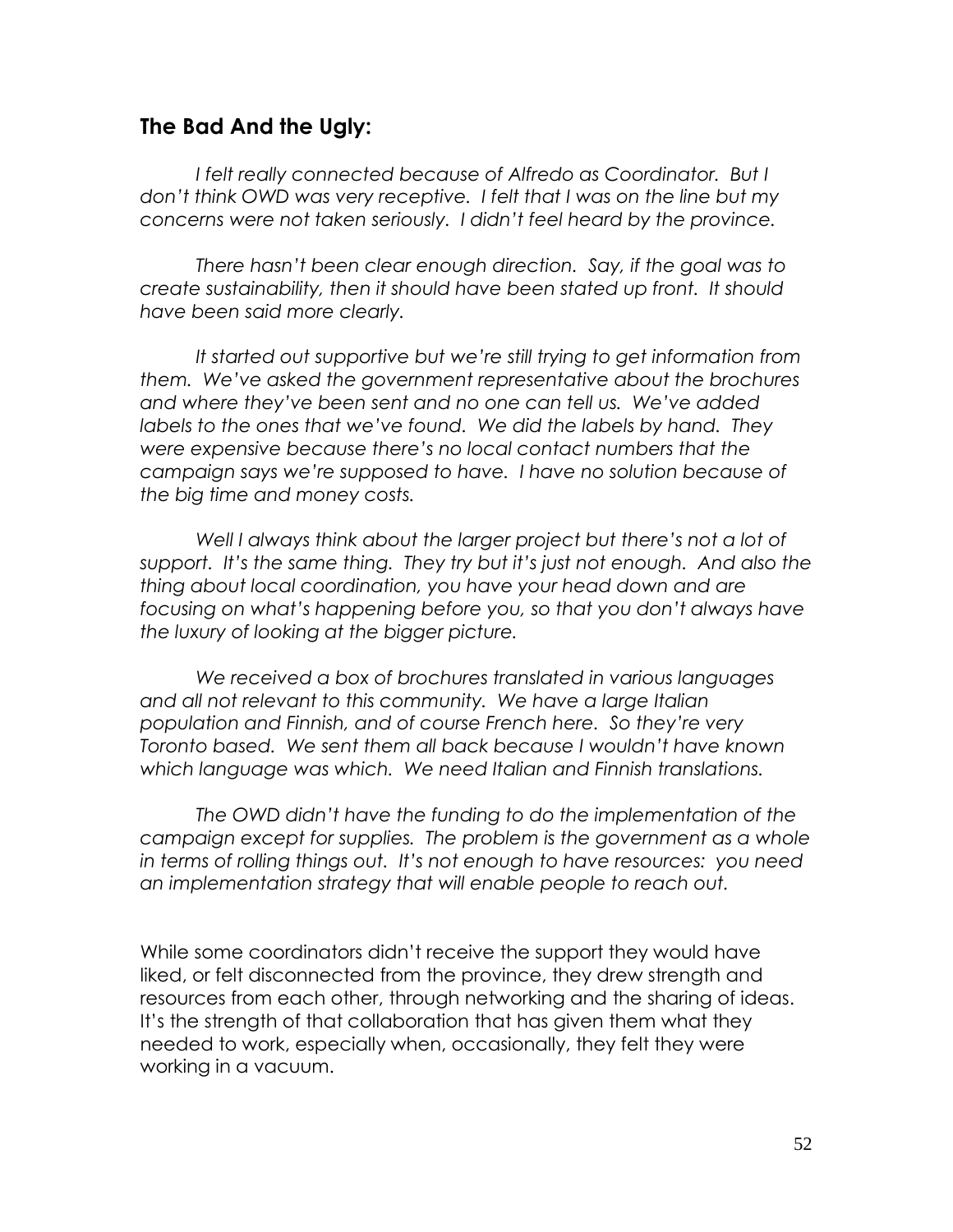## The Bad And the Ugly:

*I felt really connected because of Alfredo as Coordinator. But I don't think OWD was very receptive. I felt that I was on the line but my concerns were not taken seriously. I didn't feel heard by the province.*

*There hasn't been clear enough direction. Say, if the goal was to create sustainability, then it should have been stated up front. It should have been said more clearly.*

*It started out supportive but we're still trying to get information from them. We've asked the government representative about the brochures and where they've been sent and no one can tell us. We've added labels to the ones that we've found. We did the labels by hand. They were expensive because there's no local contact numbers that the campaign says we're supposed to have. I have no solution because of the big time and money costs.*

*Well I always think about the larger project but there's not a lot of support. It's the same thing. They try but it's just not enough. And also the thing about local coordination, you have your head down and are focusing on what's happening before you, so that you don't always have the luxury of looking at the bigger picture.*

*We received a box of brochures translated in various languages and all not relevant to this community. We have a large Italian population and Finnish, and of course French here. So they're very Toronto based. We sent them all back because I wouldn't have known which language was which. We need Italian and Finnish translations.*

*The OWD didn't have the funding to do the implementation of the campaign except for supplies. The problem is the government as a whole in terms of rolling things out. It's not enough to have resources: you need an implementation strategy that will enable people to reach out.*

While some coordinators didn't receive the support they would have liked, or felt disconnected from the province, they drew strength and resources from each other, through networking and the sharing of ideas. It's the strength of that collaboration that has given them what they needed to work, especially when, occasionally, they felt they were working in a vacuum.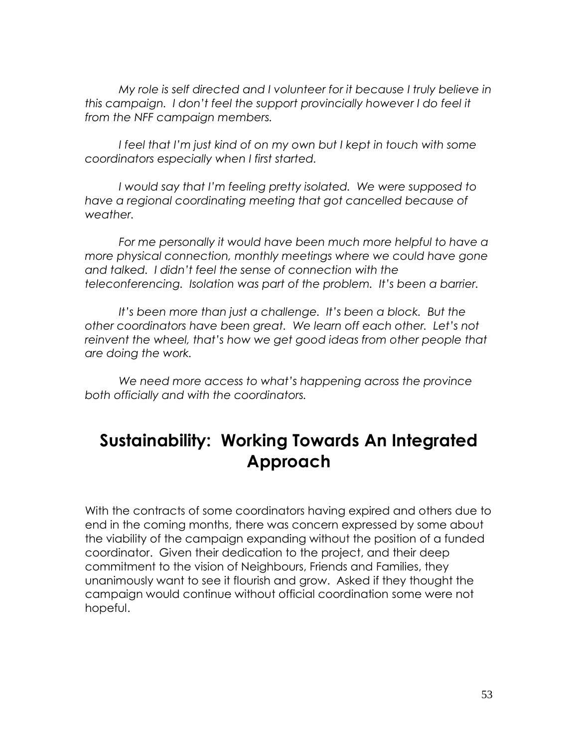*My role is self directed and I volunteer for it because I truly believe in this campaign. I don't feel the support provincially however I do feel it from the NFF campaign members.*

*I feel that I'm just kind of on my own but I kept in touch with some coordinators especially when I first started.*

*I would say that I'm feeling pretty isolated. We were supposed to have a regional coordinating meeting that got cancelled because of weather.*

*For me personally it would have been much more helpful to have a more physical connection, monthly meetings where we could have gone and talked. I didn't feel the sense of connection with the teleconferencing. Isolation was part of the problem. It's been a barrier.*

*It's been more than just a challenge. It's been a block. But the other coordinators have been great. We learn off each other. Let's not reinvent the wheel, that's how we get good ideas from other people that are doing the work.*

*We need more access to what's happening across the province both officially and with the coordinators.*

## Sustainability: Working Towards An Integrated Approach

With the contracts of some coordinators having expired and others due to end in the coming months, there was concern expressed by some about the viability of the campaign expanding without the position of a funded coordinator. Given their dedication to the project, and their deep commitment to the vision of Neighbours, Friends and Families, they unanimously want to see it flourish and grow. Asked if they thought the campaign would continue without official coordination some were not hopeful.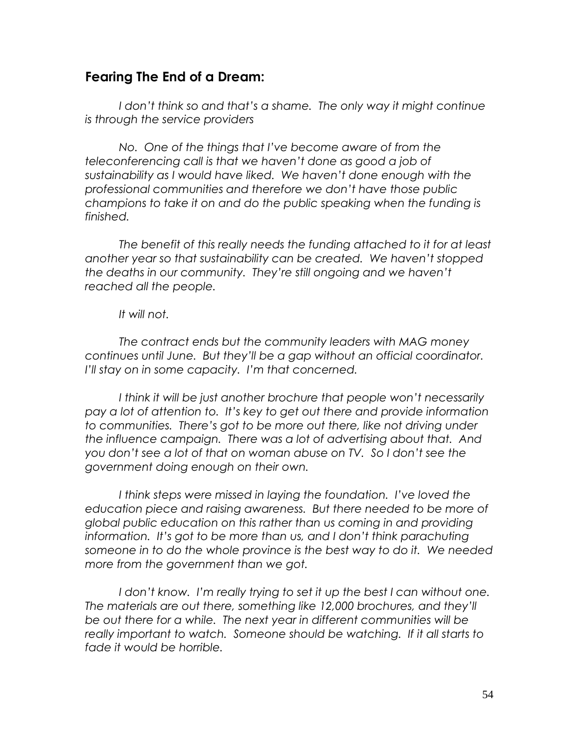### **Fearing The End of a Dream:**

*I don't think so and that's a shame. The only way it might continue is through the service providers*

*No. One of the things that I've become aware of from the teleconferencing call is that we haven't done as good a job of sustainability as I would have liked. We haven't done enough with the professional communities and therefore we don't have those public champions to take it on and do the public speaking when the funding is finished.*

*The benefit of this really needs the funding attached to it for at least another year so that sustainability can be created. We haven't stopped the deaths in our community. They're still ongoing and we haven't reached all the people.*

*It will not.*

*The contract ends but the community leaders with MAG money continues until June. But they'll be a gap without an official coordinator. I'll stay on in some capacity. I'm that concerned.*

*I think it will be just another brochure that people won't necessarily pay a lot of attention to. It's key to get out there and provide information to communities. There's got to be more out there, like not driving under the influence campaign. There was a lot of advertising about that. And you don't see a lot of that on woman abuse on TV. So I don't see the government doing enough on their own.*

*I think steps were missed in laying the foundation. I've loved the education piece and raising awareness. But there needed to be more of global public education on this rather than us coming in and providing information. It's got to be more than us, and I don't think parachuting someone in to do the whole province is the best way to do it. We needed more from the government than we got.*

*I don't know. I'm really trying to set it up the best I can without one. The materials are out there, something like 12,000 brochures, and they'll be out there for a while. The next year in different communities will be really important to watch. Someone should be watching. If it all starts to fade it would be horrible.*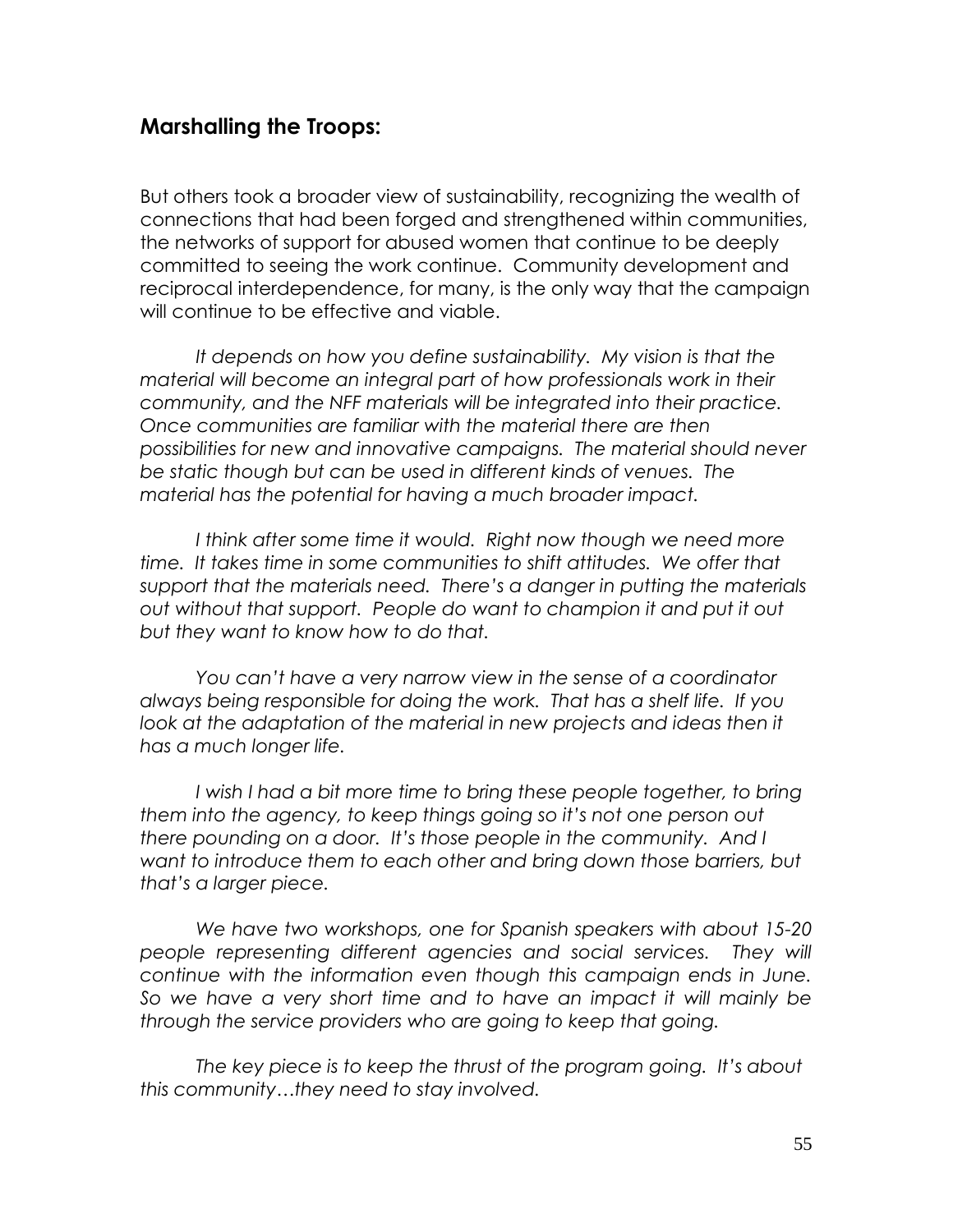## Marshalling the Troops:

But others took a broader view of sustainability, recognizing the wealth of connections that had been forged and strengthened within communities, the networks of support for abused women that continue to be deeply committed to seeing the work continue. Community development and reciprocal interdependence, for many, is the only way that the campaign will continue to be effective and viable.

*It depends on how you define sustainability. My vision is that the material will become an integral part of how professionals work in their community, and the NFF materials will be integrated into their practice. Once communities are familiar with the material there are then possibilities for new and innovative campaigns. The material should never be static though but can be used in different kinds of venues. The material has the potential for having a much broader impact.*

*I think after some time it would. Right now though we need more time. It takes time in some communities to shift attitudes. We offer that support that the materials need. There's a danger in putting the materials out without that support. People do want to champion it and put it out but they want to know how to do that.*

*You can't have a very narrow view in the sense of a coordinator always being responsible for doing the work. That has a shelf life. If you look at the adaptation of the material in new projects and ideas then it has a much longer life.*

*I wish I had a bit more time to bring these people together, to bring them into the agency, to keep things going so it's not one person out there pounding on a door. It's those people in the community. And I want to introduce them to each other and bring down those barriers, but that's a larger piece.*

*We have two workshops, one for Spanish speakers with about 15-20 people representing different agencies and social services. They will continue with the information even though this campaign ends in June. So we have a very short time and to have an impact it will mainly be through the service providers who are going to keep that going.*

*The key piece is to keep the thrust of the program going. It's about this community…they need to stay involved.*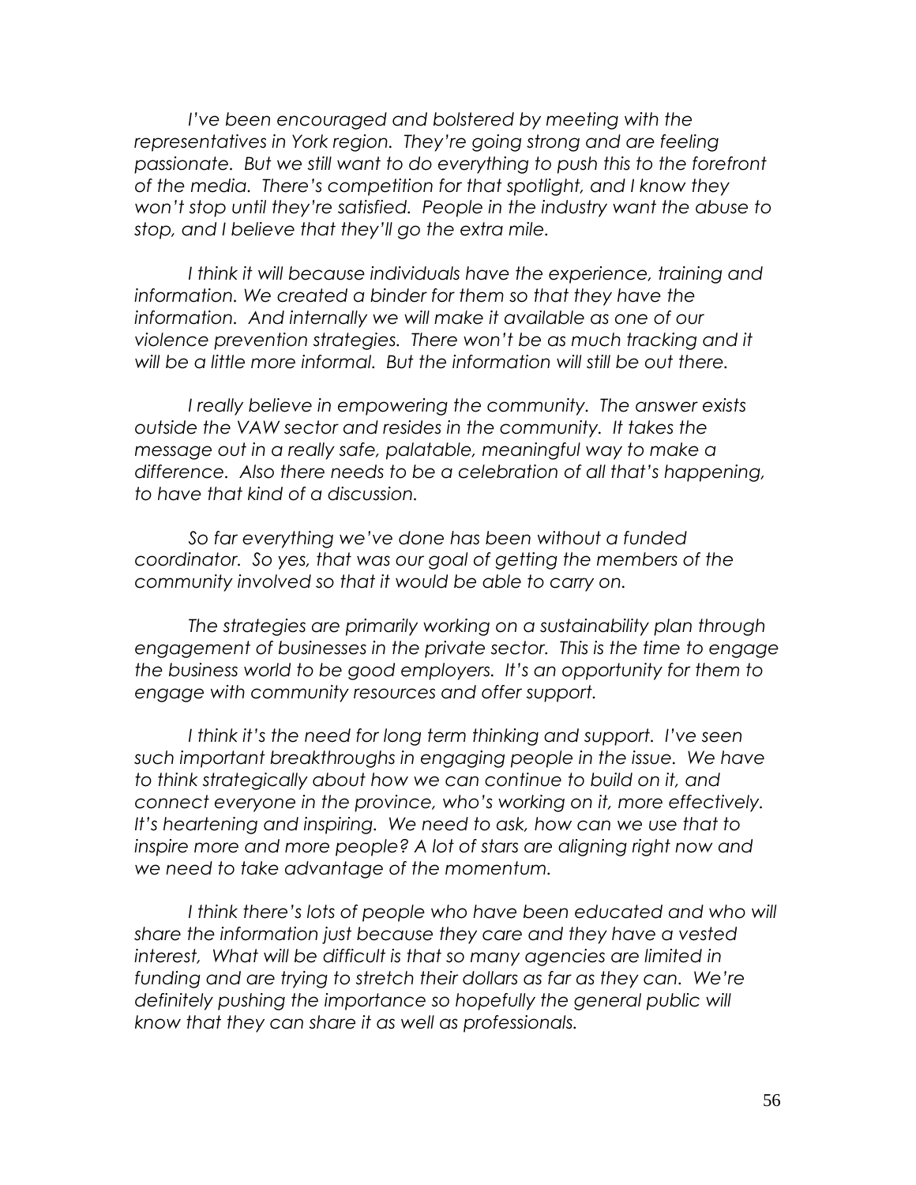*I've been encouraged and bolstered by meeting with the representatives in York region. They're going strong and are feeling passionate. But we still want to do everything to push this to the forefront of the media. There's competition for that spotlight, and I know they won't stop until they're satisfied. People in the industry want the abuse to stop, and I believe that they'll go the extra mile.*

*I think it will because individuals have the experience, training and information. We created a binder for them so that they have the information. And internally we will make it available as one of our violence prevention strategies. There won't be as much tracking and it will be a little more informal. But the information will still be out there.*

*I really believe in empowering the community. The answer exists outside the VAW sector and resides in the community. It takes the message out in a really safe, palatable, meaningful way to make a difference. Also there needs to be a celebration of all that's happening, to have that kind of a discussion.*

*So far everything we've done has been without a funded coordinator. So yes, that was our goal of getting the members of the community involved so that it would be able to carry on.*

*The strategies are primarily working on a sustainability plan through engagement of businesses in the private sector. This is the time to engage the business world to be good employers. It's an opportunity for them to engage with community resources and offer support.*

*I think it's the need for long term thinking and support. I've seen such important breakthroughs in engaging people in the issue. We have to think strategically about how we can continue to build on it, and connect everyone in the province, who's working on it, more effectively. It's heartening and inspiring. We need to ask, how can we use that to inspire more and more people? A lot of stars are aligning right now and we need to take advantage of the momentum.*

*I think there's lots of people who have been educated and who will share the information just because they care and they have a vested interest, What will be difficult is that so many agencies are limited in funding and are trying to stretch their dollars as far as they can. We're definitely pushing the importance so hopefully the general public will know that they can share it as well as professionals.*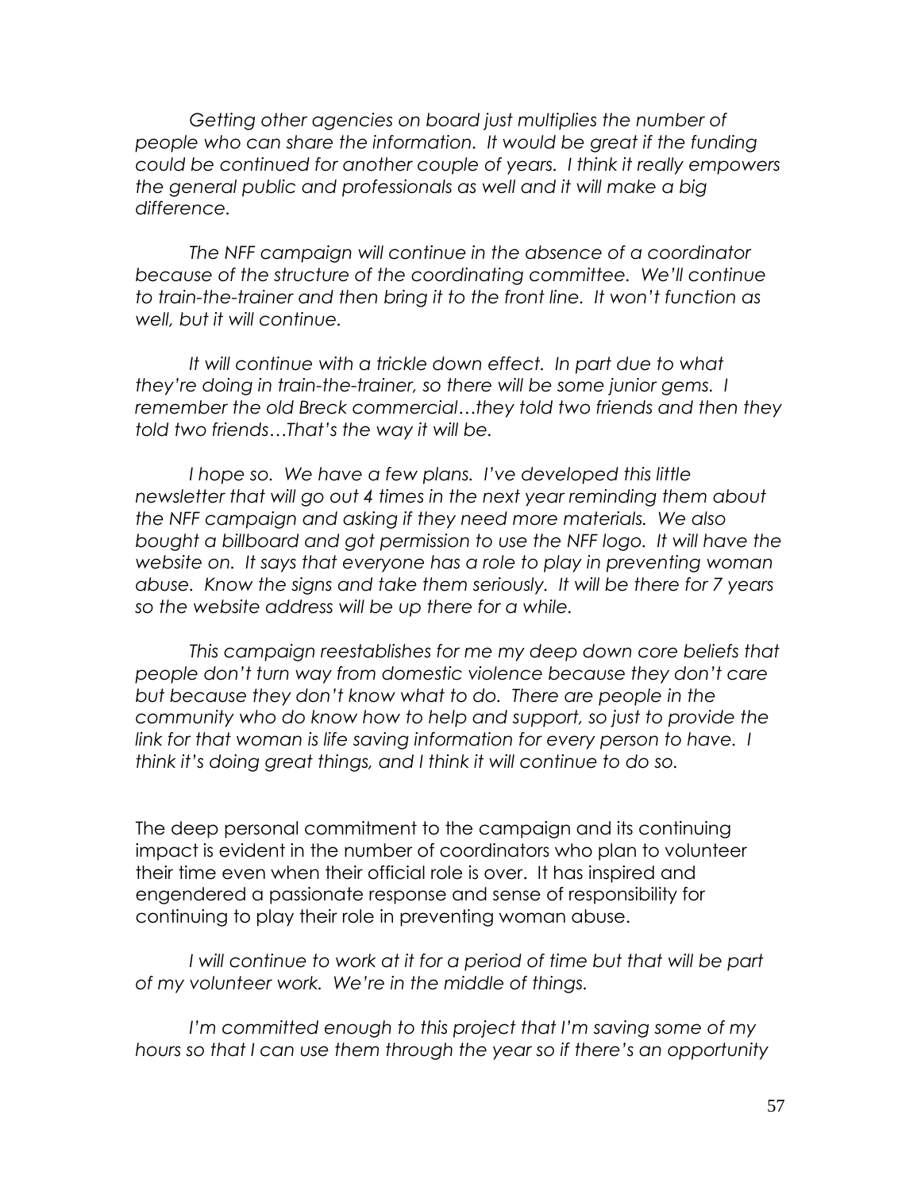*Getting other agencies on board just multiplies the number of people who can share the information. It would be great if the funding could be continued for another couple of years. I think it really empowers the general public and professionals as well and it will make a big difference.*

*The NFF campaign will continue in the absence of a coordinator because of the structure of the coordinating committee. We'll continue to train-the-trainer and then bring it to the front line. It won't function as well, but it will continue.*

*It will continue with a trickle down effect. In part due to what they're doing in train-the-trainer, so there will be some junior gems. I remember the old Breck commercial…they told two friends and then they told two friends…That's the way it will be.*

*I hope so. We have a few plans. I've developed this little newsletter that will go out 4 times in the next year reminding them about the NFF campaign and asking if they need more materials. We also bought a billboard and got permission to use the NFF logo. It will have the website on. It says that everyone has a role to play in preventing woman abuse. Know the signs and take them seriously. It will be there for 7 years so the website address will be up there for a while.*

*This campaign reestablishes for me my deep down core beliefs that people don't turn way from domestic violence because they don't care but because they don't know what to do. There are people in the community who do know how to help and support, so just to provide the link for that woman is life saving information for every person to have. I think it's doing great things, and I think it will continue to do so.*

The deep personal commitment to the campaign and its continuing impact is evident in the number of coordinators who plan to volunteer their time even when their official role is over. It has inspired and engendered a passionate response and sense of responsibility for continuing to play their role in preventing woman abuse.

*I will continue to work at it for a period of time but that will be part of my volunteer work. We're in the middle of things.*

*I'm committed enough to this project that I'm saving some of my hours so that I can use them through the year so if there's an opportunity*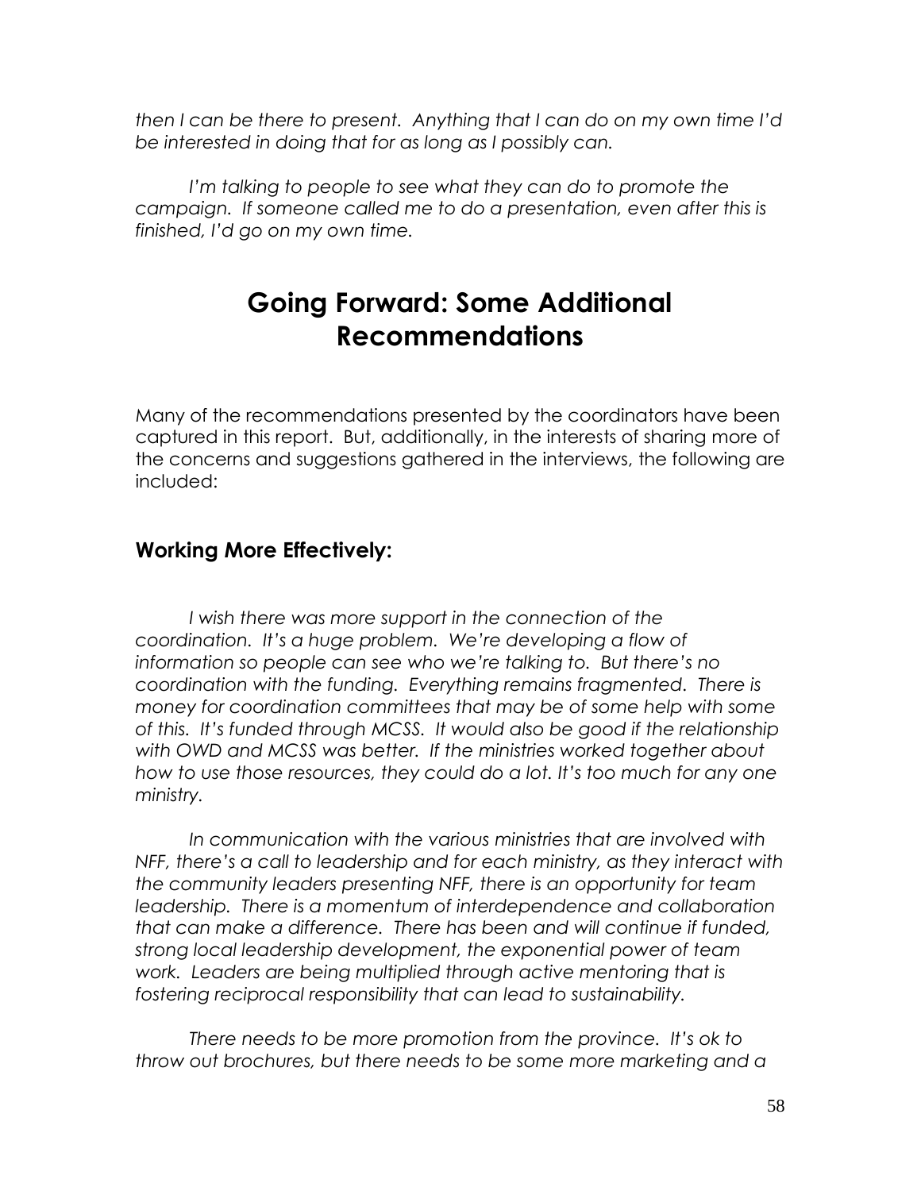*then I can be there to present. Anything that I can do on my own time I'd be interested in doing that for as long as I possibly can.*

*I'm talking to people to see what they can do to promote the campaign. If someone called me to do a presentation, even after this is finished, I'd go on my own time.*

# Going Forward: Some Additional Recommendations

Many of the recommendations presented by the coordinators have been captured in this report. But, additionally, in the interests of sharing more of the concerns and suggestions gathered in the interviews, the following are included:

### Working More Effectively:

*I wish there was more support in the connection of the coordination. It's a huge problem. We're developing a flow of information so people can see who we're talking to. But there's no coordination with the funding. Everything remains fragmented. There is money for coordination committees that may be of some help with some of this. It's funded through MCSS. It would also be good if the relationship with OWD and MCSS was better. If the ministries worked together about how to use those resources, they could do a lot. It's too much for any one ministry.*

*In communication with the various ministries that are involved with NFF, there's a call to leadership and for each ministry, as they interact with the community leaders presenting NFF, there is an opportunity for team leadership. There is a momentum of interdependence and collaboration that can make a difference. There has been and will continue if funded, strong local leadership development, the exponential power of team work. Leaders are being multiplied through active mentoring that is fostering reciprocal responsibility that can lead to sustainability.*

*There needs to be more promotion from the province. It's ok to throw out brochures, but there needs to be some more marketing and a*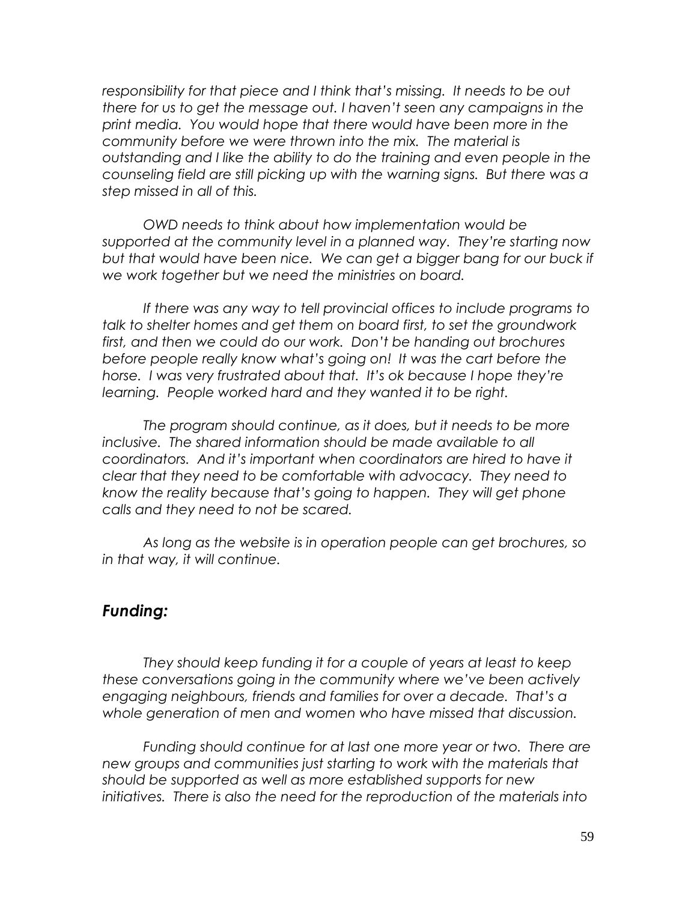*responsibility for that piece and I think that's missing. It needs to be out there for us to get the message out. I haven't seen any campaigns in the print media. You would hope that there would have been more in the community before we were thrown into the mix. The material is outstanding and I like the ability to do the training and even people in the counseling field are still picking up with the warning signs. But there was a step missed in all of this.*

*OWD needs to think about how implementation would be supported at the community level in a planned way. They're starting now but that would have been nice. We can get a bigger bang for our buck if we work together but we need the ministries on board.*

*If there was any way to tell provincial offices to include programs to talk to shelter homes and get them on board first, to set the groundwork first, and then we could do our work. Don't be handing out brochures before people really know what's going on! It was the cart before the horse. I was very frustrated about that. It's ok because I hope they're learning. People worked hard and they wanted it to be right.*

*The program should continue, as it does, but it needs to be more inclusive. The shared information should be made available to all coordinators. And it's important when coordinators are hired to have it clear that they need to be comfortable with advocacy. They need to know the reality because that's going to happen. They will get phone calls and they need to not be scared.*

*As long as the website is in operation people can get brochures, so in that way, it will continue.*

## *Funding:*

*They should keep funding it for a couple of years at least to keep these conversations going in the community where we've been actively engaging neighbours, friends and families for over a decade. That's a whole generation of men and women who have missed that discussion.*

*Funding should continue for at last one more year or two. There are new groups and communities just starting to work with the materials that should be supported as well as more established supports for new initiatives. There is also the need for the reproduction of the materials into*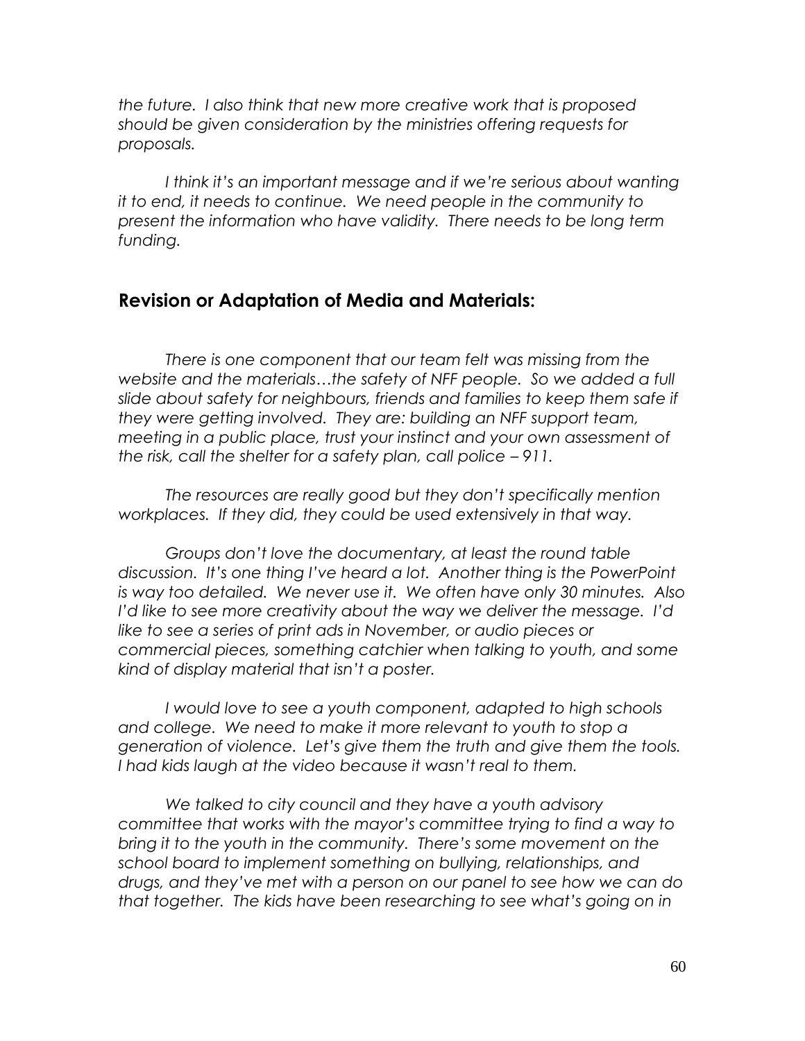*the future. I also think that new more creative work that is proposed should be given consideration by the ministries offering requests for proposals.*

*I think it's an important message and if we're serious about wanting it to end, it needs to continue. We need people in the community to present the information who have validity. There needs to be long term funding.*

## Revision or Adaptation of Media and Materials:

*There is one component that our team felt was missing from the website and the materials…the safety of NFF people. So we added a full slide about safety for neighbours, friends and families to keep them safe if they were getting involved. They are: building an NFF support team, meeting in a public place, trust your instinct and your own assessment of the risk, call the shelter for a safety plan, call police – 911.*

*The resources are really good but they don't specifically mention workplaces. If they did, they could be used extensively in that way.*

*Groups don't love the documentary, at least the round table discussion. It's one thing I've heard a lot. Another thing is the PowerPoint is way too detailed. We never use it. We often have only 30 minutes. Also I'd like to see more creativity about the way we deliver the message. I'd like to see a series of print ads in November, or audio pieces or commercial pieces, something catchier when talking to youth, and some kind of display material that isn't a poster.*

*I would love to see a youth component, adapted to high schools and college. We need to make it more relevant to youth to stop a generation of violence. Let's give them the truth and give them the tools. I had kids laugh at the video because it wasn't real to them.*

*We talked to city council and they have a youth advisory committee that works with the mayor's committee trying to find a way to bring it to the youth in the community. There's some movement on the school board to implement something on bullying, relationships, and drugs, and they've met with a person on our panel to see how we can do that together. The kids have been researching to see what's going on in*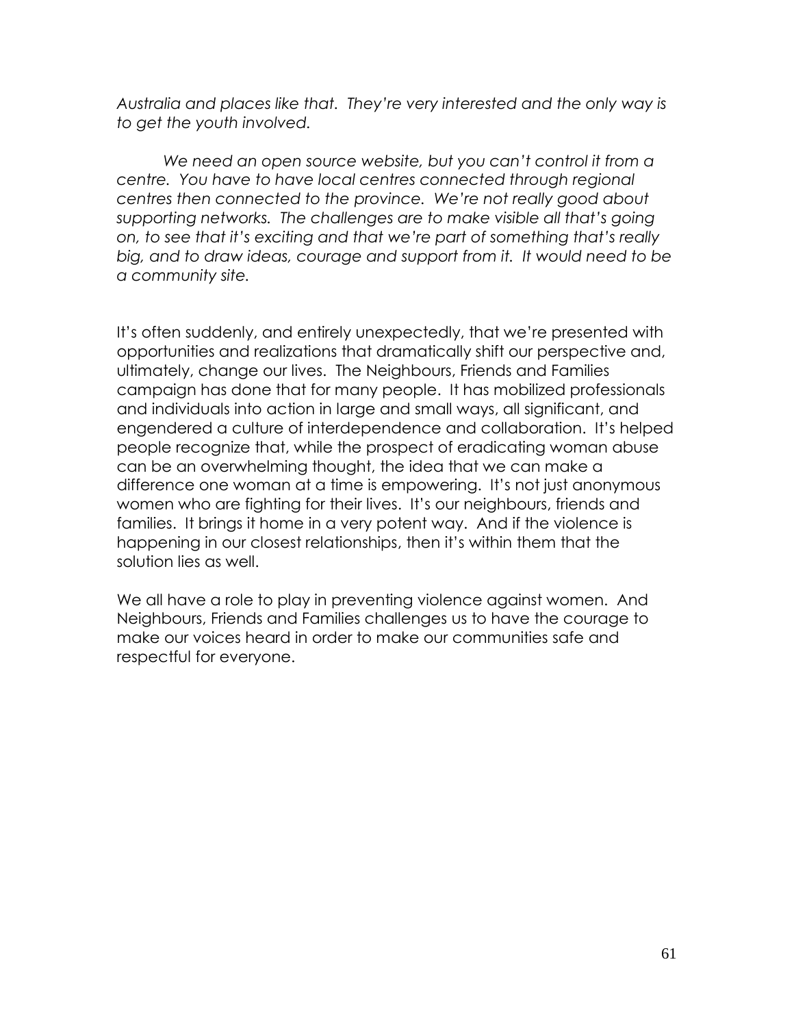*Australia and places like that. They're very interested and the only way is to get the youth involved.*

*We need an open source website, but you can't control it from a centre. You have to have local centres connected through regional centres then connected to the province. We're not really good about supporting networks. The challenges are to make visible all that's going on, to see that it's exciting and that we're part of something that's really big, and to draw ideas, courage and support from it. It would need to be a community site.*

It's often suddenly, and entirely unexpectedly, that we're presented with opportunities and realizations that dramatically shift our perspective and, ultimately, change our lives. The Neighbours, Friends and Families campaign has done that for many people. It has mobilized professionals and individuals into action in large and small ways, all significant, and engendered a culture of interdependence and collaboration. It's helped people recognize that, while the prospect of eradicating woman abuse can be an overwhelming thought, the idea that we can make a difference one woman at a time is empowering. It's not just anonymous women who are fighting for their lives. It's our neighbours, friends and families. It brings it home in a very potent way. And if the violence is happening in our closest relationships, then it's within them that the solution lies as well.

We all have a role to play in preventing violence against women. And Neighbours, Friends and Families challenges us to have the courage to make our voices heard in order to make our communities safe and respectful for everyone.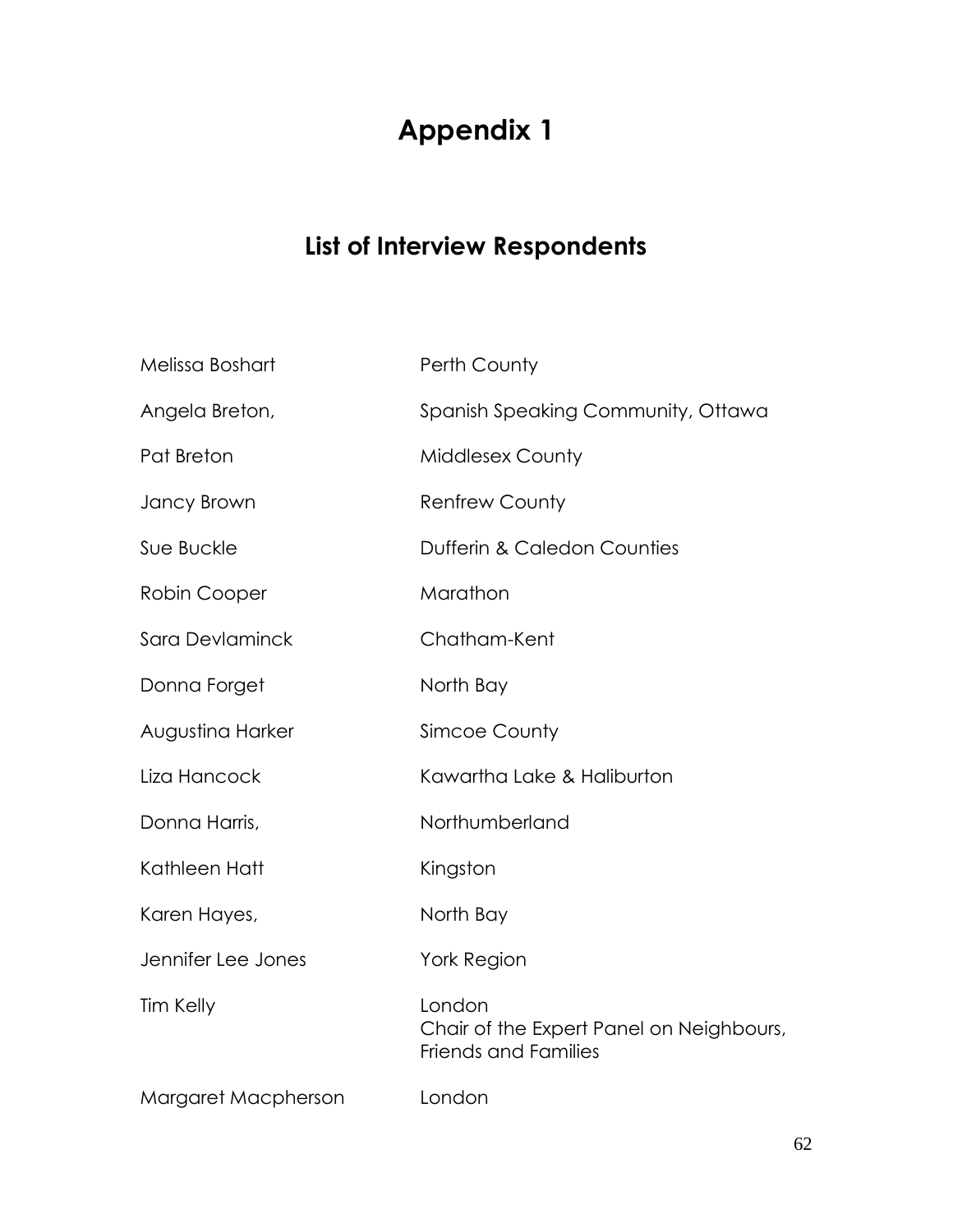# Appendix 1

## List of Interview Respondents

| | |
|---|---|
| Melissa Boshart | Perth County |
| Angela Breton, | Spanish Speaking Community, Ottawa |
| Pat Breton | Middlesex County |
| Jancy Brown | Renfrew County |
| Sue Buckle | Dufferin & Caledon Counties |
| Robin Cooper | Marathon |
| Sara Devlaminck | Chatham-Kent |
| Donna Forget | North Bay |
| Augustina Harker | Simcoe County |
| Liza Hancock | Kawartha Lake & Haliburton |
| Donna Harris, | Northumberland |
| Kathleen Hatt | Kingston |
| Karen Hayes, | North Bay |
| Jennifer Lee Jones | York Region |
| Tim Kelly | London<br>Chair of the Expert Panel on Neighbours, Friends and Families |
| Margaret Macpherson | London |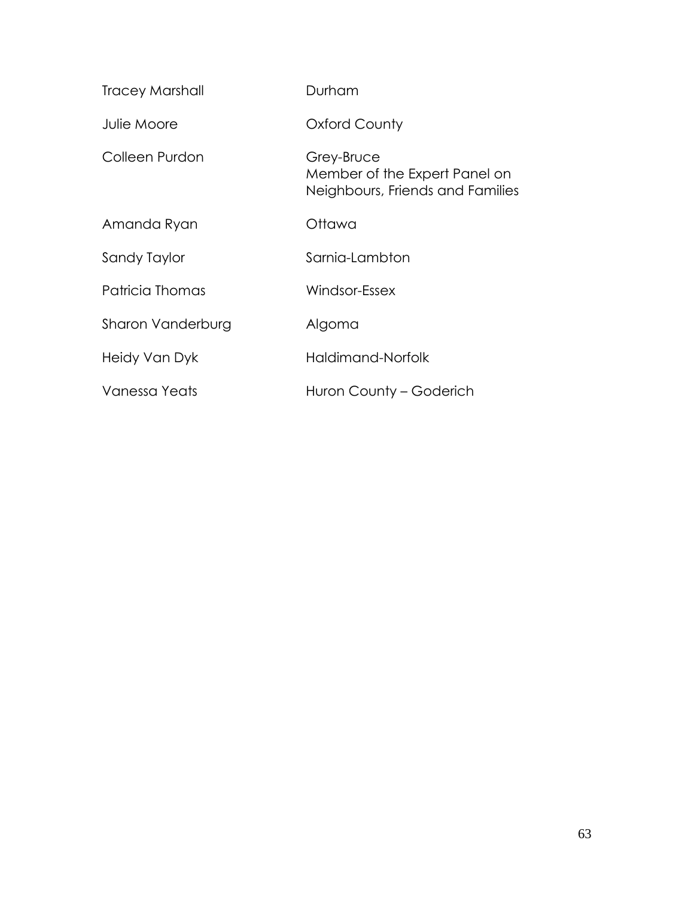| | |
|---|---|
| Tracey Marshall | Durham |
| Julie Moore | Oxford County |
| Colleen Purdon | Grey-Bruce<br>Member of the Expert Panel on Neighbours, Friends and Families |
| Amanda Ryan | Ottawa |
| Sandy Taylor | Sarnia-Lambton |
| Patricia Thomas | Windsor-Essex |
| Sharon Vanderburg | Algoma |
| Heidy Van Dyk | Haldimand-Norfolk |
| Vanessa Yeats | Huron County – Goderich |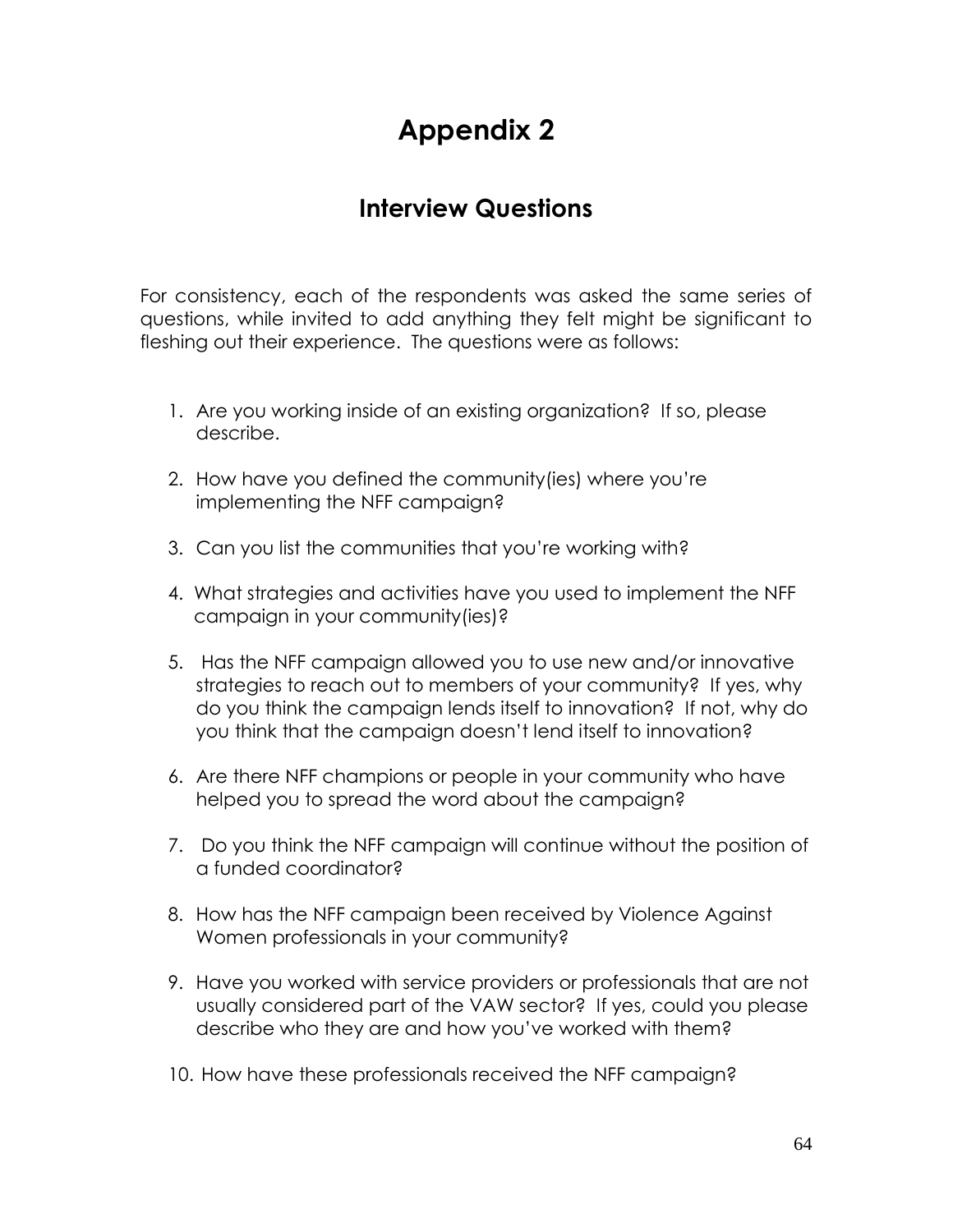# Appendix 2

## Interview Questions

For consistency, each of the respondents was asked the same series of questions, while invited to add anything they felt might be significant to fleshing out their experience. The questions were as follows:

1. Are you working inside of an existing organization? If so, please describe.

2. How have you defined the community(ies) where you're implementing the NFF campaign?

3. Can you list the communities that you're working with?

4. What strategies and activities have you used to implement the NFF campaign in your community(ies)?

5. Has the NFF campaign allowed you to use new and/or innovative strategies to reach out to members of your community? If yes, why do you think the campaign lends itself to innovation? If not, why do you think that the campaign doesn't lend itself to innovation?

6. Are there NFF champions or people in your community who have helped you to spread the word about the campaign?

7. Do you think the NFF campaign will continue without the position of a funded coordinator?

8. How has the NFF campaign been received by Violence Against Women professionals in your community?

9. Have you worked with service providers or professionals that are not usually considered part of the VAW sector? If yes, could you please describe who they are and how you've worked with them?

10. How have these professionals received the NFF campaign?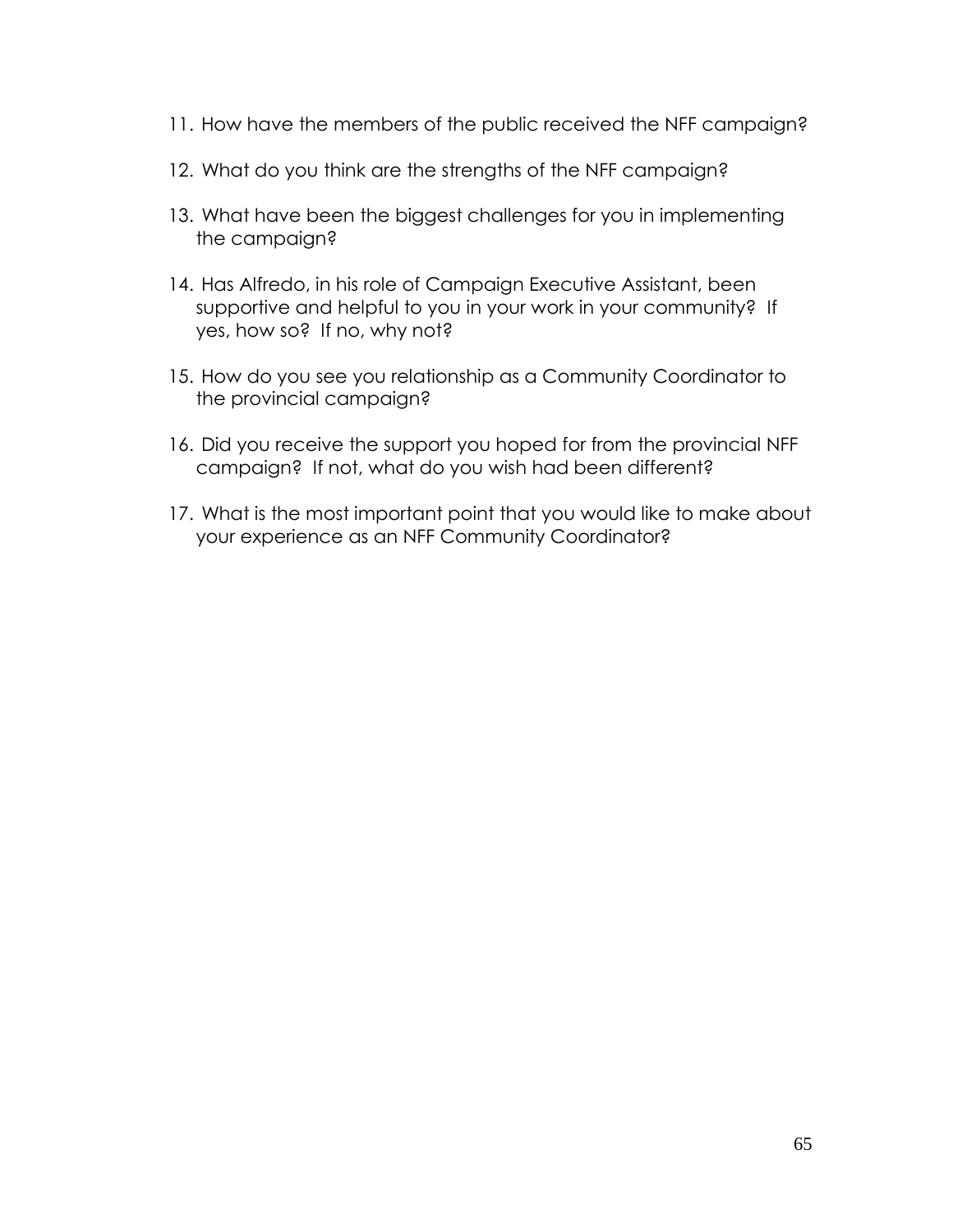11. How have the members of the public received the NFF campaign?
12. What do you think are the strengths of the NFF campaign?
13. What have been the biggest challenges for you in implementing the campaign?
14. Has Alfredo, in his role of Campaign Executive Assistant, been supportive and helpful to you in your work in your community? If yes, how so? If no, why not?
15. How do you see you relationship as a Community Coordinator to the provincial campaign?
16. Did you receive the support you hoped for from the provincial NFF campaign? If not, what do you wish had been different?
17. What is the most important point that you would like to make about your experience as an NFF Community Coordinator?